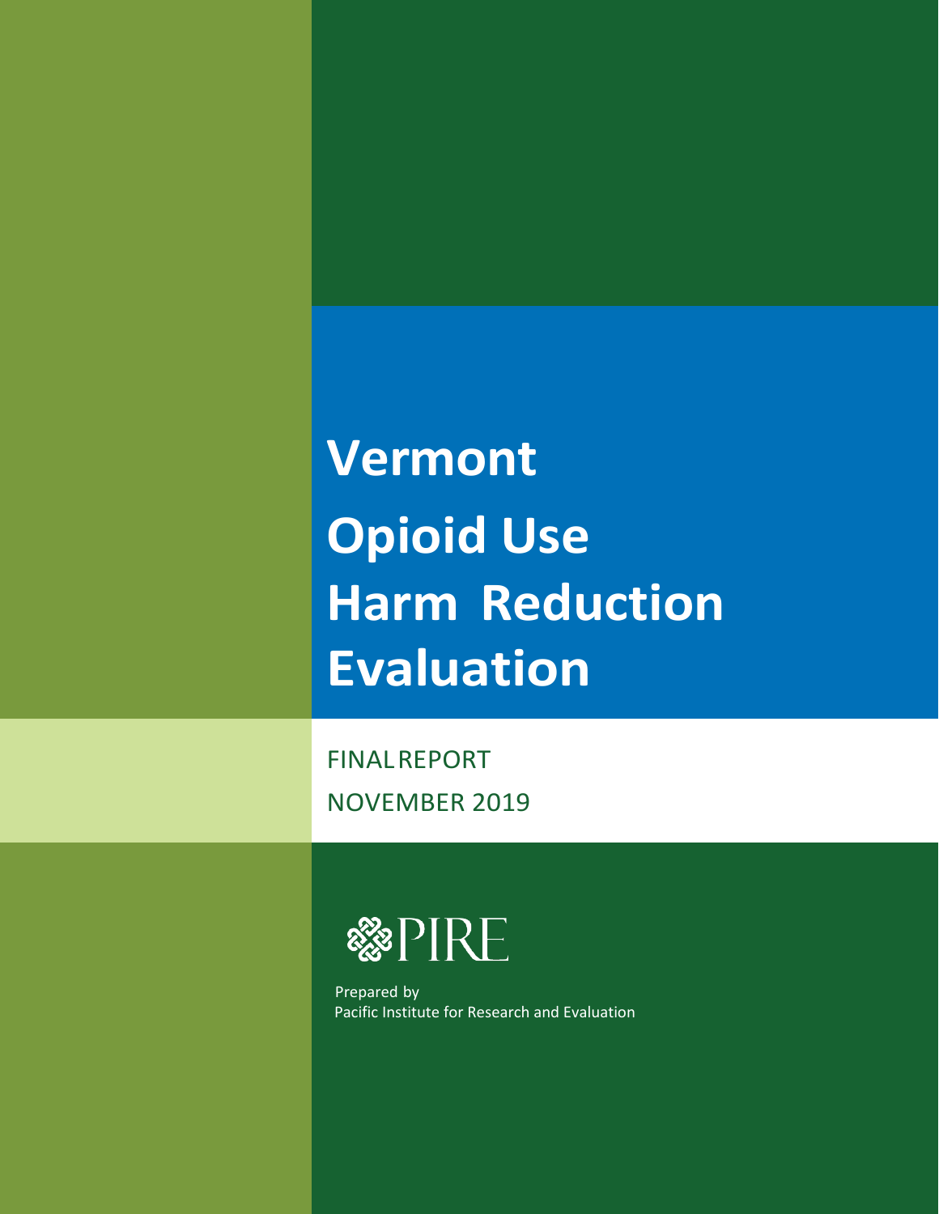# Vermont Opioid Use Harm Reduction Evaluation

FINAL REPORT

NOVEMBER 2019

PIRE

Prepared by
Pacific Institute for Research and Evaluation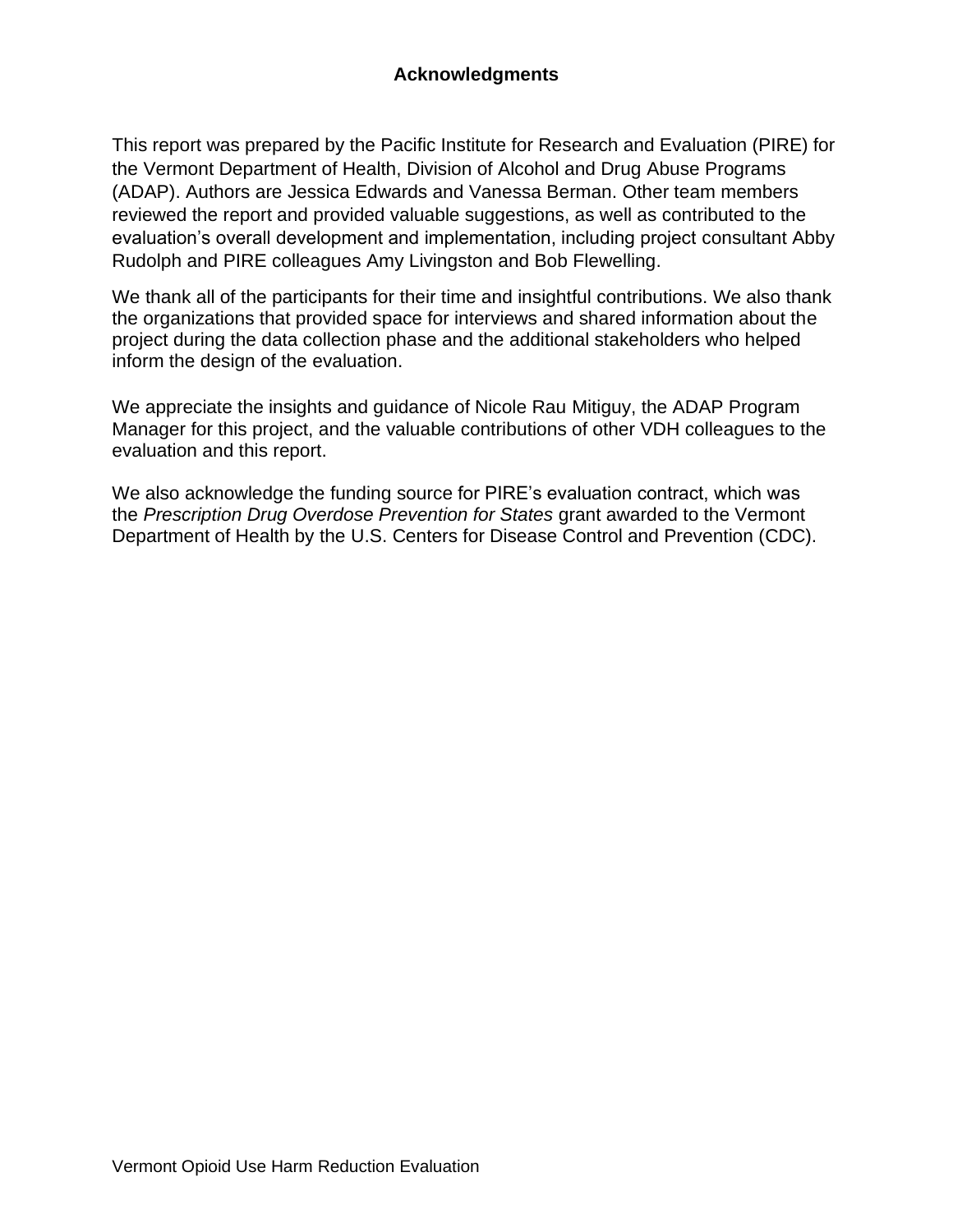# Acknowledgments

This report was prepared by the Pacific Institute for Research and Evaluation (PIRE) for the Vermont Department of Health, Division of Alcohol and Drug Abuse Programs (ADAP). Authors are Jessica Edwards and Vanessa Berman. Other team members reviewed the report and provided valuable suggestions, as well as contributed to the evaluation's overall development and implementation, including project consultant Abby Rudolph and PIRE colleagues Amy Livingston and Bob Flewelling.

We thank all of the participants for their time and insightful contributions. We also thank the organizations that provided space for interviews and shared information about the project during the data collection phase and the additional stakeholders who helped inform the design of the evaluation.

We appreciate the insights and guidance of Nicole Rau Mitiguy, the ADAP Program Manager for this project, and the valuable contributions of other VDH colleagues to the evaluation and this report.

We also acknowledge the funding source for PIRE's evaluation contract, which was the *Prescription Drug Overdose Prevention for States* grant awarded to the Vermont Department of Health by the U.S. Centers for Disease Control and Prevention (CDC).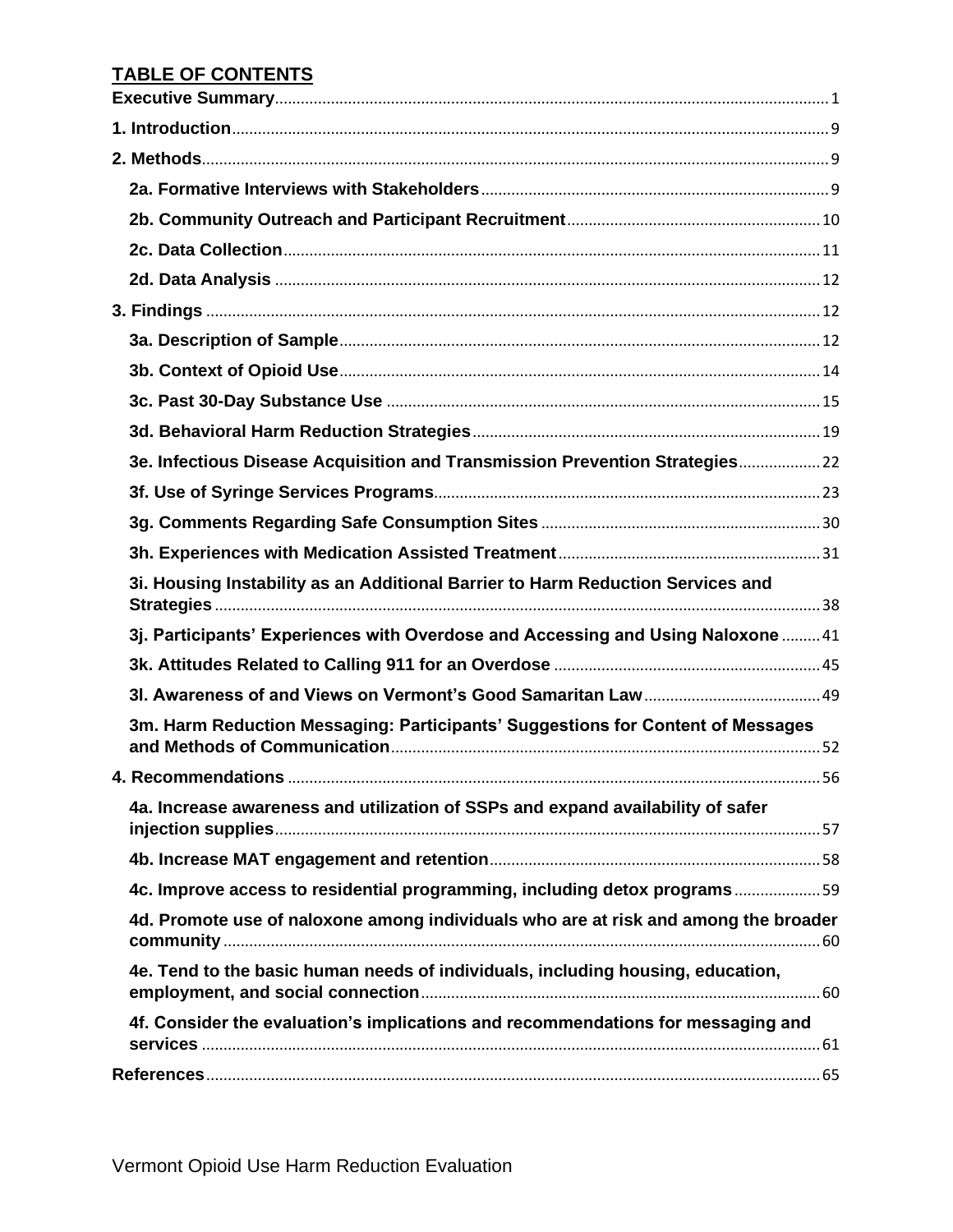## TABLE OF CONTENTS

**Executive Summary** ... 1

**1. Introduction** ... 9

**2. Methods** ... 9

- **2a. Formative Interviews with Stakeholders** ... 9
- **2b. Community Outreach and Participant Recruitment** ... 10
- **2c. Data Collection** ... 11
- **2d. Data Analysis** ... 12

**3. Findings** ... 12

- **3a. Description of Sample** ... 12
- **3b. Context of Opioid Use** ... 14
- **3c. Past 30-Day Substance Use** ... 15
- **3d. Behavioral Harm Reduction Strategies** ... 19
- **3e. Infectious Disease Acquisition and Transmission Prevention Strategies** ... 22
- **3f. Use of Syringe Services Programs** ... 23
- **3g. Comments Regarding Safe Consumption Sites** ... 30
- **3h. Experiences with Medication Assisted Treatment** ... 31
- **3i. Housing Instability as an Additional Barrier to Harm Reduction Services and Strategies** ... 38
- **3j. Participants' Experiences with Overdose and Accessing and Using Naloxone** ... 41
- **3k. Attitudes Related to Calling 911 for an Overdose** ... 45
- **3l. Awareness of and Views on Vermont's Good Samaritan Law** ... 49
- **3m. Harm Reduction Messaging: Participants' Suggestions for Content of Messages and Methods of Communication** ... 52

**4. Recommendations** ... 56

- **4a. Increase awareness and utilization of SSPs and expand availability of safer injection supplies** ... 57
- **4b. Increase MAT engagement and retention** ... 58
- **4c. Improve access to residential programming, including detox programs** ... 59
- **4d. Promote use of naloxone among individuals who are at risk and among the broader community** ... 60
- **4e. Tend to the basic human needs of individuals, including housing, education, employment, and social connection** ... 60
- **4f. Consider the evaluation's implications and recommendations for messaging and services** ... 61

**References** ... 65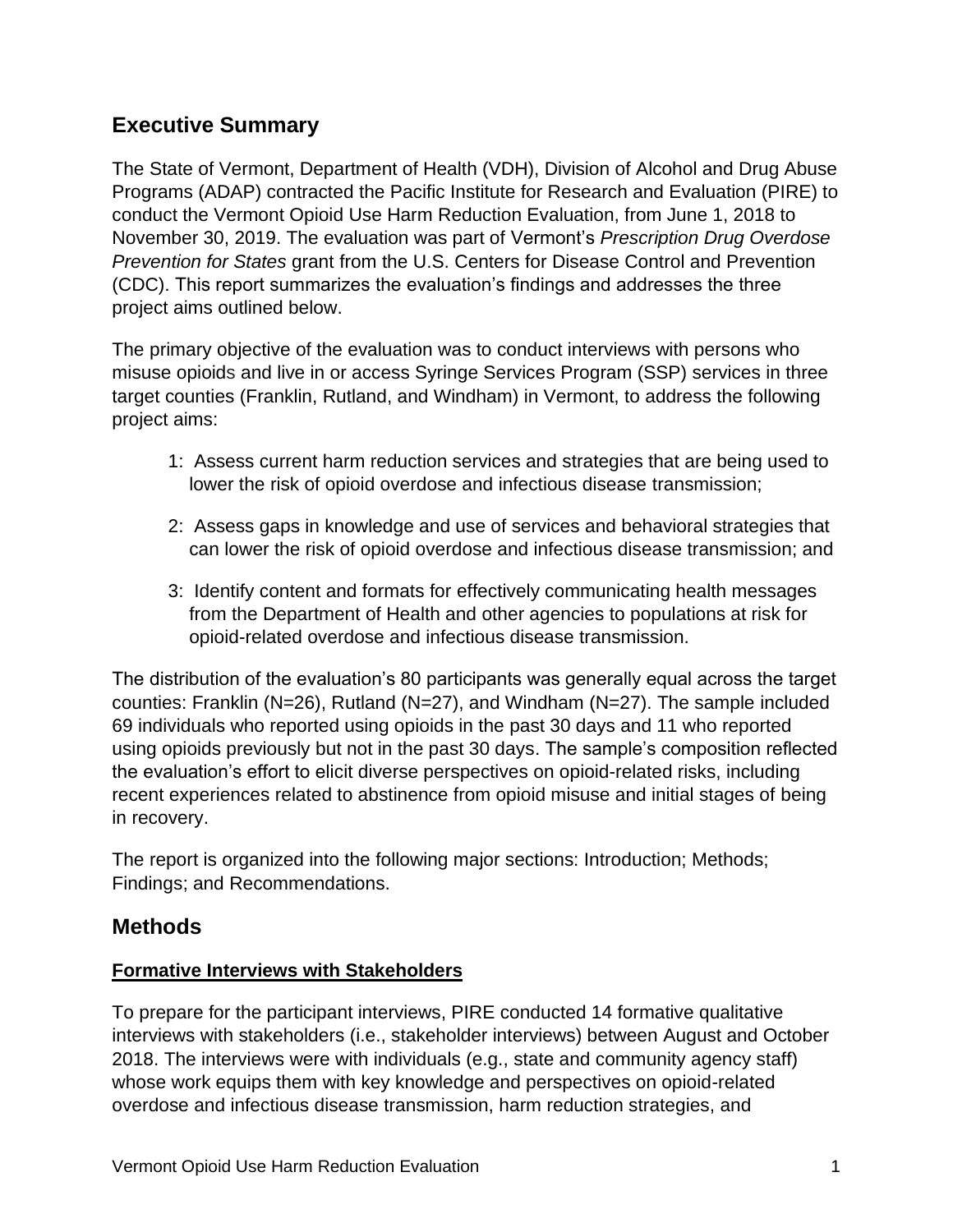## Executive Summary

The State of Vermont, Department of Health (VDH), Division of Alcohol and Drug Abuse Programs (ADAP) contracted the Pacific Institute for Research and Evaluation (PIRE) to conduct the Vermont Opioid Use Harm Reduction Evaluation, from June 1, 2018 to November 30, 2019. The evaluation was part of Vermont's *Prescription Drug Overdose Prevention for States* grant from the U.S. Centers for Disease Control and Prevention (CDC). This report summarizes the evaluation's findings and addresses the three project aims outlined below.

The primary objective of the evaluation was to conduct interviews with persons who misuse opioids and live in or access Syringe Services Program (SSP) services in three target counties (Franklin, Rutland, and Windham) in Vermont, to address the following project aims:

1: Assess current harm reduction services and strategies that are being used to lower the risk of opioid overdose and infectious disease transmission;

2: Assess gaps in knowledge and use of services and behavioral strategies that can lower the risk of opioid overdose and infectious disease transmission; and

3: Identify content and formats for effectively communicating health messages from the Department of Health and other agencies to populations at risk for opioid-related overdose and infectious disease transmission.

The distribution of the evaluation's 80 participants was generally equal across the target counties: Franklin (N=26), Rutland (N=27), and Windham (N=27). The sample included 69 individuals who reported using opioids in the past 30 days and 11 who reported using opioids previously but not in the past 30 days. The sample's composition reflected the evaluation's effort to elicit diverse perspectives on opioid-related risks, including recent experiences related to abstinence from opioid misuse and initial stages of being in recovery.

The report is organized into the following major sections: Introduction; Methods; Findings; and Recommendations.

## Methods

### Formative Interviews with Stakeholders

To prepare for the participant interviews, PIRE conducted 14 formative qualitative interviews with stakeholders (i.e., stakeholder interviews) between August and October 2018. The interviews were with individuals (e.g., state and community agency staff) whose work equips them with key knowledge and perspectives on opioid-related overdose and infectious disease transmission, harm reduction strategies, and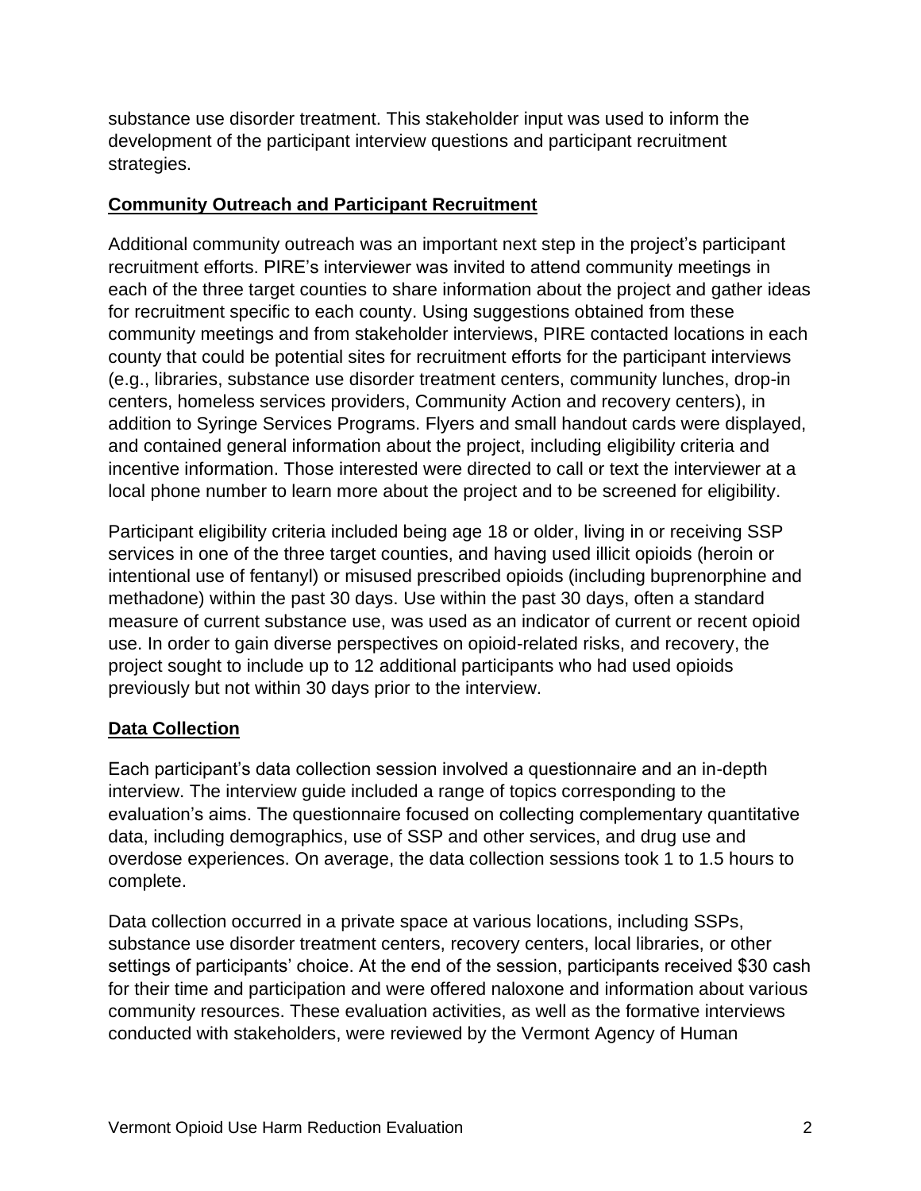substance use disorder treatment. This stakeholder input was used to inform the development of the participant interview questions and participant recruitment strategies.

## Community Outreach and Participant Recruitment

Additional community outreach was an important next step in the project's participant recruitment efforts. PIRE's interviewer was invited to attend community meetings in each of the three target counties to share information about the project and gather ideas for recruitment specific to each county. Using suggestions obtained from these community meetings and from stakeholder interviews, PIRE contacted locations in each county that could be potential sites for recruitment efforts for the participant interviews (e.g., libraries, substance use disorder treatment centers, community lunches, drop-in centers, homeless services providers, Community Action and recovery centers), in addition to Syringe Services Programs. Flyers and small handout cards were displayed, and contained general information about the project, including eligibility criteria and incentive information. Those interested were directed to call or text the interviewer at a local phone number to learn more about the project and to be screened for eligibility.

Participant eligibility criteria included being age 18 or older, living in or receiving SSP services in one of the three target counties, and having used illicit opioids (heroin or intentional use of fentanyl) or misused prescribed opioids (including buprenorphine and methadone) within the past 30 days. Use within the past 30 days, often a standard measure of current substance use, was used as an indicator of current or recent opioid use. In order to gain diverse perspectives on opioid-related risks, and recovery, the project sought to include up to 12 additional participants who had used opioids previously but not within 30 days prior to the interview.

## Data Collection

Each participant's data collection session involved a questionnaire and an in-depth interview. The interview guide included a range of topics corresponding to the evaluation's aims. The questionnaire focused on collecting complementary quantitative data, including demographics, use of SSP and other services, and drug use and overdose experiences. On average, the data collection sessions took 1 to 1.5 hours to complete.

Data collection occurred in a private space at various locations, including SSPs, substance use disorder treatment centers, recovery centers, local libraries, or other settings of participants' choice. At the end of the session, participants received $30 cash for their time and participation and were offered naloxone and information about various community resources. These evaluation activities, as well as the formative interviews conducted with stakeholders, were reviewed by the Vermont Agency of Human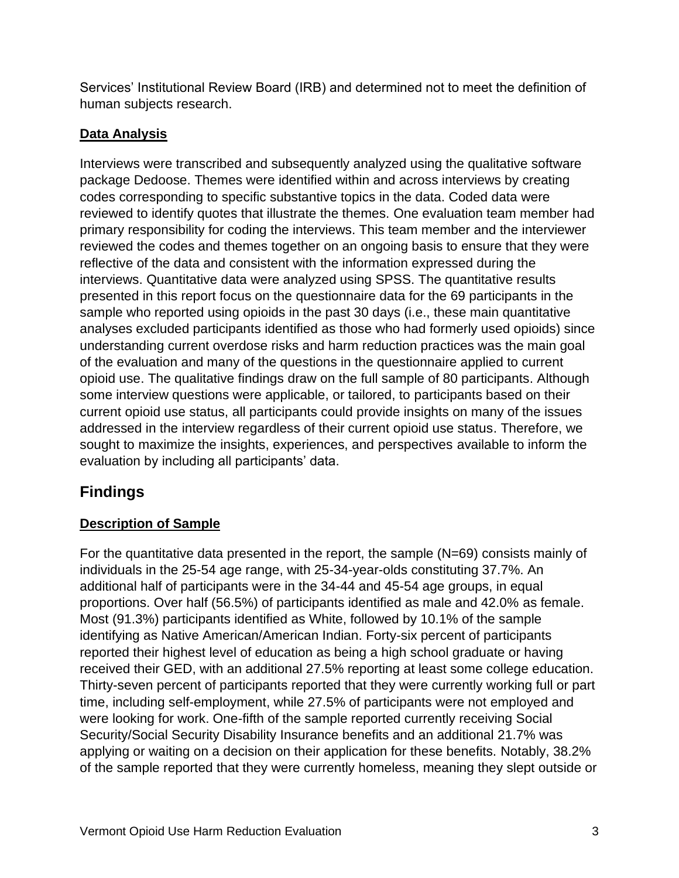Services' Institutional Review Board (IRB) and determined not to meet the definition of human subjects research.

### Data Analysis

Interviews were transcribed and subsequently analyzed using the qualitative software package Dedoose. Themes were identified within and across interviews by creating codes corresponding to specific substantive topics in the data. Coded data were reviewed to identify quotes that illustrate the themes. One evaluation team member had primary responsibility for coding the interviews. This team member and the interviewer reviewed the codes and themes together on an ongoing basis to ensure that they were reflective of the data and consistent with the information expressed during the interviews. Quantitative data were analyzed using SPSS. The quantitative results presented in this report focus on the questionnaire data for the 69 participants in the sample who reported using opioids in the past 30 days (i.e., these main quantitative analyses excluded participants identified as those who had formerly used opioids) since understanding current overdose risks and harm reduction practices was the main goal of the evaluation and many of the questions in the questionnaire applied to current opioid use. The qualitative findings draw on the full sample of 80 participants. Although some interview questions were applicable, or tailored, to participants based on their current opioid use status, all participants could provide insights on many of the issues addressed in the interview regardless of their current opioid use status. Therefore, we sought to maximize the insights, experiences, and perspectives available to inform the evaluation by including all participants' data.

## Findings

### Description of Sample

For the quantitative data presented in the report, the sample (N=69) consists mainly of individuals in the 25-54 age range, with 25-34-year-olds constituting 37.7%. An additional half of participants were in the 34-44 and 45-54 age groups, in equal proportions. Over half (56.5%) of participants identified as male and 42.0% as female. Most (91.3%) participants identified as White, followed by 10.1% of the sample identifying as Native American/American Indian. Forty-six percent of participants reported their highest level of education as being a high school graduate or having received their GED, with an additional 27.5% reporting at least some college education. Thirty-seven percent of participants reported that they were currently working full or part time, including self-employment, while 27.5% of participants were not employed and were looking for work. One-fifth of the sample reported currently receiving Social Security/Social Security Disability Insurance benefits and an additional 21.7% was applying or waiting on a decision on their application for these benefits. Notably, 38.2% of the sample reported that they were currently homeless, meaning they slept outside or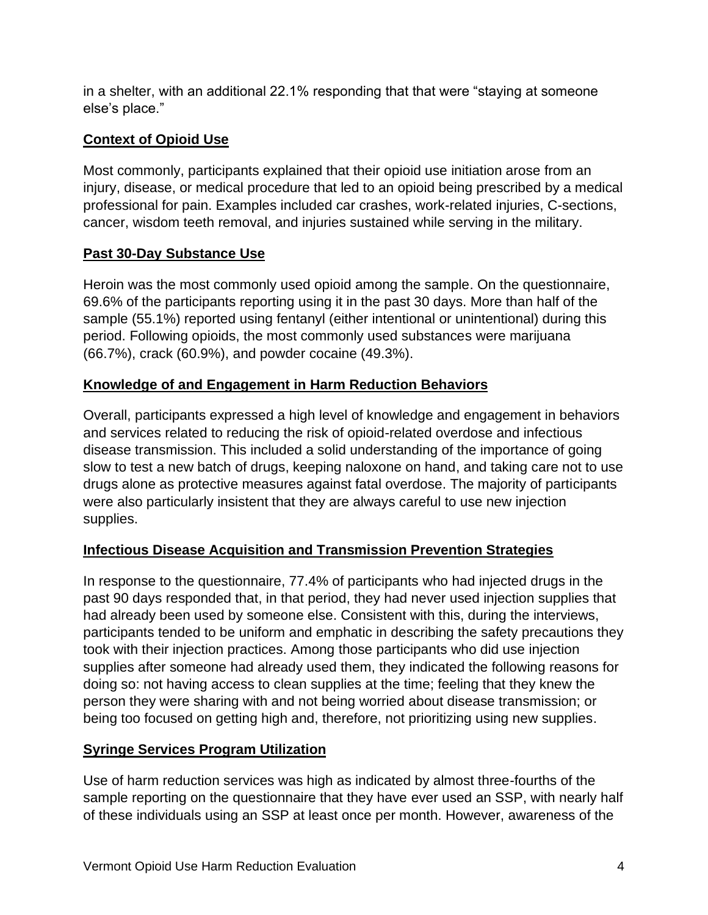in a shelter, with an additional 22.1% responding that that were "staying at someone else's place."

## Context of Opioid Use

Most commonly, participants explained that their opioid use initiation arose from an injury, disease, or medical procedure that led to an opioid being prescribed by a medical professional for pain. Examples included car crashes, work-related injuries, C-sections, cancer, wisdom teeth removal, and injuries sustained while serving in the military.

## Past 30-Day Substance Use

Heroin was the most commonly used opioid among the sample. On the questionnaire, 69.6% of the participants reporting using it in the past 30 days. More than half of the sample (55.1%) reported using fentanyl (either intentional or unintentional) during this period. Following opioids, the most commonly used substances were marijuana (66.7%), crack (60.9%), and powder cocaine (49.3%).

## Knowledge of and Engagement in Harm Reduction Behaviors

Overall, participants expressed a high level of knowledge and engagement in behaviors and services related to reducing the risk of opioid-related overdose and infectious disease transmission. This included a solid understanding of the importance of going slow to test a new batch of drugs, keeping naloxone on hand, and taking care not to use drugs alone as protective measures against fatal overdose. The majority of participants were also particularly insistent that they are always careful to use new injection supplies.

## Infectious Disease Acquisition and Transmission Prevention Strategies

In response to the questionnaire, 77.4% of participants who had injected drugs in the past 90 days responded that, in that period, they had never used injection supplies that had already been used by someone else. Consistent with this, during the interviews, participants tended to be uniform and emphatic in describing the safety precautions they took with their injection practices. Among those participants who did use injection supplies after someone had already used them, they indicated the following reasons for doing so: not having access to clean supplies at the time; feeling that they knew the person they were sharing with and not being worried about disease transmission; or being too focused on getting high and, therefore, not prioritizing using new supplies.

## Syringe Services Program Utilization

Use of harm reduction services was high as indicated by almost three-fourths of the sample reporting on the questionnaire that they have ever used an SSP, with nearly half of these individuals using an SSP at least once per month. However, awareness of the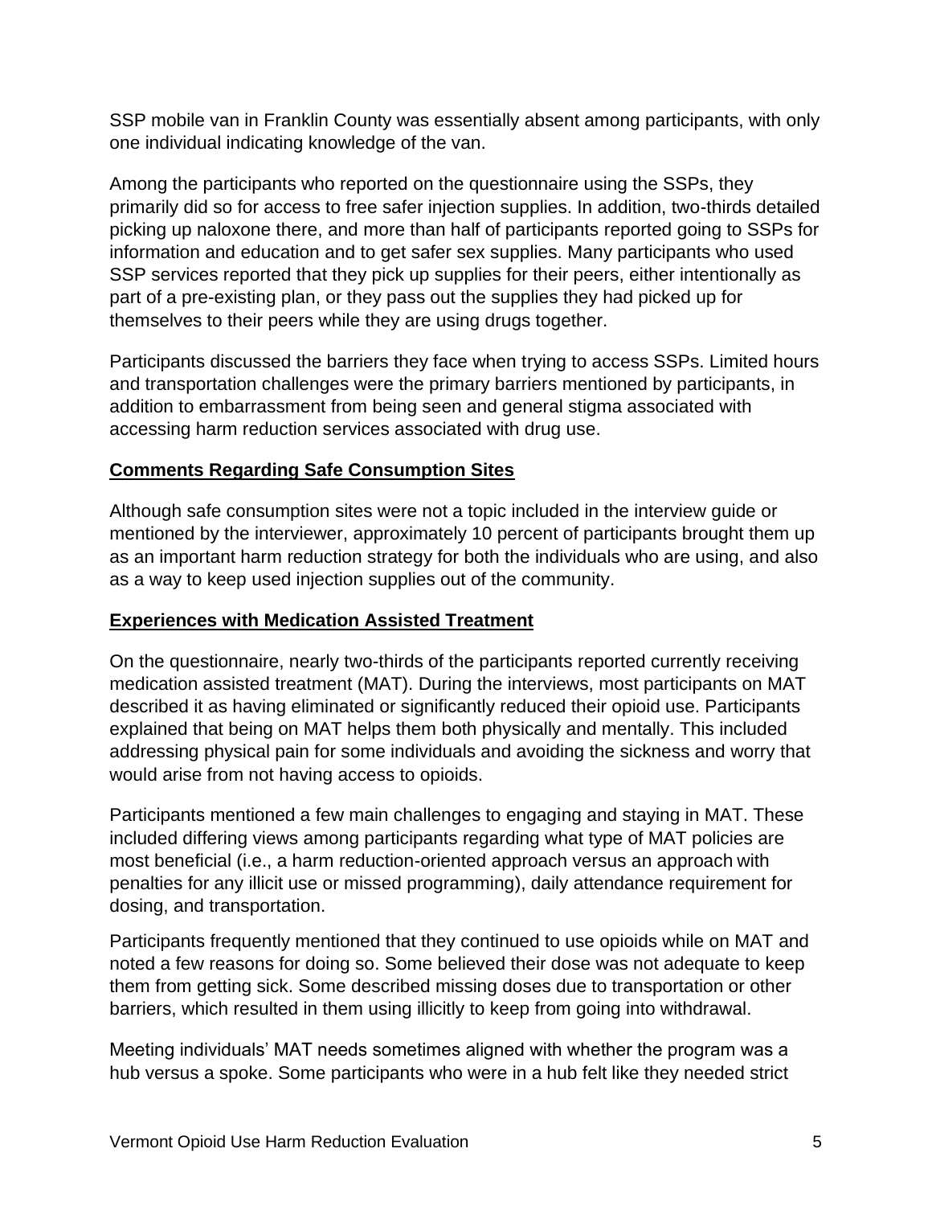SSP mobile van in Franklin County was essentially absent among participants, with only one individual indicating knowledge of the van.

Among the participants who reported on the questionnaire using the SSPs, they primarily did so for access to free safer injection supplies. In addition, two-thirds detailed picking up naloxone there, and more than half of participants reported going to SSPs for information and education and to get safer sex supplies. Many participants who used SSP services reported that they pick up supplies for their peers, either intentionally as part of a pre-existing plan, or they pass out the supplies they had picked up for themselves to their peers while they are using drugs together.

Participants discussed the barriers they face when trying to access SSPs. Limited hours and transportation challenges were the primary barriers mentioned by participants, in addition to embarrassment from being seen and general stigma associated with accessing harm reduction services associated with drug use.

### Comments Regarding Safe Consumption Sites

Although safe consumption sites were not a topic included in the interview guide or mentioned by the interviewer, approximately 10 percent of participants brought them up as an important harm reduction strategy for both the individuals who are using, and also as a way to keep used injection supplies out of the community.

### Experiences with Medication Assisted Treatment

On the questionnaire, nearly two-thirds of the participants reported currently receiving medication assisted treatment (MAT). During the interviews, most participants on MAT described it as having eliminated or significantly reduced their opioid use. Participants explained that being on MAT helps them both physically and mentally. This included addressing physical pain for some individuals and avoiding the sickness and worry that would arise from not having access to opioids.

Participants mentioned a few main challenges to engaging and staying in MAT. These included differing views among participants regarding what type of MAT policies are most beneficial (i.e., a harm reduction-oriented approach versus an approach with penalties for any illicit use or missed programming), daily attendance requirement for dosing, and transportation.

Participants frequently mentioned that they continued to use opioids while on MAT and noted a few reasons for doing so. Some believed their dose was not adequate to keep them from getting sick. Some described missing doses due to transportation or other barriers, which resulted in them using illicitly to keep from going into withdrawal.

Meeting individuals' MAT needs sometimes aligned with whether the program was a hub versus a spoke. Some participants who were in a hub felt like they needed strict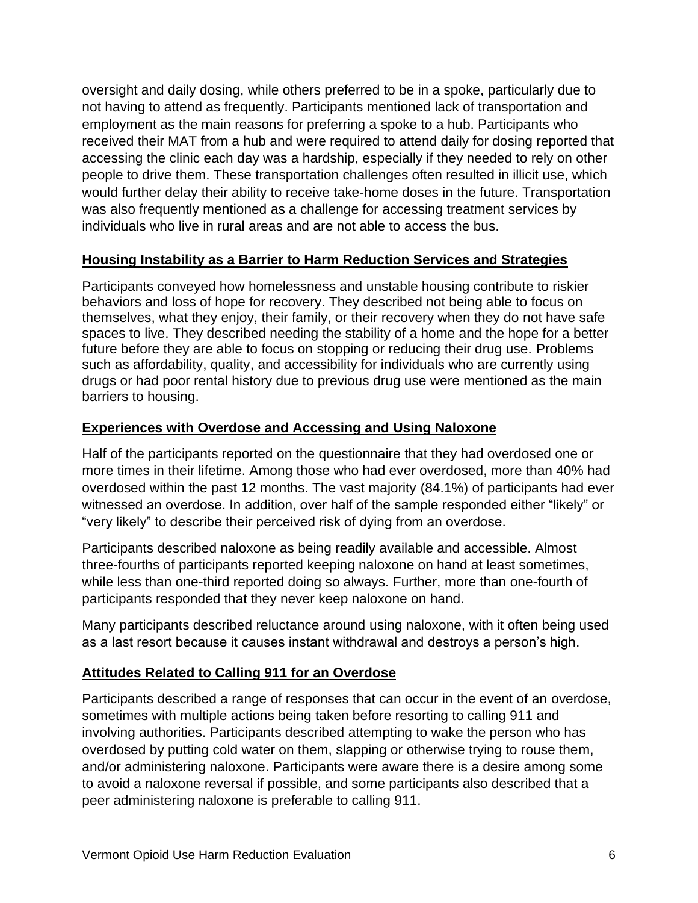oversight and daily dosing, while others preferred to be in a spoke, particularly due to not having to attend as frequently. Participants mentioned lack of transportation and employment as the main reasons for preferring a spoke to a hub. Participants who received their MAT from a hub and were required to attend daily for dosing reported that accessing the clinic each day was a hardship, especially if they needed to rely on other people to drive them. These transportation challenges often resulted in illicit use, which would further delay their ability to receive take-home doses in the future. Transportation was also frequently mentioned as a challenge for accessing treatment services by individuals who live in rural areas and are not able to access the bus.

### Housing Instability as a Barrier to Harm Reduction Services and Strategies

Participants conveyed how homelessness and unstable housing contribute to riskier behaviors and loss of hope for recovery. They described not being able to focus on themselves, what they enjoy, their family, or their recovery when they do not have safe spaces to live. They described needing the stability of a home and the hope for a better future before they are able to focus on stopping or reducing their drug use. Problems such as affordability, quality, and accessibility for individuals who are currently using drugs or had poor rental history due to previous drug use were mentioned as the main barriers to housing.

### Experiences with Overdose and Accessing and Using Naloxone

Half of the participants reported on the questionnaire that they had overdosed one or more times in their lifetime. Among those who had ever overdosed, more than 40% had overdosed within the past 12 months. The vast majority (84.1%) of participants had ever witnessed an overdose. In addition, over half of the sample responded either "likely" or "very likely" to describe their perceived risk of dying from an overdose.

Participants described naloxone as being readily available and accessible. Almost three-fourths of participants reported keeping naloxone on hand at least sometimes, while less than one-third reported doing so always. Further, more than one-fourth of participants responded that they never keep naloxone on hand.

Many participants described reluctance around using naloxone, with it often being used as a last resort because it causes instant withdrawal and destroys a person's high.

### Attitudes Related to Calling 911 for an Overdose

Participants described a range of responses that can occur in the event of an overdose, sometimes with multiple actions being taken before resorting to calling 911 and involving authorities. Participants described attempting to wake the person who has overdosed by putting cold water on them, slapping or otherwise trying to rouse them, and/or administering naloxone. Participants were aware there is a desire among some to avoid a naloxone reversal if possible, and some participants also described that a peer administering naloxone is preferable to calling 911.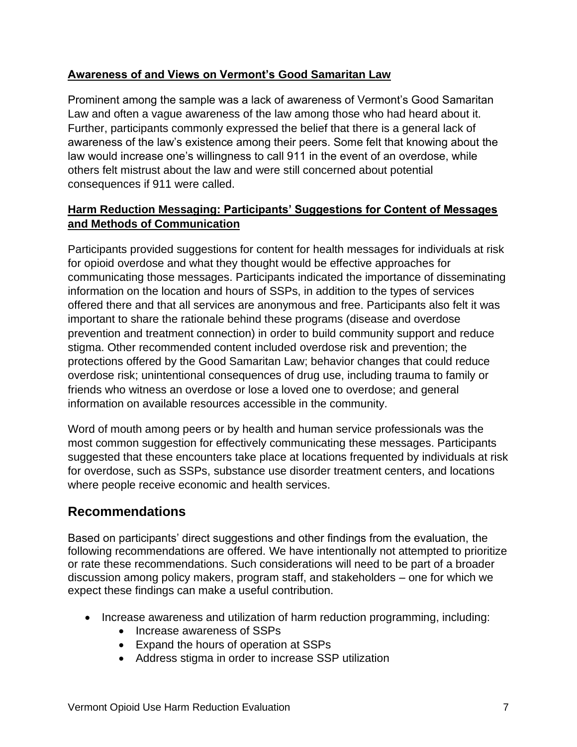**Awareness of and Views on Vermont's Good Samaritan Law**

Prominent among the sample was a lack of awareness of Vermont's Good Samaritan Law and often a vague awareness of the law among those who had heard about it. Further, participants commonly expressed the belief that there is a general lack of awareness of the law's existence among their peers. Some felt that knowing about the law would increase one's willingness to call 911 in the event of an overdose, while others felt mistrust about the law and were still concerned about potential consequences if 911 were called.

**Harm Reduction Messaging: Participants' Suggestions for Content of Messages and Methods of Communication**

Participants provided suggestions for content for health messages for individuals at risk for opioid overdose and what they thought would be effective approaches for communicating those messages. Participants indicated the importance of disseminating information on the location and hours of SSPs, in addition to the types of services offered there and that all services are anonymous and free. Participants also felt it was important to share the rationale behind these programs (disease and overdose prevention and treatment connection) in order to build community support and reduce stigma. Other recommended content included overdose risk and prevention; the protections offered by the Good Samaritan Law; behavior changes that could reduce overdose risk; unintentional consequences of drug use, including trauma to family or friends who witness an overdose or lose a loved one to overdose; and general information on available resources accessible in the community.

Word of mouth among peers or by health and human service professionals was the most common suggestion for effectively communicating these messages. Participants suggested that these encounters take place at locations frequented by individuals at risk for overdose, such as SSPs, substance use disorder treatment centers, and locations where people receive economic and health services.

## Recommendations

Based on participants' direct suggestions and other findings from the evaluation, the following recommendations are offered. We have intentionally not attempted to prioritize or rate these recommendations. Such considerations will need to be part of a broader discussion among policy makers, program staff, and stakeholders – one for which we expect these findings can make a useful contribution.

- Increase awareness and utilization of harm reduction programming, including:
    - Increase awareness of SSPs
    - Expand the hours of operation at SSPs
    - Address stigma in order to increase SSP utilization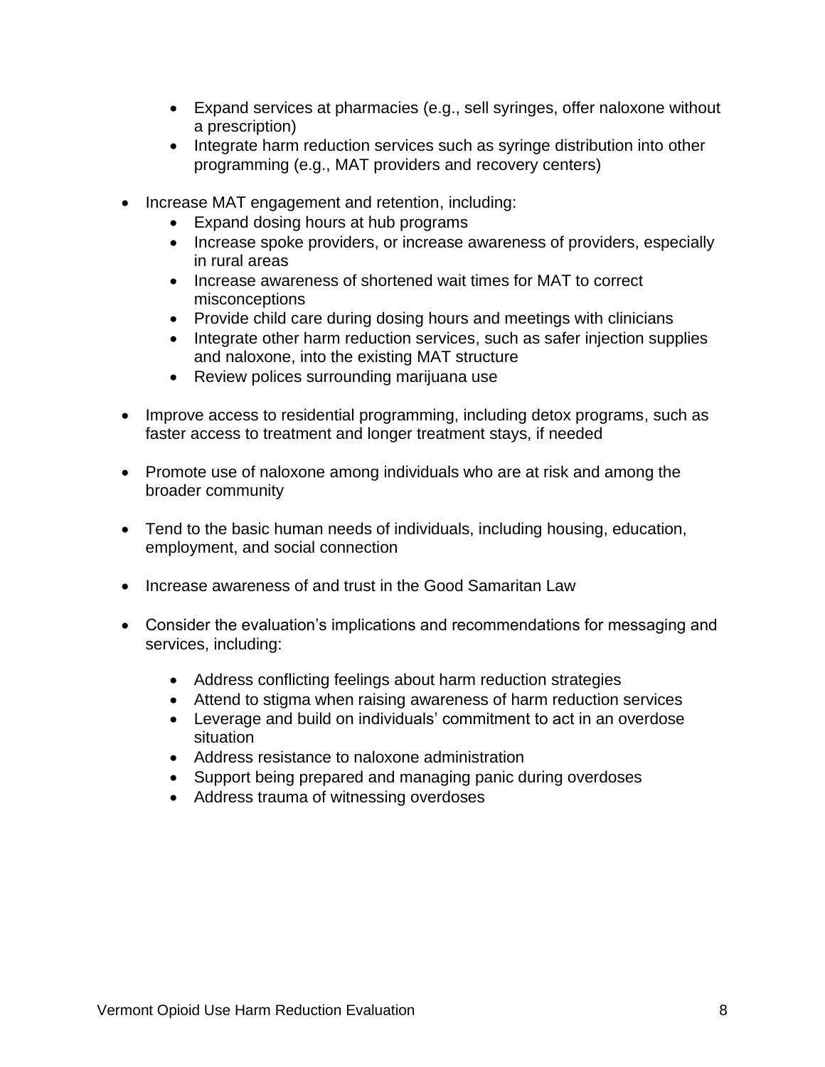- Expand services at pharmacies (e.g., sell syringes, offer naloxone without a prescription)
    - Integrate harm reduction services such as syringe distribution into other programming (e.g., MAT providers and recovery centers)

- Increase MAT engagement and retention, including:
    - Expand dosing hours at hub programs
    - Increase spoke providers, or increase awareness of providers, especially in rural areas
    - Increase awareness of shortened wait times for MAT to correct misconceptions
    - Provide child care during dosing hours and meetings with clinicians
    - Integrate other harm reduction services, such as safer injection supplies and naloxone, into the existing MAT structure
    - Review polices surrounding marijuana use

- Improve access to residential programming, including detox programs, such as faster access to treatment and longer treatment stays, if needed

- Promote use of naloxone among individuals who are at risk and among the broader community

- Tend to the basic human needs of individuals, including housing, education, employment, and social connection

- Increase awareness of and trust in the Good Samaritan Law

- Consider the evaluation's implications and recommendations for messaging and services, including:

    - Address conflicting feelings about harm reduction strategies
    - Attend to stigma when raising awareness of harm reduction services
    - Leverage and build on individuals' commitment to act in an overdose situation
    - Address resistance to naloxone administration
    - Support being prepared and managing panic during overdoses
    - Address trauma of witnessing overdoses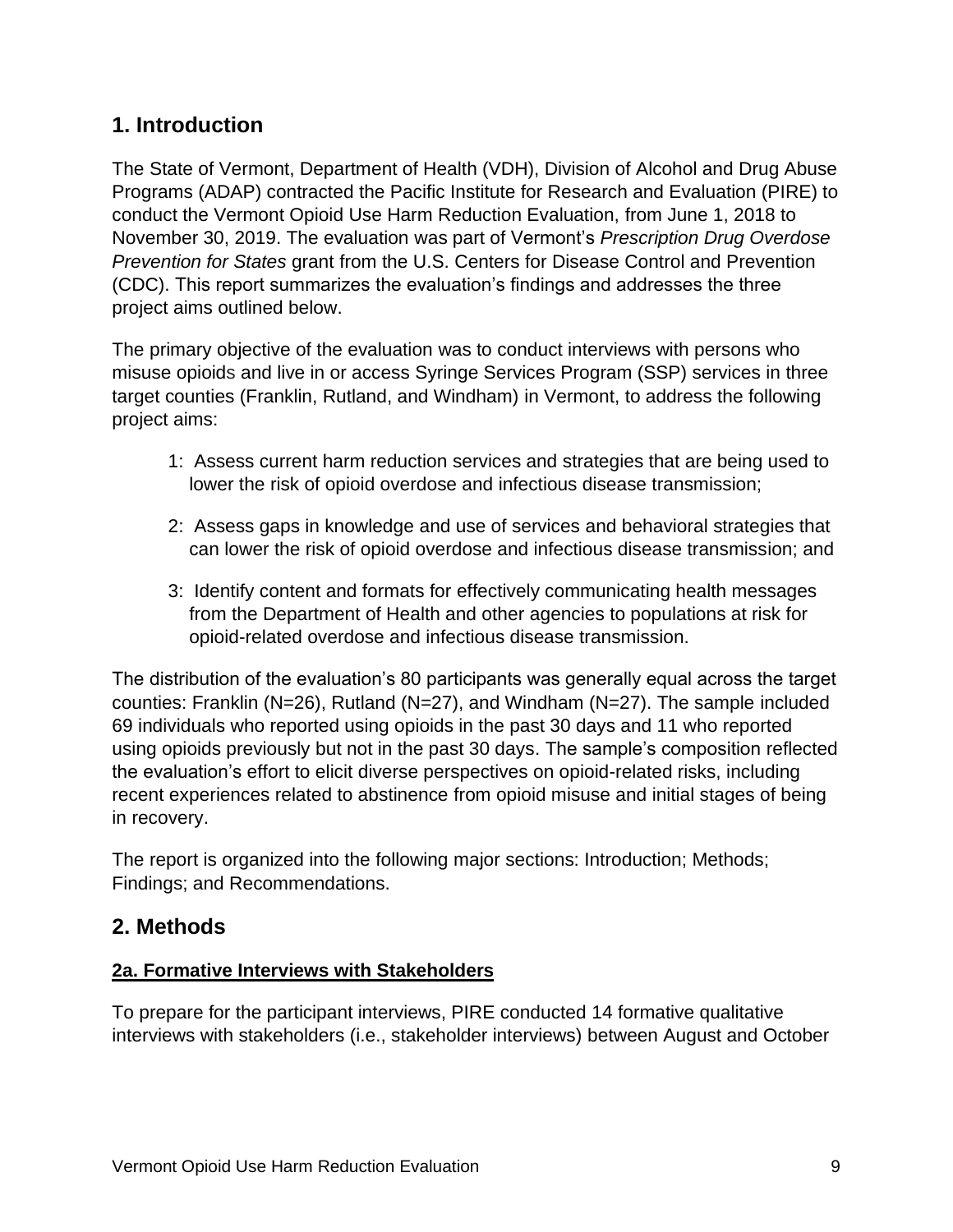## 1. Introduction

The State of Vermont, Department of Health (VDH), Division of Alcohol and Drug Abuse Programs (ADAP) contracted the Pacific Institute for Research and Evaluation (PIRE) to conduct the Vermont Opioid Use Harm Reduction Evaluation, from June 1, 2018 to November 30, 2019. The evaluation was part of Vermont's *Prescription Drug Overdose Prevention for States* grant from the U.S. Centers for Disease Control and Prevention (CDC). This report summarizes the evaluation's findings and addresses the three project aims outlined below.

The primary objective of the evaluation was to conduct interviews with persons who misuse opioids and live in or access Syringe Services Program (SSP) services in three target counties (Franklin, Rutland, and Windham) in Vermont, to address the following project aims:

1: Assess current harm reduction services and strategies that are being used to lower the risk of opioid overdose and infectious disease transmission;

2: Assess gaps in knowledge and use of services and behavioral strategies that can lower the risk of opioid overdose and infectious disease transmission; and

3: Identify content and formats for effectively communicating health messages from the Department of Health and other agencies to populations at risk for opioid-related overdose and infectious disease transmission.

The distribution of the evaluation's 80 participants was generally equal across the target counties: Franklin (N=26), Rutland (N=27), and Windham (N=27). The sample included 69 individuals who reported using opioids in the past 30 days and 11 who reported using opioids previously but not in the past 30 days. The sample's composition reflected the evaluation's effort to elicit diverse perspectives on opioid-related risks, including recent experiences related to abstinence from opioid misuse and initial stages of being in recovery.

The report is organized into the following major sections: Introduction; Methods; Findings; and Recommendations.

## 2. Methods

### 2a. Formative Interviews with Stakeholders

To prepare for the participant interviews, PIRE conducted 14 formative qualitative interviews with stakeholders (i.e., stakeholder interviews) between August and October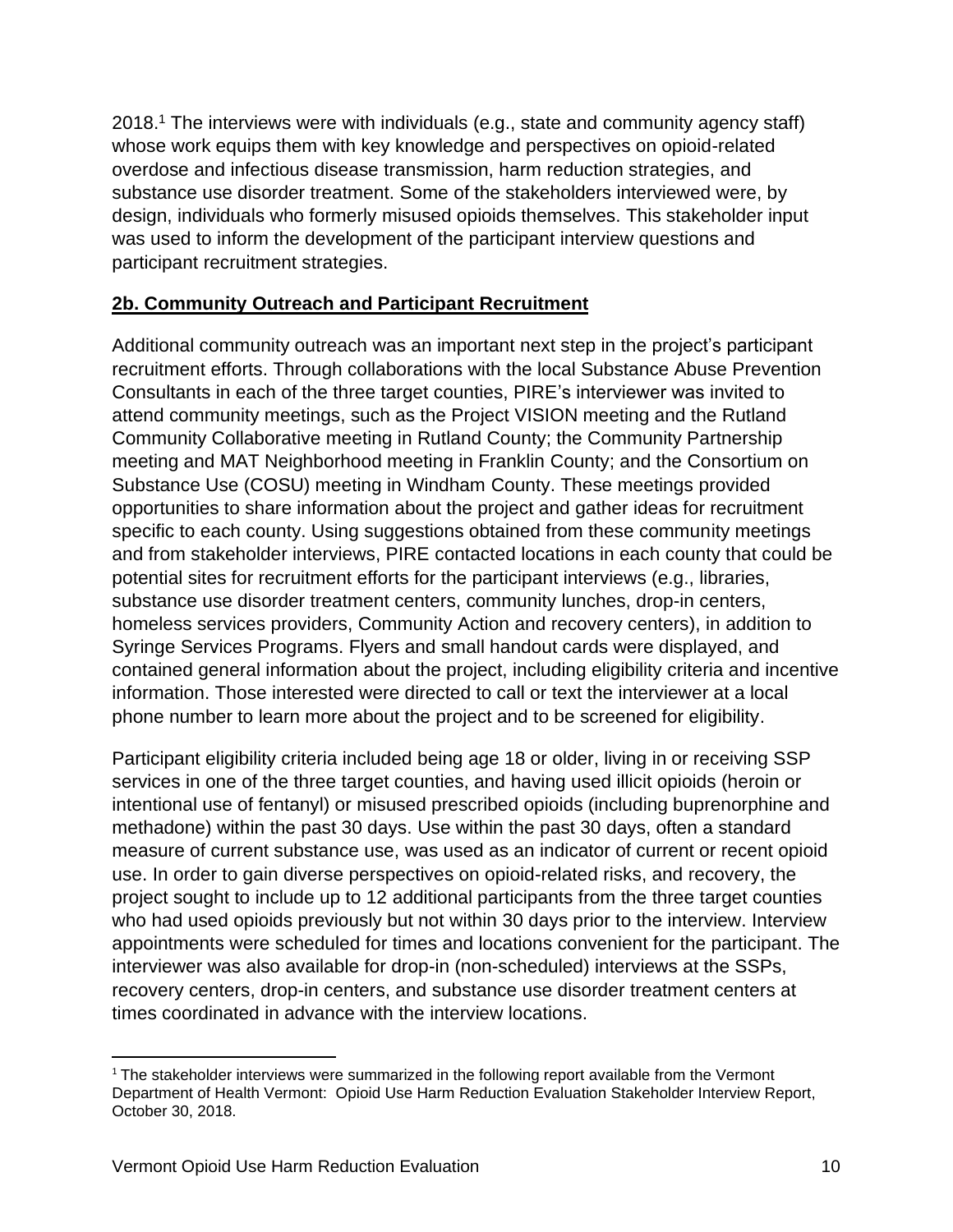2018.[1] The interviews were with individuals (e.g., state and community agency staff) whose work equips them with key knowledge and perspectives on opioid-related overdose and infectious disease transmission, harm reduction strategies, and substance use disorder treatment. Some of the stakeholders interviewed were, by design, individuals who formerly misused opioids themselves. This stakeholder input was used to inform the development of the participant interview questions and participant recruitment strategies.

## 2b. Community Outreach and Participant Recruitment

Additional community outreach was an important next step in the project's participant recruitment efforts. Through collaborations with the local Substance Abuse Prevention Consultants in each of the three target counties, PIRE's interviewer was invited to attend community meetings, such as the Project VISION meeting and the Rutland Community Collaborative meeting in Rutland County; the Community Partnership meeting and MAT Neighborhood meeting in Franklin County; and the Consortium on Substance Use (COSU) meeting in Windham County. These meetings provided opportunities to share information about the project and gather ideas for recruitment specific to each county. Using suggestions obtained from these community meetings and from stakeholder interviews, PIRE contacted locations in each county that could be potential sites for recruitment efforts for the participant interviews (e.g., libraries, substance use disorder treatment centers, community lunches, drop-in centers, homeless services providers, Community Action and recovery centers), in addition to Syringe Services Programs. Flyers and small handout cards were displayed, and contained general information about the project, including eligibility criteria and incentive information. Those interested were directed to call or text the interviewer at a local phone number to learn more about the project and to be screened for eligibility.

Participant eligibility criteria included being age 18 or older, living in or receiving SSP services in one of the three target counties, and having used illicit opioids (heroin or intentional use of fentanyl) or misused prescribed opioids (including buprenorphine and methadone) within the past 30 days. Use within the past 30 days, often a standard measure of current substance use, was used as an indicator of current or recent opioid use. In order to gain diverse perspectives on opioid-related risks, and recovery, the project sought to include up to 12 additional participants from the three target counties who had used opioids previously but not within 30 days prior to the interview. Interview appointments were scheduled for times and locations convenient for the participant. The interviewer was also available for drop-in (non-scheduled) interviews at the SSPs, recovery centers, drop-in centers, and substance use disorder treatment centers at times coordinated in advance with the interview locations.

---

[1] The stakeholder interviews were summarized in the following report available from the Vermont Department of Health Vermont: Opioid Use Harm Reduction Evaluation Stakeholder Interview Report, October 30, 2018.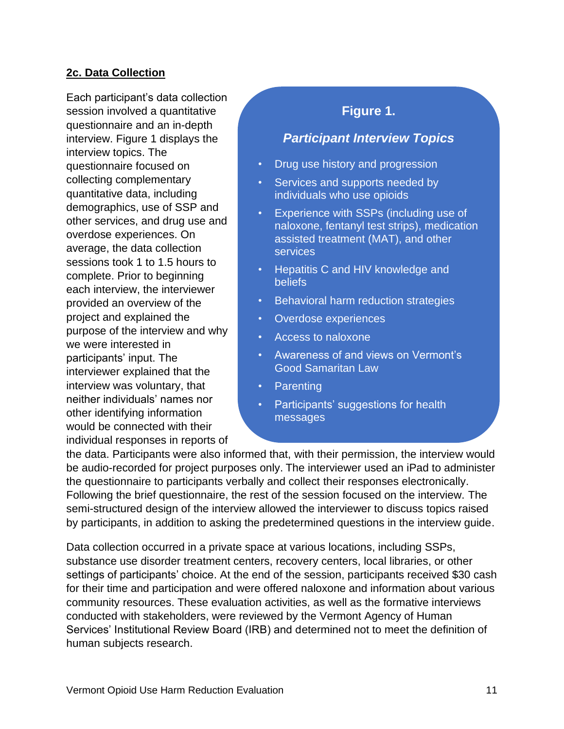**2c. Data Collection**

Each participant's data collection session involved a quantitative questionnaire and an in-depth interview. Figure 1 displays the interview topics. The questionnaire focused on collecting complementary quantitative data, including demographics, use of SSP and other services, and drug use and overdose experiences. On average, the data collection sessions took 1 to 1.5 hours to complete. Prior to beginning each interview, the interviewer provided an overview of the project and explained the purpose of the interview and why we were interested in participants' input. The interviewer explained that the interview was voluntary, that neither individuals' names nor other identifying information would be connected with their individual responses in reports of the data. Participants were also informed that, with their permission, the interview would be audio-recorded for project purposes only. The interviewer used an iPad to administer the questionnaire to participants verbally and collect their responses electronically. Following the brief questionnaire, the rest of the session focused on the interview. The semi-structured design of the interview allowed the interviewer to discuss topics raised by participants, in addition to asking the predetermined questions in the interview guide.

**Figure 1.**

***Participant Interview Topics***

- Drug use history and progression
- Services and supports needed by individuals who use opioids
- Experience with SSPs (including use of naloxone, fentanyl test strips), medication assisted treatment (MAT), and other services
- Hepatitis C and HIV knowledge and beliefs
- Behavioral harm reduction strategies
- Overdose experiences
- Access to naloxone
- Awareness of and views on Vermont's Good Samaritan Law
- Parenting
- Participants' suggestions for health messages

Data collection occurred in a private space at various locations, including SSPs, substance use disorder treatment centers, recovery centers, local libraries, or other settings of participants' choice. At the end of the session, participants received $30 cash for their time and participation and were offered naloxone and information about various community resources. These evaluation activities, as well as the formative interviews conducted with stakeholders, were reviewed by the Vermont Agency of Human Services' Institutional Review Board (IRB) and determined not to meet the definition of human subjects research.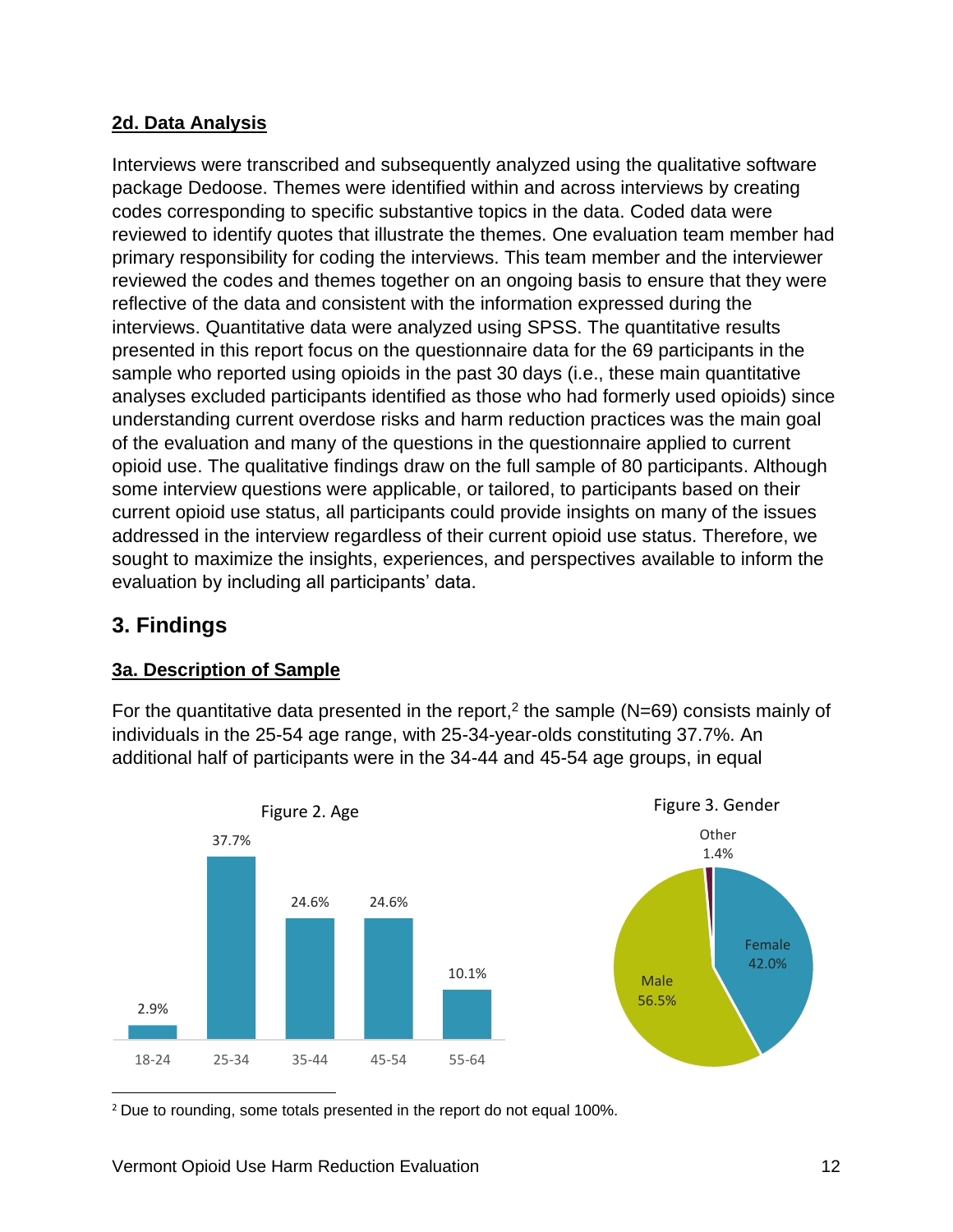## 2d. Data Analysis

Interviews were transcribed and subsequently analyzed using the qualitative software package Dedoose. Themes were identified within and across interviews by creating codes corresponding to specific substantive topics in the data. Coded data were reviewed to identify quotes that illustrate the themes. One evaluation team member had primary responsibility for coding the interviews. This team member and the interviewer reviewed the codes and themes together on an ongoing basis to ensure that they were reflective of the data and consistent with the information expressed during the interviews. Quantitative data were analyzed using SPSS. The quantitative results presented in this report focus on the questionnaire data for the 69 participants in the sample who reported using opioids in the past 30 days (i.e., these main quantitative analyses excluded participants identified as those who had formerly used opioids) since understanding current overdose risks and harm reduction practices was the main goal of the evaluation and many of the questions in the questionnaire applied to current opioid use. The qualitative findings draw on the full sample of 80 participants. Although some interview questions were applicable, or tailored, to participants based on their current opioid use status, all participants could provide insights on many of the issues addressed in the interview regardless of their current opioid use status. Therefore, we sought to maximize the insights, experiences, and perspectives available to inform the evaluation by including all participants' data.

# 3. Findings

## 3a. Description of Sample

For the quantitative data presented in the report,[2] the sample (N=69) consists mainly of individuals in the 25-54 age range, with 25-34-year-olds constituting 37.7%. An additional half of participants were in the 34-44 and 45-54 age groups, in equal

Figure 2. Age

| Age | Percent |
|---|---|
| 18-24 | 2.9% |
| 25-34 | 37.7% |
| 35-44 | 24.6% |
| 45-54 | 24.6% |
| 55-64 | 10.1% |

Figure 3. Gender

| Gender | Percent |
|---|---|
| Female | 42.0% |
| Male | 56.5% |
| Other | 1.4% |

[2] Due to rounding, some totals presented in the report do not equal 100%.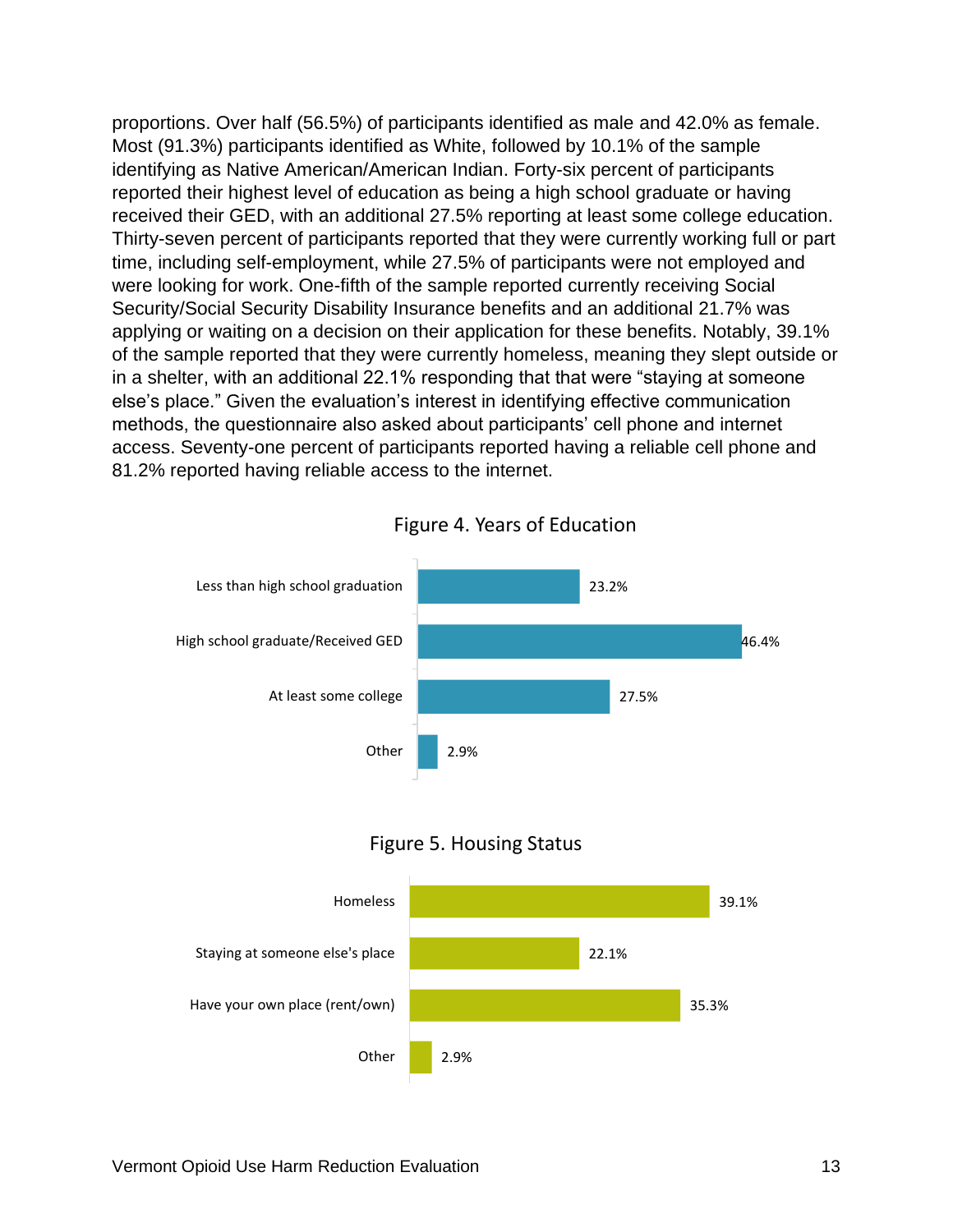proportions. Over half (56.5%) of participants identified as male and 42.0% as female. Most (91.3%) participants identified as White, followed by 10.1% of the sample identifying as Native American/American Indian. Forty-six percent of participants reported their highest level of education as being a high school graduate or having received their GED, with an additional 27.5% reporting at least some college education. Thirty-seven percent of participants reported that they were currently working full or part time, including self-employment, while 27.5% of participants were not employed and were looking for work. One-fifth of the sample reported currently receiving Social Security/Social Security Disability Insurance benefits and an additional 21.7% was applying or waiting on a decision on their application for these benefits. Notably, 39.1% of the sample reported that they were currently homeless, meaning they slept outside or in a shelter, with an additional 22.1% responding that that were "staying at someone else's place." Given the evaluation's interest in identifying effective communication methods, the questionnaire also asked about participants' cell phone and internet access. Seventy-one percent of participants reported having a reliable cell phone and 81.2% reported having reliable access to the internet.

Figure 4. Years of Education

| Years of Education | Percent |
|---|---|
| Less than high school graduation | 23.2% |
| High school graduate/Received GED | 46.4% |
| At least some college | 27.5% |
| Other | 2.9% |

Figure 5. Housing Status

| Housing Status | Percent |
|---|---|
| Homeless | 39.1% |
| Staying at someone else's place | 22.1% |
| Have your own place (rent/own) | 35.3% |
| Other | 2.9% |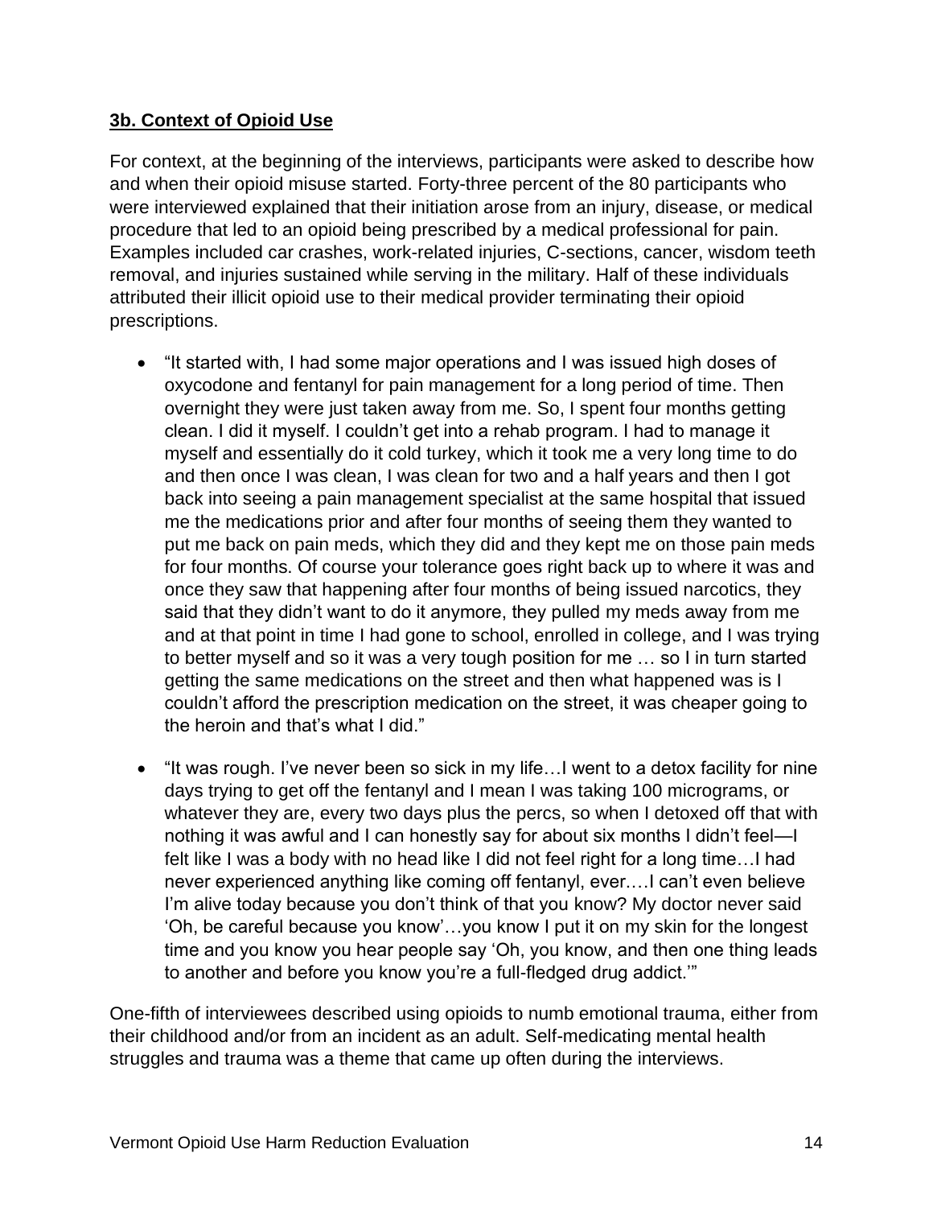### 3b. Context of Opioid Use

For context, at the beginning of the interviews, participants were asked to describe how and when their opioid misuse started. Forty-three percent of the 80 participants who were interviewed explained that their initiation arose from an injury, disease, or medical procedure that led to an opioid being prescribed by a medical professional for pain. Examples included car crashes, work-related injuries, C-sections, cancer, wisdom teeth removal, and injuries sustained while serving in the military. Half of these individuals attributed their illicit opioid use to their medical provider terminating their opioid prescriptions.

- "It started with, I had some major operations and I was issued high doses of oxycodone and fentanyl for pain management for a long period of time. Then overnight they were just taken away from me. So, I spent four months getting clean. I did it myself. I couldn't get into a rehab program. I had to manage it myself and essentially do it cold turkey, which it took me a very long time to do and then once I was clean, I was clean for two and a half years and then I got back into seeing a pain management specialist at the same hospital that issued me the medications prior and after four months of seeing them they wanted to put me back on pain meds, which they did and they kept me on those pain meds for four months. Of course your tolerance goes right back up to where it was and once they saw that happening after four months of being issued narcotics, they said that they didn't want to do it anymore, they pulled my meds away from me and at that point in time I had gone to school, enrolled in college, and I was trying to better myself and so it was a very tough position for me … so I in turn started getting the same medications on the street and then what happened was is I couldn't afford the prescription medication on the street, it was cheaper going to the heroin and that's what I did."
- "It was rough. I've never been so sick in my life…I went to a detox facility for nine days trying to get off the fentanyl and I mean I was taking 100 micrograms, or whatever they are, every two days plus the percs, so when I detoxed off that with nothing it was awful and I can honestly say for about six months I didn't feel—I felt like I was a body with no head like I did not feel right for a long time…I had never experienced anything like coming off fentanyl, ever.…I can't even believe I'm alive today because you don't think of that you know? My doctor never said 'Oh, be careful because you know'…you know I put it on my skin for the longest time and you know you hear people say 'Oh, you know, and then one thing leads to another and before you know you're a full-fledged drug addict.'"

One-fifth of interviewees described using opioids to numb emotional trauma, either from their childhood and/or from an incident as an adult. Self-medicating mental health struggles and trauma was a theme that came up often during the interviews.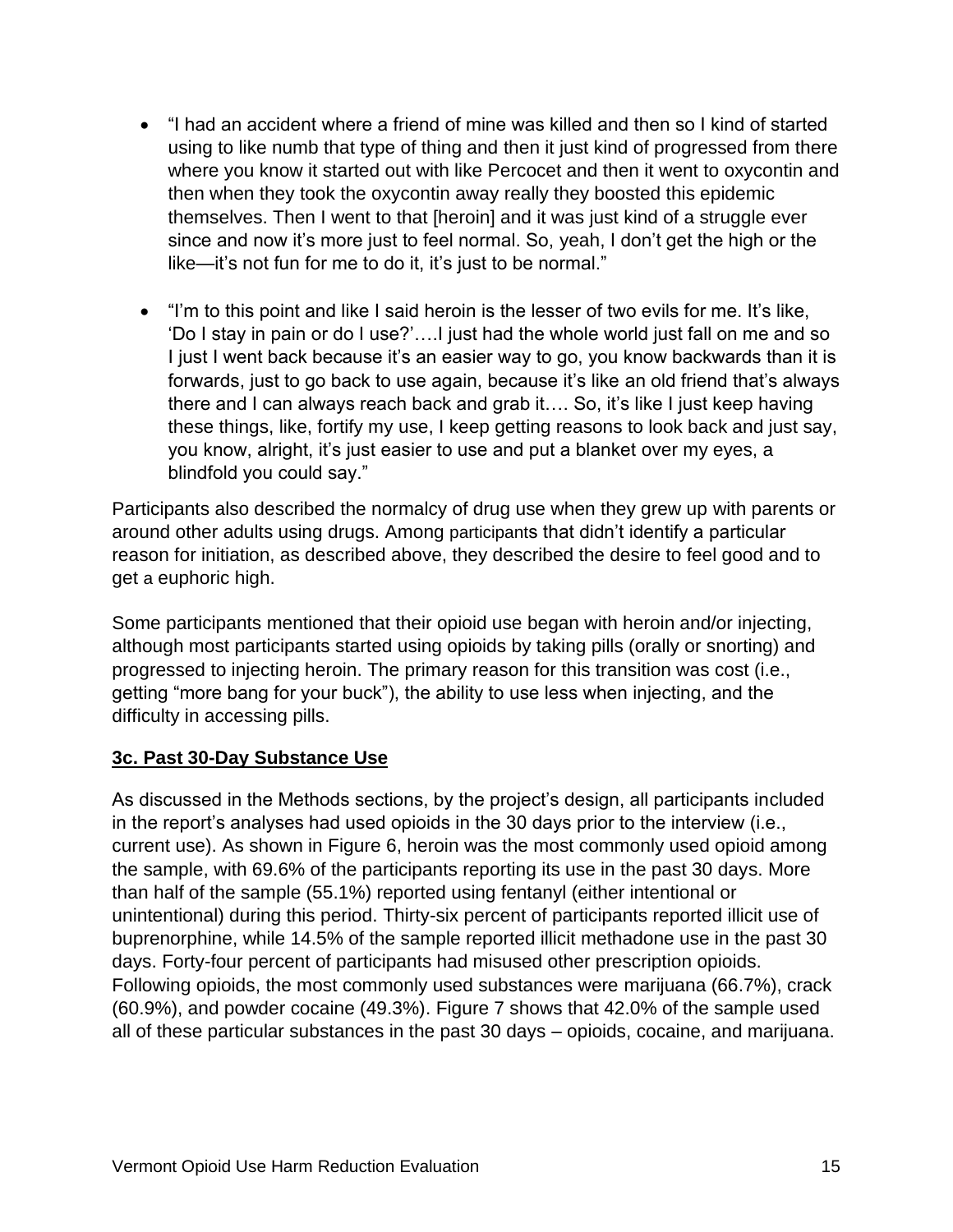- "I had an accident where a friend of mine was killed and then so I kind of started using to like numb that type of thing and then it just kind of progressed from there where you know it started out with like Percocet and then it went to oxycontin and then when they took the oxycontin away really they boosted this epidemic themselves. Then I went to that [heroin] and it was just kind of a struggle ever since and now it's more just to feel normal. So, yeah, I don't get the high or the like—it's not fun for me to do it, it's just to be normal."

- "I'm to this point and like I said heroin is the lesser of two evils for me. It's like, 'Do I stay in pain or do I use?'….I just had the whole world just fall on me and so I just I went back because it's an easier way to go, you know backwards than it is forwards, just to go back to use again, because it's like an old friend that's always there and I can always reach back and grab it…. So, it's like I just keep having these things, like, fortify my use, I keep getting reasons to look back and just say, you know, alright, it's just easier to use and put a blanket over my eyes, a blindfold you could say."

Participants also described the normalcy of drug use when they grew up with parents or around other adults using drugs. Among participants that didn't identify a particular reason for initiation, as described above, they described the desire to feel good and to get a euphoric high.

Some participants mentioned that their opioid use began with heroin and/or injecting, although most participants started using opioids by taking pills (orally or snorting) and progressed to injecting heroin. The primary reason for this transition was cost (i.e., getting "more bang for your buck"), the ability to use less when injecting, and the difficulty in accessing pills.

### 3c. Past 30-Day Substance Use

As discussed in the Methods sections, by the project's design, all participants included in the report's analyses had used opioids in the 30 days prior to the interview (i.e., current use). As shown in Figure 6, heroin was the most commonly used opioid among the sample, with 69.6% of the participants reporting its use in the past 30 days. More than half of the sample (55.1%) reported using fentanyl (either intentional or unintentional) during this period. Thirty-six percent of participants reported illicit use of buprenorphine, while 14.5% of the sample reported illicit methadone use in the past 30 days. Forty-four percent of participants had misused other prescription opioids. Following opioids, the most commonly used substances were marijuana (66.7%), crack (60.9%), and powder cocaine (49.3%). Figure 7 shows that 42.0% of the sample used all of these particular substances in the past 30 days – opioids, cocaine, and marijuana.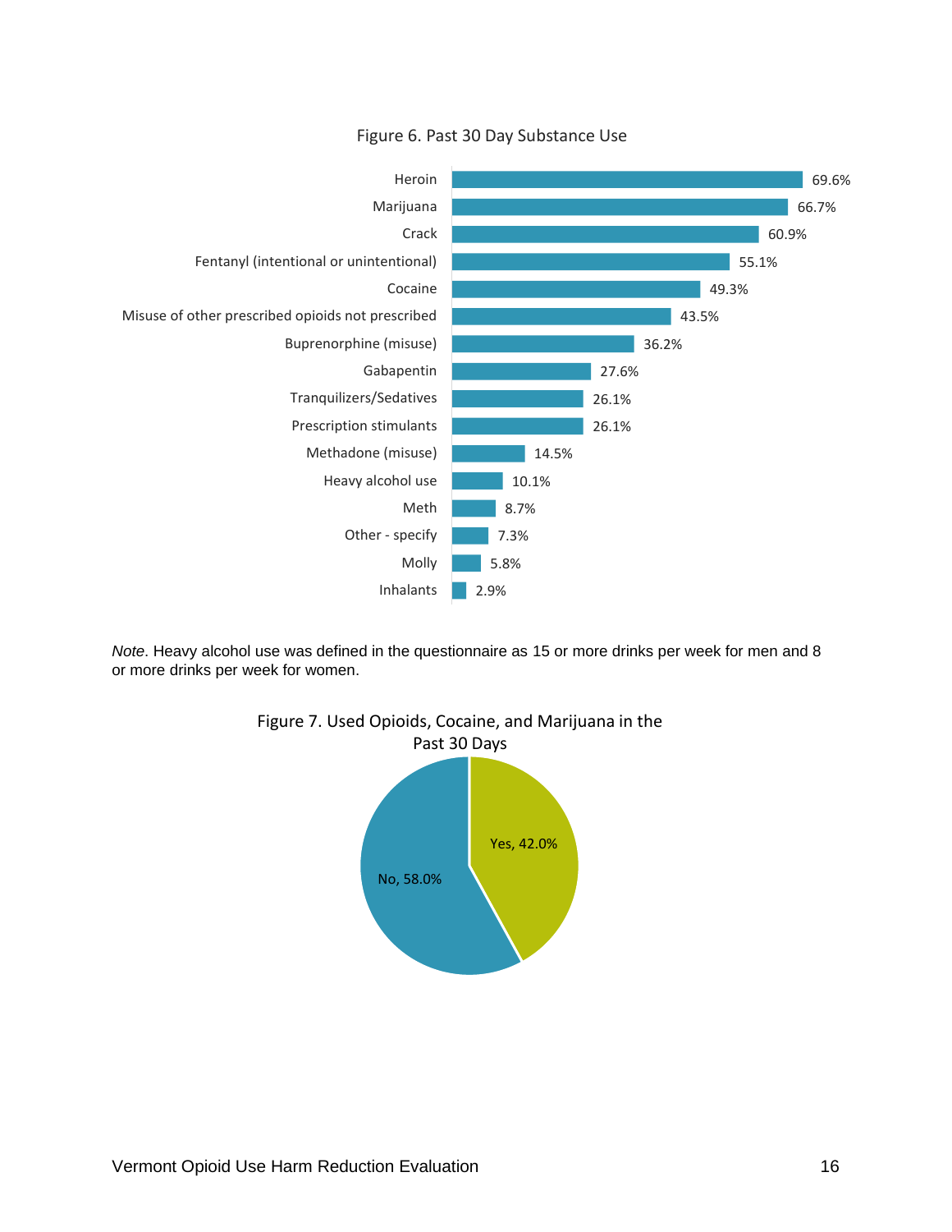Figure 6. Past 30 Day Substance Use

| Substance | Percent |
|---|---|
| Heroin | 69.6% |
| Marijuana | 66.7% |
| Crack | 60.9% |
| Fentanyl (intentional or unintentional) | 55.1% |
| Cocaine | 49.3% |
| Misuse of other prescribed opioids not prescribed | 43.5% |
| Buprenorphine (misuse) | 36.2% |
| Gabapentin | 27.6% |
| Tranquilizers/Sedatives | 26.1% |
| Prescription stimulants | 26.1% |
| Methadone (misuse) | 14.5% |
| Heavy alcohol use | 10.1% |
| Meth | 8.7% |
| Other - specify | 7.3% |
| Molly | 5.8% |
| Inhalants | 2.9% |

*Note*. Heavy alcohol use was defined in the questionnaire as 15 or more drinks per week for men and 8 or more drinks per week for women.

Figure 7. Used Opioids, Cocaine, and Marijuana in the Past 30 Days

| Response | Percent |
|---|---|
| Yes | 42.0% |
| No | 58.0% |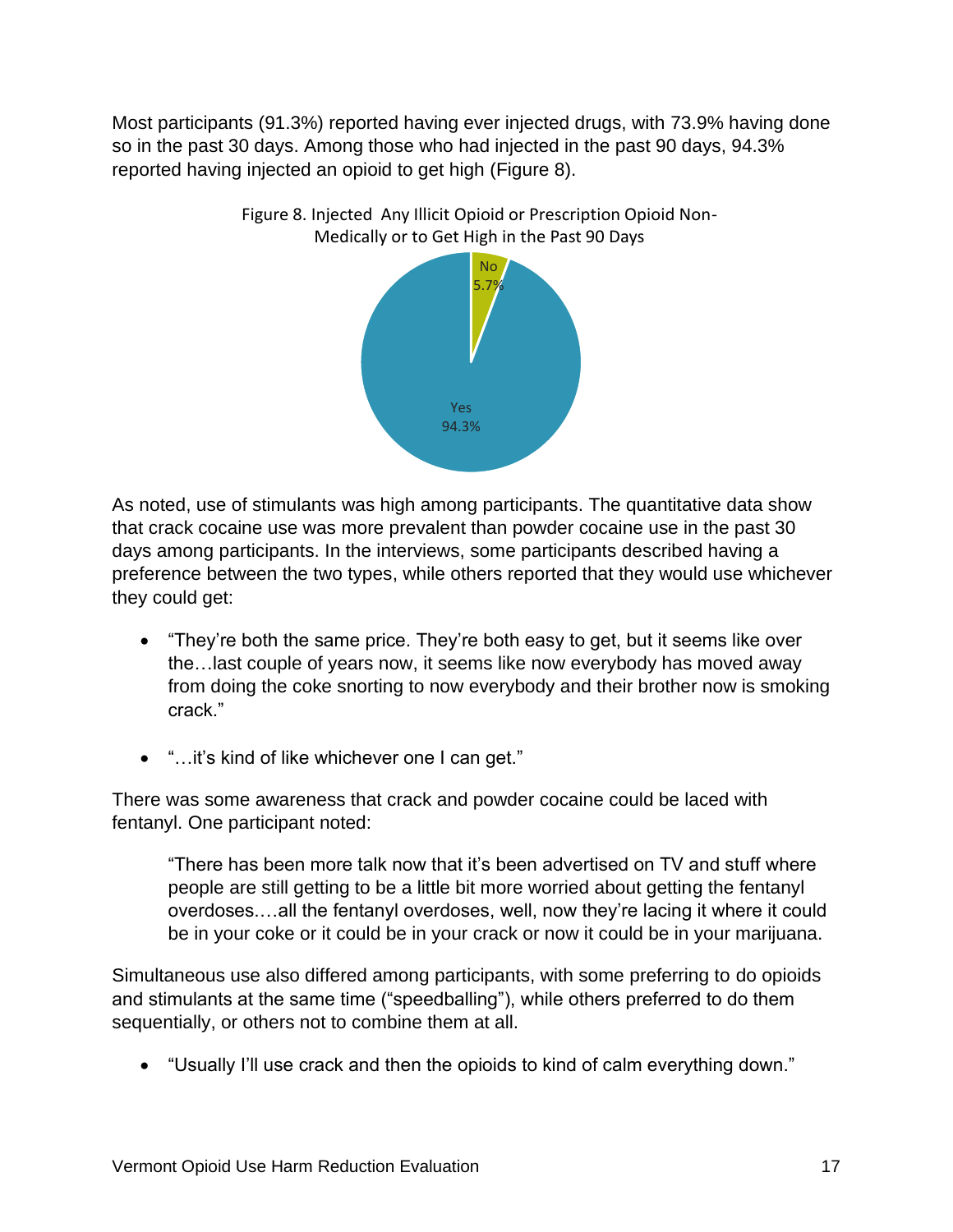Most participants (91.3%) reported having ever injected drugs, with 73.9% having done so in the past 30 days. Among those who had injected in the past 90 days, 94.3% reported having injected an opioid to get high (Figure 8).

Figure 8. Injected Any Illicit Opioid or Prescription Opioid Non-Medically or to Get High in the Past 90 Days

| Response | Percent |
| --- | --- |
| No | 5.7% |
| Yes | 94.3% |

As noted, use of stimulants was high among participants. The quantitative data show that crack cocaine use was more prevalent than powder cocaine use in the past 30 days among participants. In the interviews, some participants described having a preference between the two types, while others reported that they would use whichever they could get:

- "They're both the same price. They're both easy to get, but it seems like over the…last couple of years now, it seems like now everybody has moved away from doing the coke snorting to now everybody and their brother now is smoking crack."
- "…it's kind of like whichever one I can get."

There was some awareness that crack and powder cocaine could be laced with fentanyl. One participant noted:

> "There has been more talk now that it's been advertised on TV and stuff where people are still getting to be a little bit more worried about getting the fentanyl overdoses.…all the fentanyl overdoses, well, now they're lacing it where it could be in your coke or it could be in your crack or now it could be in your marijuana.

Simultaneous use also differed among participants, with some preferring to do opioids and stimulants at the same time ("speedballing"), while others preferred to do them sequentially, or others not to combine them at all.

- "Usually I'll use crack and then the opioids to kind of calm everything down."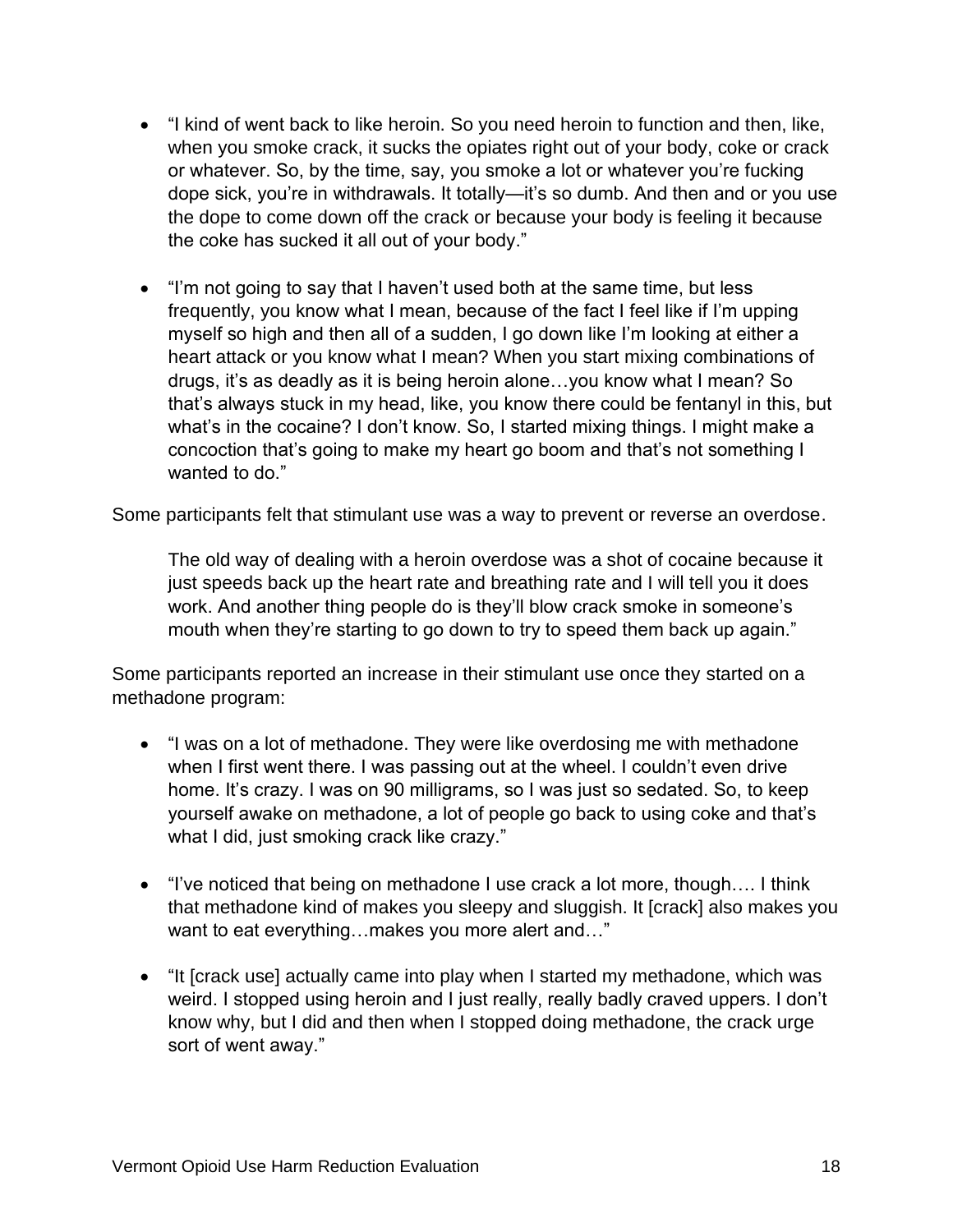- "I kind of went back to like heroin. So you need heroin to function and then, like, when you smoke crack, it sucks the opiates right out of your body, coke or crack or whatever. So, by the time, say, you smoke a lot or whatever you're fucking dope sick, you're in withdrawals. It totally—it's so dumb. And then and or you use the dope to come down off the crack or because your body is feeling it because the coke has sucked it all out of your body."

- "I'm not going to say that I haven't used both at the same time, but less frequently, you know what I mean, because of the fact I feel like if I'm upping myself so high and then all of a sudden, I go down like I'm looking at either a heart attack or you know what I mean? When you start mixing combinations of drugs, it's as deadly as it is being heroin alone…you know what I mean? So that's always stuck in my head, like, you know there could be fentanyl in this, but what's in the cocaine? I don't know. So, I started mixing things. I might make a concoction that's going to make my heart go boom and that's not something I wanted to do."

Some participants felt that stimulant use was a way to prevent or reverse an overdose.

> The old way of dealing with a heroin overdose was a shot of cocaine because it just speeds back up the heart rate and breathing rate and I will tell you it does work. And another thing people do is they'll blow crack smoke in someone's mouth when they're starting to go down to try to speed them back up again."

Some participants reported an increase in their stimulant use once they started on a methadone program:

- "I was on a lot of methadone. They were like overdosing me with methadone when I first went there. I was passing out at the wheel. I couldn't even drive home. It's crazy. I was on 90 milligrams, so I was just so sedated. So, to keep yourself awake on methadone, a lot of people go back to using coke and that's what I did, just smoking crack like crazy."

- "I've noticed that being on methadone I use crack a lot more, though…. I think that methadone kind of makes you sleepy and sluggish. It [crack] also makes you want to eat everything…makes you more alert and…"

- "It [crack use] actually came into play when I started my methadone, which was weird. I stopped using heroin and I just really, really badly craved uppers. I don't know why, but I did and then when I stopped doing methadone, the crack urge sort of went away."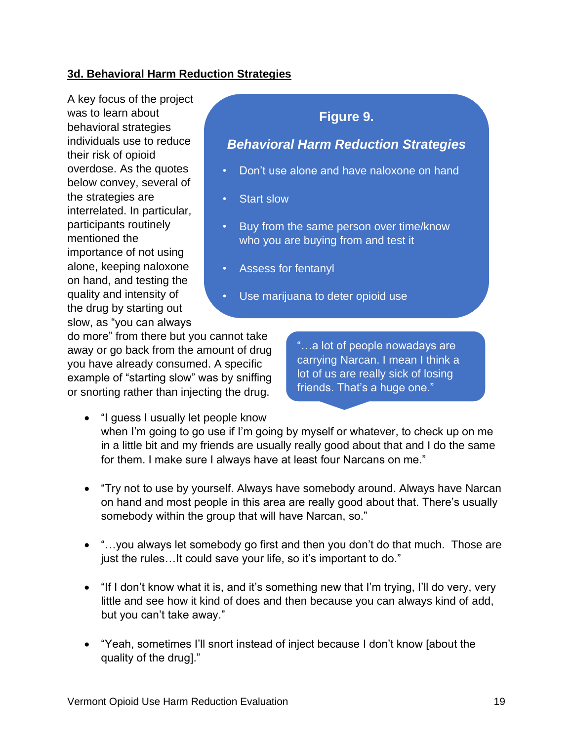### 3d. Behavioral Harm Reduction Strategies

A key focus of the project was to learn about behavioral strategies individuals use to reduce their risk of opioid overdose. As the quotes below convey, several of the strategies are interrelated. In particular, participants routinely mentioned the importance of not using alone, keeping naloxone on hand, and testing the quality and intensity of the drug by starting out slow, as "you can always do more" from there but you cannot take away or go back from the amount of drug you have already consumed. A specific example of "starting slow" was by sniffing or snorting rather than injecting the drug.

**Figure 9.**

***Behavioral Harm Reduction Strategies***

- Don't use alone and have naloxone on hand
- Start slow
- Buy from the same person over time/know who you are buying from and test it
- Assess for fentanyl
- Use marijuana to deter opioid use

"…a lot of people nowadays are carrying Narcan. I mean I think a lot of us are really sick of losing friends. That's a huge one."

- "I guess I usually let people know when I'm going to go use if I'm going by myself or whatever, to check up on me in a little bit and my friends are usually really good about that and I do the same for them. I make sure I always have at least four Narcans on me."
- "Try not to use by yourself. Always have somebody around. Always have Narcan on hand and most people in this area are really good about that. There's usually somebody within the group that will have Narcan, so."
- "…you always let somebody go first and then you don't do that much. Those are just the rules…It could save your life, so it's important to do."
- "If I don't know what it is, and it's something new that I'm trying, I'll do very, very little and see how it kind of does and then because you can always kind of add, but you can't take away."
- "Yeah, sometimes I'll snort instead of inject because I don't know [about the quality of the drug]."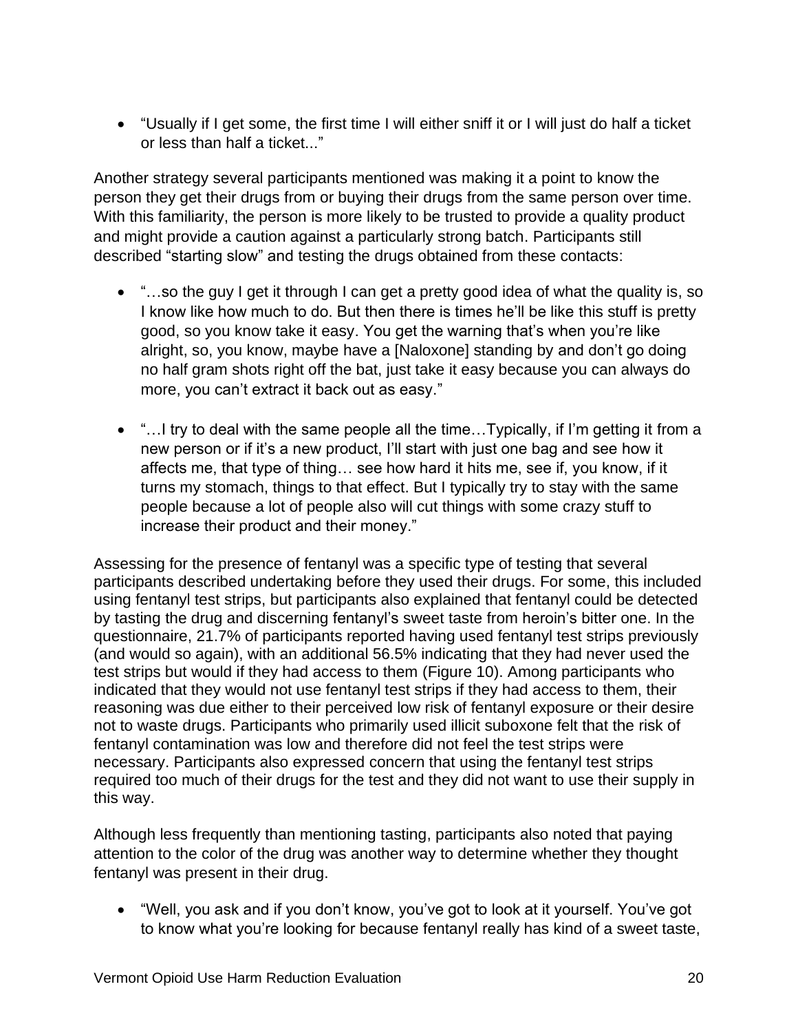- "Usually if I get some, the first time I will either sniff it or I will just do half a ticket or less than half a ticket..."

Another strategy several participants mentioned was making it a point to know the person they get their drugs from or buying their drugs from the same person over time. With this familiarity, the person is more likely to be trusted to provide a quality product and might provide a caution against a particularly strong batch. Participants still described "starting slow" and testing the drugs obtained from these contacts:

- "…so the guy I get it through I can get a pretty good idea of what the quality is, so I know like how much to do. But then there is times he'll be like this stuff is pretty good, so you know take it easy. You get the warning that's when you're like alright, so, you know, maybe have a [Naloxone] standing by and don't go doing no half gram shots right off the bat, just take it easy because you can always do more, you can't extract it back out as easy."
- "…I try to deal with the same people all the time…Typically, if I'm getting it from a new person or if it's a new product, I'll start with just one bag and see how it affects me, that type of thing… see how hard it hits me, see if, you know, if it turns my stomach, things to that effect. But I typically try to stay with the same people because a lot of people also will cut things with some crazy stuff to increase their product and their money."

Assessing for the presence of fentanyl was a specific type of testing that several participants described undertaking before they used their drugs. For some, this included using fentanyl test strips, but participants also explained that fentanyl could be detected by tasting the drug and discerning fentanyl's sweet taste from heroin's bitter one. In the questionnaire, 21.7% of participants reported having used fentanyl test strips previously (and would so again), with an additional 56.5% indicating that they had never used the test strips but would if they had access to them (Figure 10). Among participants who indicated that they would not use fentanyl test strips if they had access to them, their reasoning was due either to their perceived low risk of fentanyl exposure or their desire not to waste drugs. Participants who primarily used illicit suboxone felt that the risk of fentanyl contamination was low and therefore did not feel the test strips were necessary. Participants also expressed concern that using the fentanyl test strips required too much of their drugs for the test and they did not want to use their supply in this way.

Although less frequently than mentioning tasting, participants also noted that paying attention to the color of the drug was another way to determine whether they thought fentanyl was present in their drug.

- "Well, you ask and if you don't know, you've got to look at it yourself. You've got to know what you're looking for because fentanyl really has kind of a sweet taste,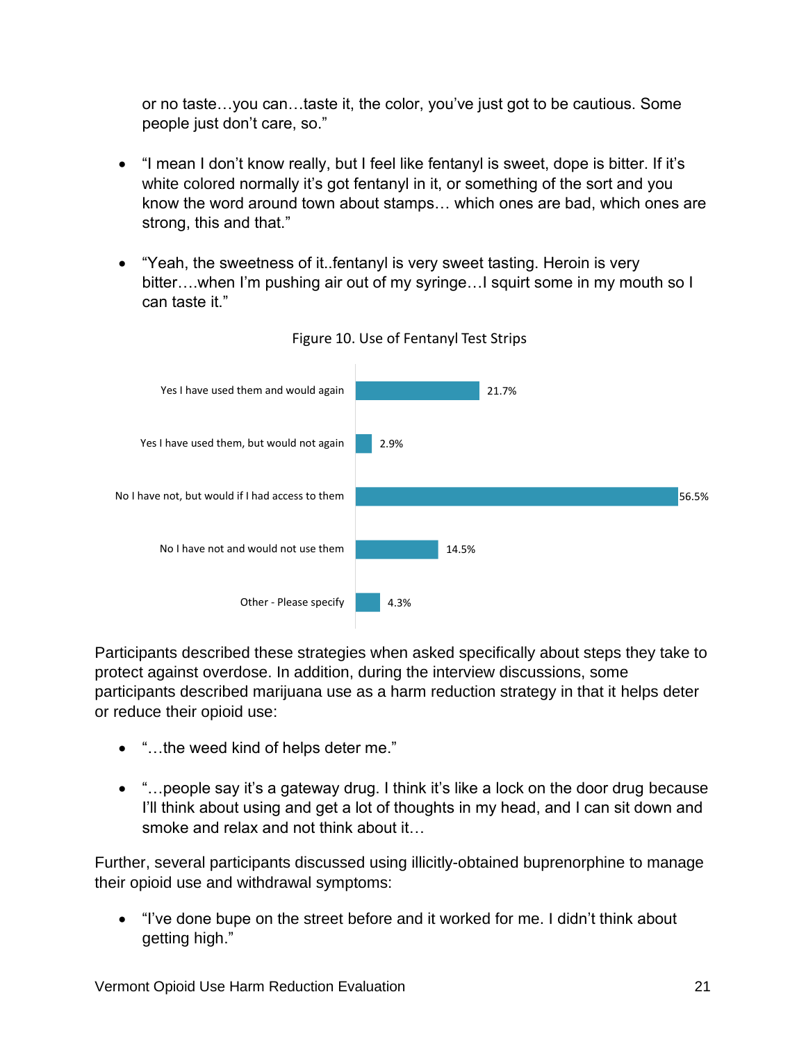or no taste…you can…taste it, the color, you've just got to be cautious. Some people just don't care, so."

- "I mean I don't know really, but I feel like fentanyl is sweet, dope is bitter. If it's white colored normally it's got fentanyl in it, or something of the sort and you know the word around town about stamps… which ones are bad, which ones are strong, this and that."

- "Yeah, the sweetness of it..fentanyl is very sweet tasting. Heroin is very bitter….when I'm pushing air out of my syringe…I squirt some in my mouth so I can taste it."

Figure 10. Use of Fentanyl Test Strips

| Response | Percent |
| --- | --- |
| Yes I have used them and would again | 21.7% |
| Yes I have used them, but would not again | 2.9% |
| No I have not, but would if I had access to them | 56.5% |
| No I have not and would not use them | 14.5% |
| Other - Please specify | 4.3% |

Participants described these strategies when asked specifically about steps they take to protect against overdose. In addition, during the interview discussions, some participants described marijuana use as a harm reduction strategy in that it helps deter or reduce their opioid use:

- "…the weed kind of helps deter me."

- "…people say it's a gateway drug. I think it's like a lock on the door drug because I'll think about using and get a lot of thoughts in my head, and I can sit down and smoke and relax and not think about it…

Further, several participants discussed using illicitly-obtained buprenorphine to manage their opioid use and withdrawal symptoms:

- "I've done bupe on the street before and it worked for me. I didn't think about getting high."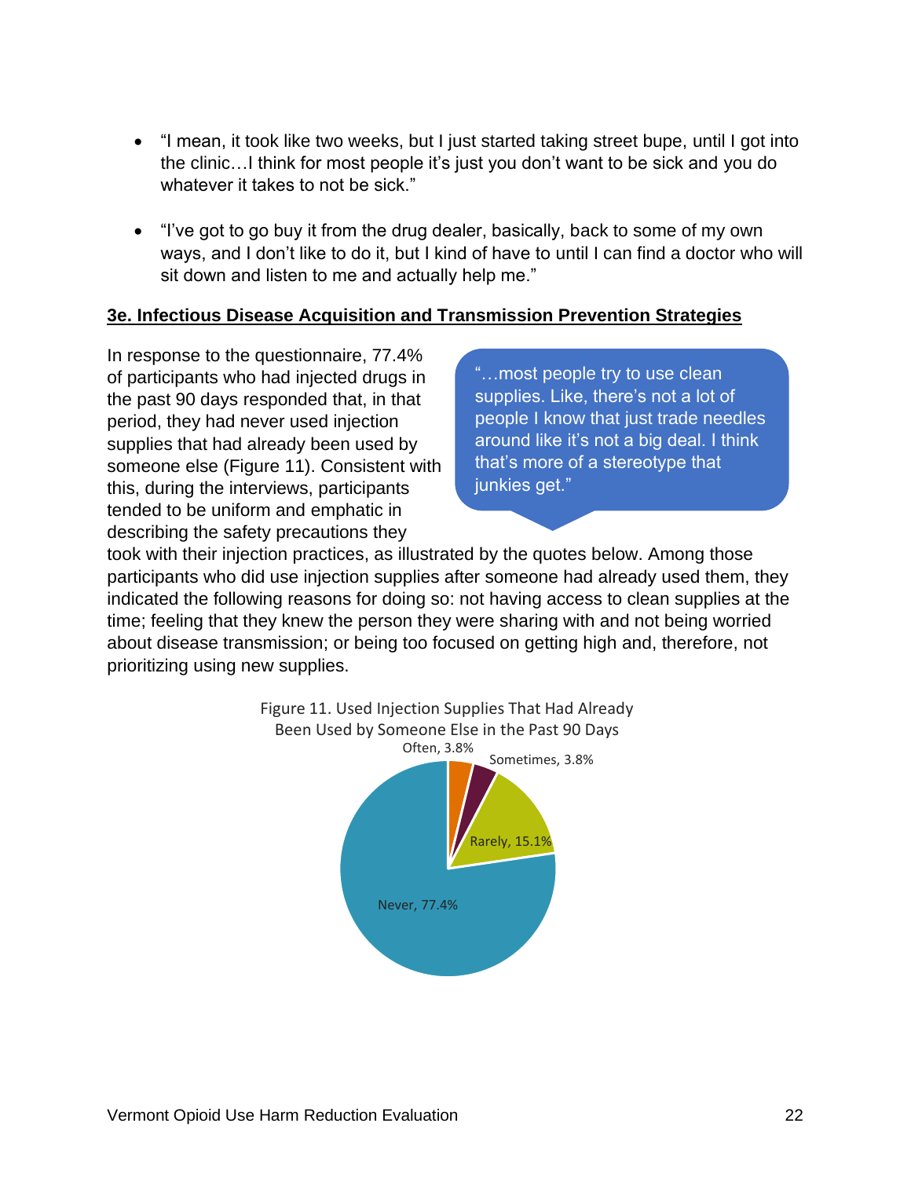- "I mean, it took like two weeks, but I just started taking street bupe, until I got into the clinic…I think for most people it's just you don't want to be sick and you do whatever it takes to not be sick."

- "I've got to go buy it from the drug dealer, basically, back to some of my own ways, and I don't like to do it, but I kind of have to until I can find a doctor who will sit down and listen to me and actually help me."

**3e. Infectious Disease Acquisition and Transmission Prevention Strategies**

> "…most people try to use clean supplies. Like, there's not a lot of people I know that just trade needles around like it's not a big deal. I think that's more of a stereotype that junkies get."

In response to the questionnaire, 77.4% of participants who had injected drugs in the past 90 days responded that, in that period, they had never used injection supplies that had already been used by someone else (Figure 11). Consistent with this, during the interviews, participants tended to be uniform and emphatic in describing the safety precautions they took with their injection practices, as illustrated by the quotes below. Among those participants who did use injection supplies after someone had already used them, they indicated the following reasons for doing so: not having access to clean supplies at the time; feeling that they knew the person they were sharing with and not being worried about disease transmission; or being too focused on getting high and, therefore, not prioritizing using new supplies.

Figure 11. Used Injection Supplies That Had Already Been Used by Someone Else in the Past 90 Days

| Response | Percent |
| --- | --- |
| Often | 3.8% |
| Sometimes | 3.8% |
| Rarely | 15.1% |
| Never | 77.4% |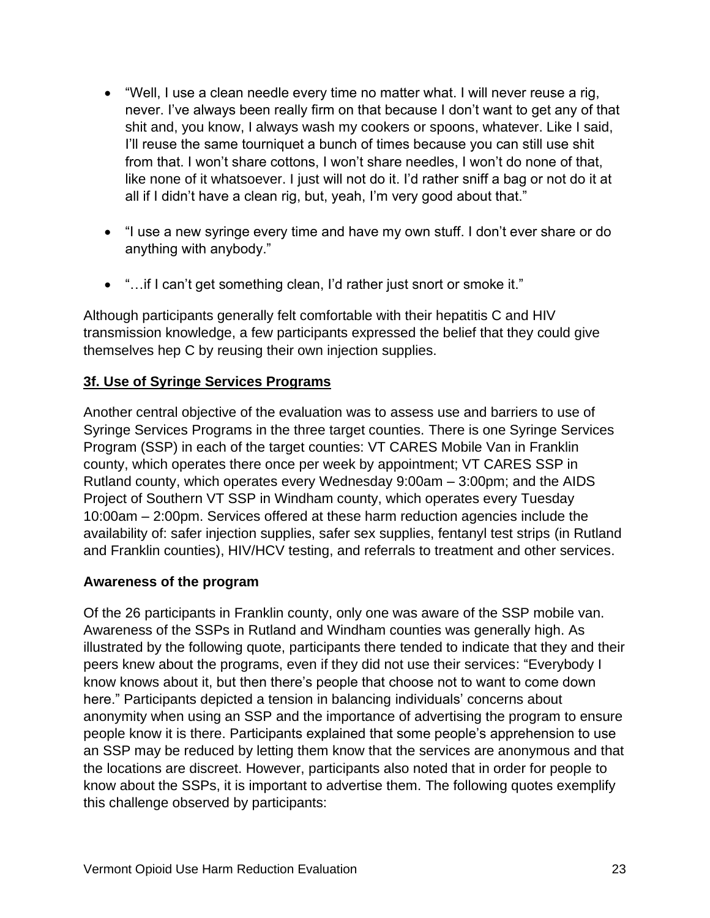- "Well, I use a clean needle every time no matter what. I will never reuse a rig, never. I've always been really firm on that because I don't want to get any of that shit and, you know, I always wash my cookers or spoons, whatever. Like I said, I'll reuse the same tourniquet a bunch of times because you can still use shit from that. I won't share cottons, I won't share needles, I won't do none of that, like none of it whatsoever. I just will not do it. I'd rather sniff a bag or not do it at all if I didn't have a clean rig, but, yeah, I'm very good about that."

- "I use a new syringe every time and have my own stuff. I don't ever share or do anything with anybody."

- "…if I can't get something clean, I'd rather just snort or smoke it."

Although participants generally felt comfortable with their hepatitis C and HIV transmission knowledge, a few participants expressed the belief that they could give themselves hep C by reusing their own injection supplies.

### 3f. Use of Syringe Services Programs

Another central objective of the evaluation was to assess use and barriers to use of Syringe Services Programs in the three target counties. There is one Syringe Services Program (SSP) in each of the target counties: VT CARES Mobile Van in Franklin county, which operates there once per week by appointment; VT CARES SSP in Rutland county, which operates every Wednesday 9:00am – 3:00pm; and the AIDS Project of Southern VT SSP in Windham county, which operates every Tuesday 10:00am – 2:00pm. Services offered at these harm reduction agencies include the availability of: safer injection supplies, safer sex supplies, fentanyl test strips (in Rutland and Franklin counties), HIV/HCV testing, and referrals to treatment and other services.

**Awareness of the program**

Of the 26 participants in Franklin county, only one was aware of the SSP mobile van. Awareness of the SSPs in Rutland and Windham counties was generally high. As illustrated by the following quote, participants there tended to indicate that they and their peers knew about the programs, even if they did not use their services: "Everybody I know knows about it, but then there's people that choose not to want to come down here." Participants depicted a tension in balancing individuals' concerns about anonymity when using an SSP and the importance of advertising the program to ensure people know it is there. Participants explained that some people's apprehension to use an SSP may be reduced by letting them know that the services are anonymous and that the locations are discreet. However, participants also noted that in order for people to know about the SSPs, it is important to advertise them. The following quotes exemplify this challenge observed by participants: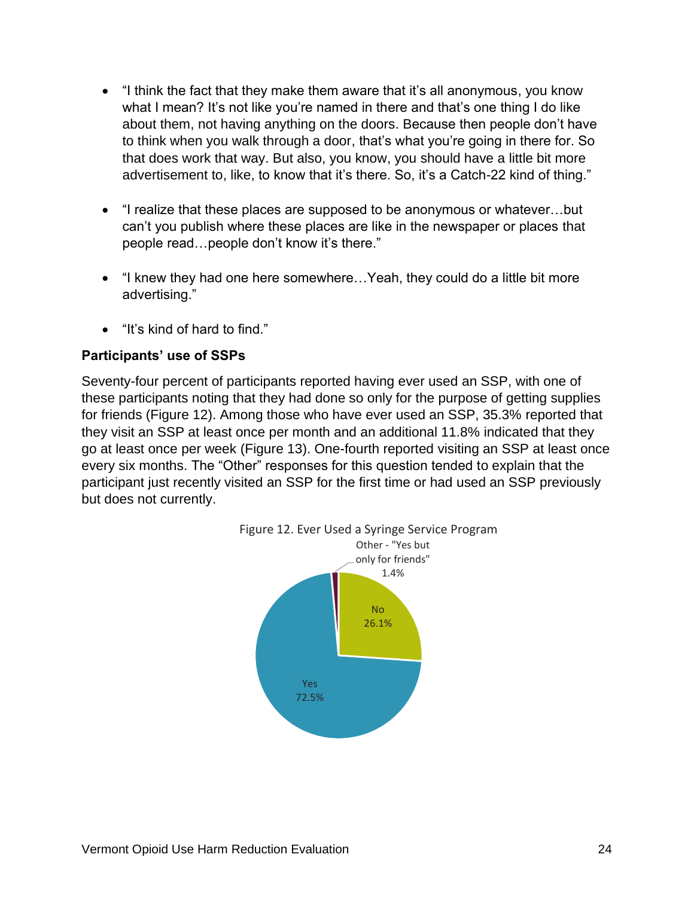- "I think the fact that they make them aware that it's all anonymous, you know what I mean? It's not like you're named in there and that's one thing I do like about them, not having anything on the doors. Because then people don't have to think when you walk through a door, that's what you're going in there for. So that does work that way. But also, you know, you should have a little bit more advertisement to, like, to know that it's there. So, it's a Catch-22 kind of thing."

- "I realize that these places are supposed to be anonymous or whatever…but can't you publish where these places are like in the newspaper or places that people read…people don't know it's there."

- "I knew they had one here somewhere…Yeah, they could do a little bit more advertising."

- "It's kind of hard to find."

**Participants' use of SSPs**

Seventy-four percent of participants reported having ever used an SSP, with one of these participants noting that they had done so only for the purpose of getting supplies for friends (Figure 12). Among those who have ever used an SSP, 35.3% reported that they visit an SSP at least once per month and an additional 11.8% indicated that they go at least once per week (Figure 13). One-fourth reported visiting an SSP at least once every six months. The "Other" responses for this question tended to explain that the participant just recently visited an SSP for the first time or had used an SSP previously but does not currently.

Figure 12. Ever Used a Syringe Service Program

| Response | Percent |
|---|---|
| Yes | 72.5% |
| No | 26.1% |
| Other - "Yes but only for friends" | 1.4% |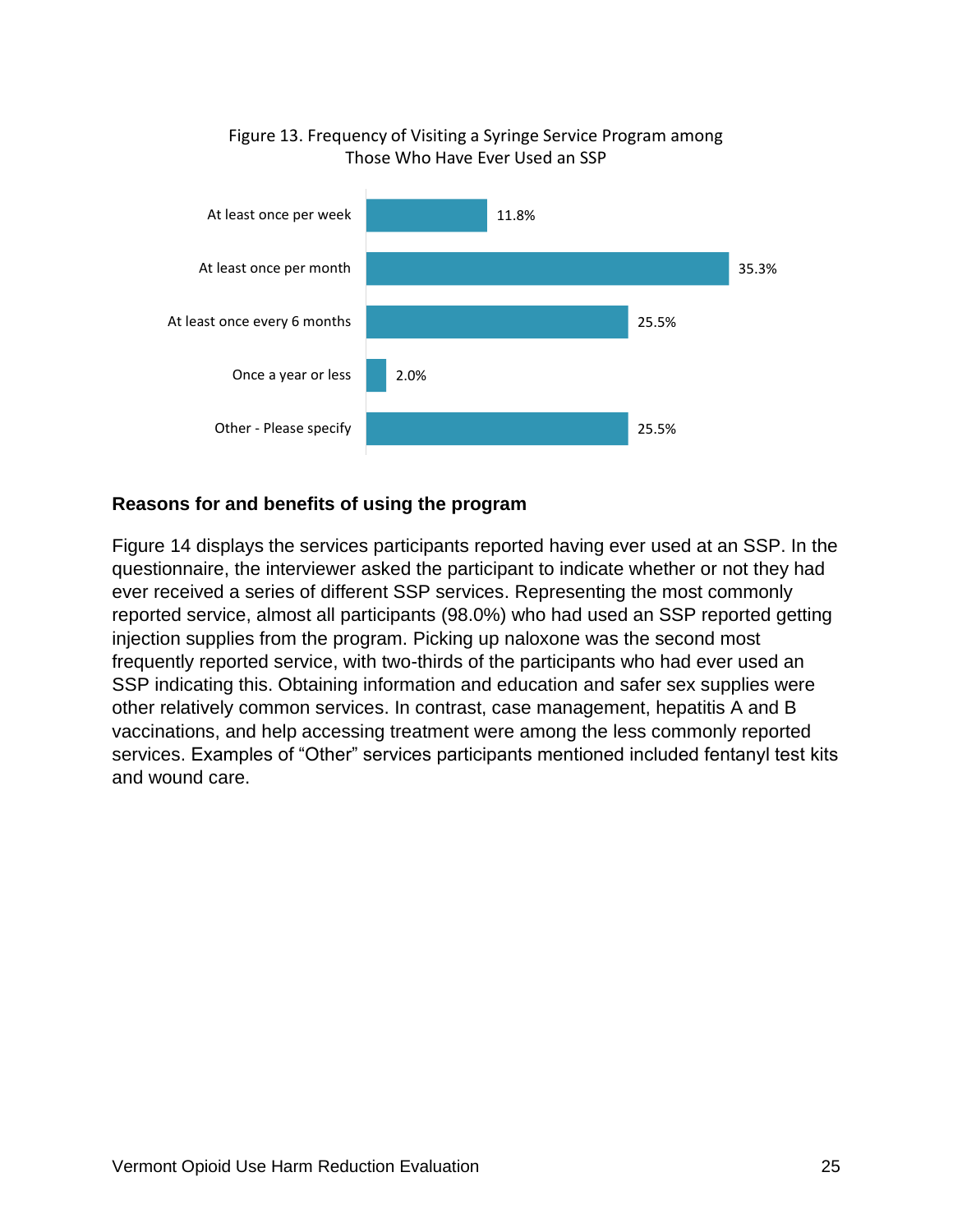Figure 13. Frequency of Visiting a Syringe Service Program among Those Who Have Ever Used an SSP

| Frequency | Percent |
|---|---|
| At least once per week | 11.8% |
| At least once per month | 35.3% |
| At least once every 6 months | 25.5% |
| Once a year or less | 2.0% |
| Other - Please specify | 25.5% |

### Reasons for and benefits of using the program

Figure 14 displays the services participants reported having ever used at an SSP. In the questionnaire, the interviewer asked the participant to indicate whether or not they had ever received a series of different SSP services. Representing the most commonly reported service, almost all participants (98.0%) who had used an SSP reported getting injection supplies from the program. Picking up naloxone was the second most frequently reported service, with two-thirds of the participants who had ever used an SSP indicating this. Obtaining information and education and safer sex supplies were other relatively common services. In contrast, case management, hepatitis A and B vaccinations, and help accessing treatment were among the less commonly reported services. Examples of “Other” services participants mentioned included fentanyl test kits and wound care.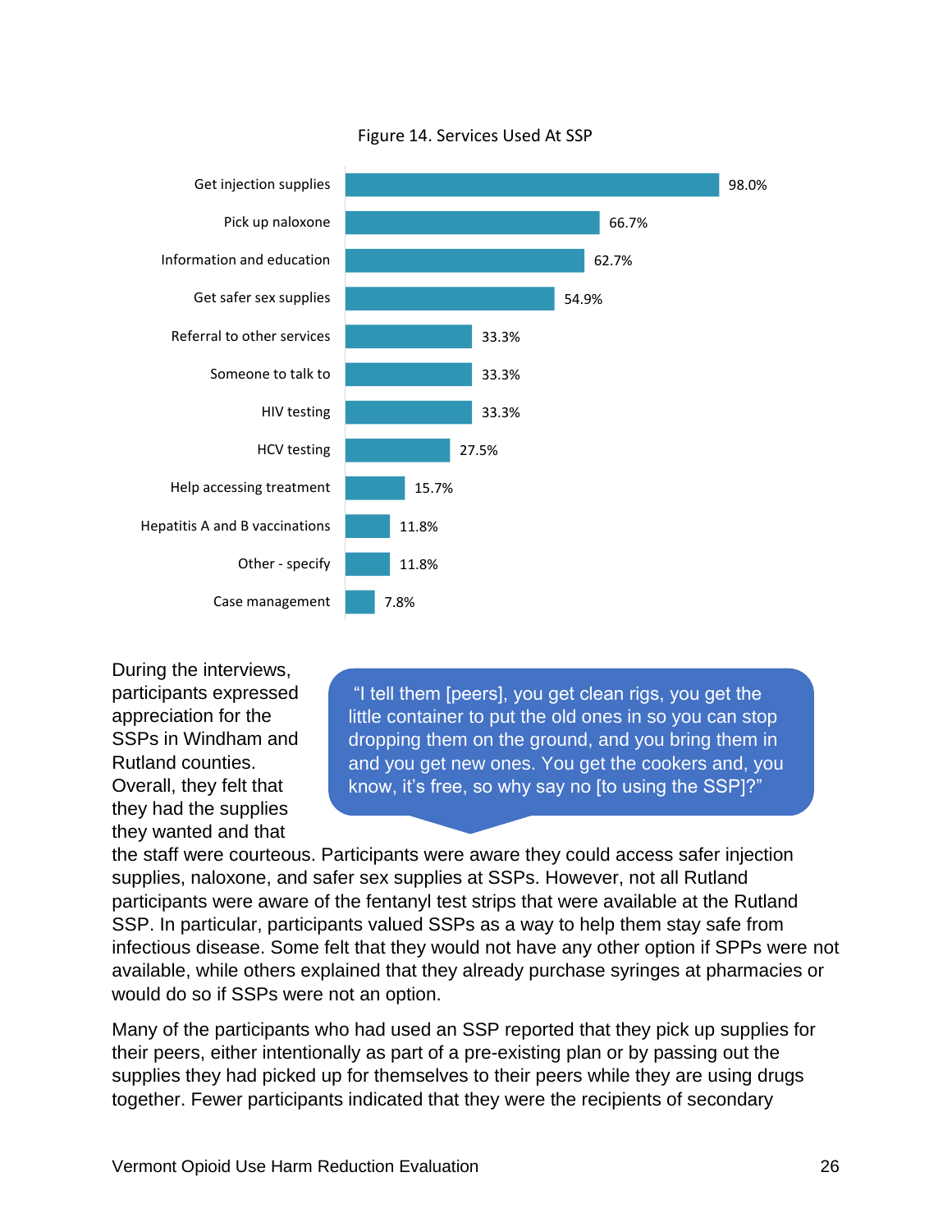Figure 14. Services Used At SSP

| Service | Percent |
|---|---|
| Get injection supplies | 98.0% |
| Pick up naloxone | 66.7% |
| Information and education | 62.7% |
| Get safer sex supplies | 54.9% |
| Referral to other services | 33.3% |
| Someone to talk to | 33.3% |
| HIV testing | 33.3% |
| HCV testing | 27.5% |
| Help accessing treatment | 15.7% |
| Hepatitis A and B vaccinations | 11.8% |
| Other - specify | 11.8% |
| Case management | 7.8% |

> "I tell them [peers], you get clean rigs, you get the little container to put the old ones in so you can stop dropping them on the ground, and you bring them in and you get new ones. You get the cookers and, you know, it's free, so why say no [to using the SSP]?"

During the interviews, participants expressed appreciation for the SSPs in Windham and Rutland counties. Overall, they felt that they had the supplies they wanted and that the staff were courteous. Participants were aware they could access safer injection supplies, naloxone, and safer sex supplies at SSPs. However, not all Rutland participants were aware of the fentanyl test strips that were available at the Rutland SSP. In particular, participants valued SSPs as a way to help them stay safe from infectious disease. Some felt that they would not have any other option if SPPs were not available, while others explained that they already purchase syringes at pharmacies or would do so if SSPs were not an option.

Many of the participants who had used an SSP reported that they pick up supplies for their peers, either intentionally as part of a pre-existing plan or by passing out the supplies they had picked up for themselves to their peers while they are using drugs together. Fewer participants indicated that they were the recipients of secondary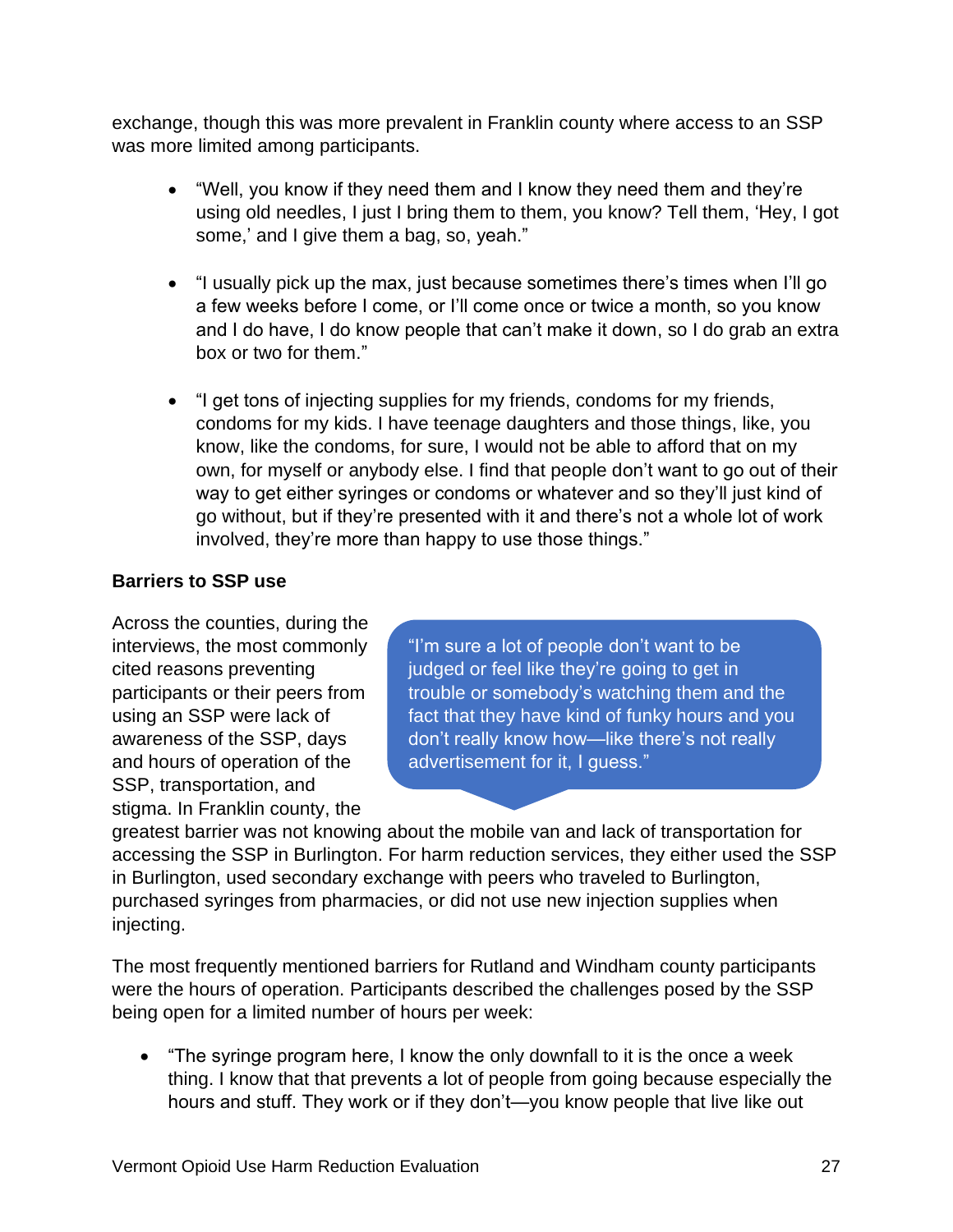exchange, though this was more prevalent in Franklin county where access to an SSP was more limited among participants.

- "Well, you know if they need them and I know they need them and they're using old needles, I just I bring them to them, you know? Tell them, 'Hey, I got some,' and I give them a bag, so, yeah."
- "I usually pick up the max, just because sometimes there's times when I'll go a few weeks before I come, or I'll come once or twice a month, so you know and I do have, I do know people that can't make it down, so I do grab an extra box or two for them."
- "I get tons of injecting supplies for my friends, condoms for my friends, condoms for my kids. I have teenage daughters and those things, like, you know, like the condoms, for sure, I would not be able to afford that on my own, for myself or anybody else. I find that people don't want to go out of their way to get either syringes or condoms or whatever and so they'll just kind of go without, but if they're presented with it and there's not a whole lot of work involved, they're more than happy to use those things."

**Barriers to SSP use**

> "I'm sure a lot of people don't want to be judged or feel like they're going to get in trouble or somebody's watching them and the fact that they have kind of funky hours and you don't really know how—like there's not really advertisement for it, I guess."

Across the counties, during the interviews, the most commonly cited reasons preventing participants or their peers from using an SSP were lack of awareness of the SSP, days and hours of operation of the SSP, transportation, and stigma. In Franklin county, the greatest barrier was not knowing about the mobile van and lack of transportation for accessing the SSP in Burlington. For harm reduction services, they either used the SSP in Burlington, used secondary exchange with peers who traveled to Burlington, purchased syringes from pharmacies, or did not use new injection supplies when injecting.

The most frequently mentioned barriers for Rutland and Windham county participants were the hours of operation. Participants described the challenges posed by the SSP being open for a limited number of hours per week:

- "The syringe program here, I know the only downfall to it is the once a week thing. I know that that prevents a lot of people from going because especially the hours and stuff. They work or if they don't—you know people that live like out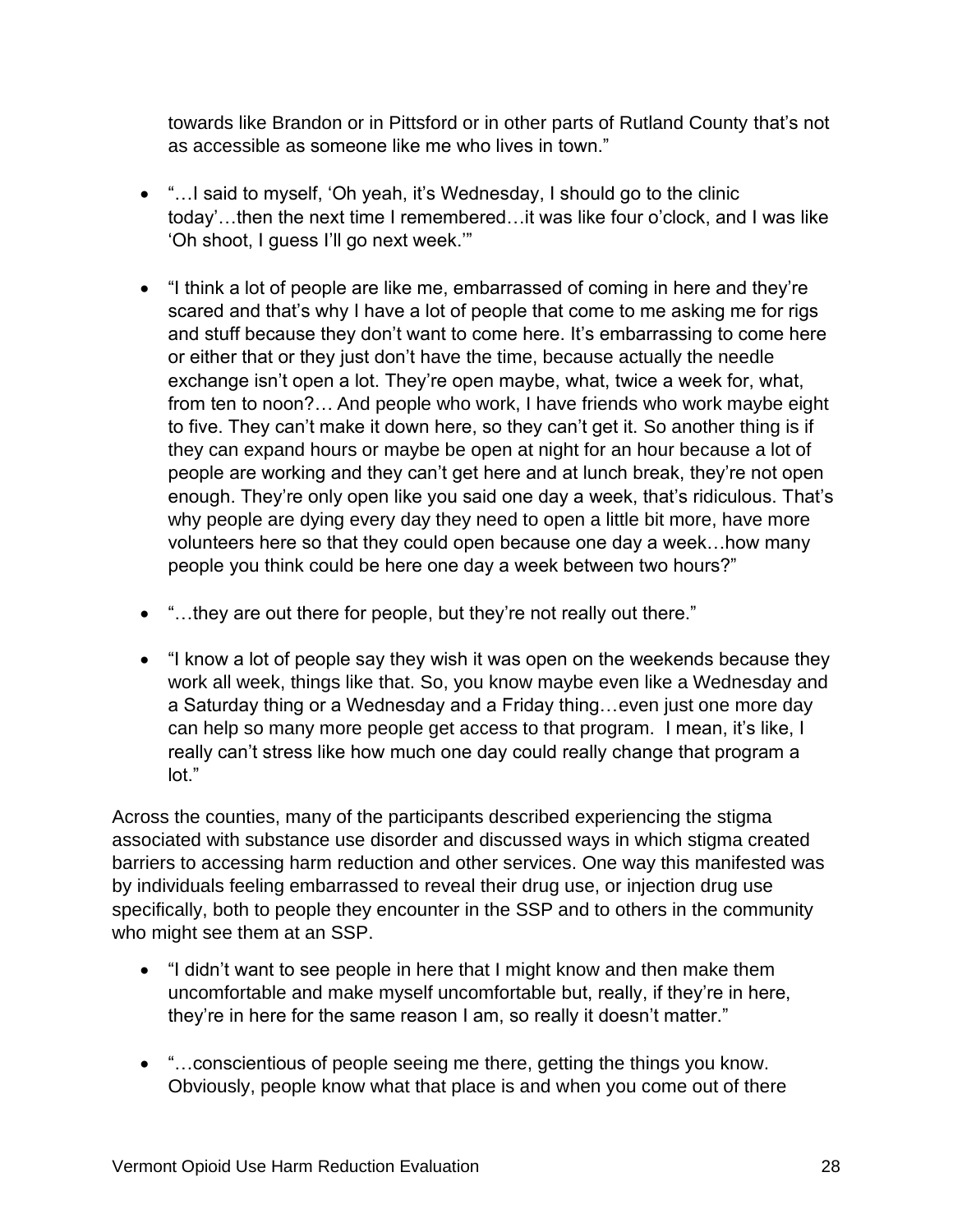towards like Brandon or in Pittsford or in other parts of Rutland County that's not as accessible as someone like me who lives in town."

- "…I said to myself, 'Oh yeah, it's Wednesday, I should go to the clinic today'…then the next time I remembered…it was like four o'clock, and I was like 'Oh shoot, I guess I'll go next week.'"

- "I think a lot of people are like me, embarrassed of coming in here and they're scared and that's why I have a lot of people that come to me asking me for rigs and stuff because they don't want to come here. It's embarrassing to come here or either that or they just don't have the time, because actually the needle exchange isn't open a lot. They're open maybe, what, twice a week for, what, from ten to noon?… And people who work, I have friends who work maybe eight to five. They can't make it down here, so they can't get it. So another thing is if they can expand hours or maybe be open at night for an hour because a lot of people are working and they can't get here and at lunch break, they're not open enough. They're only open like you said one day a week, that's ridiculous. That's why people are dying every day they need to open a little bit more, have more volunteers here so that they could open because one day a week…how many people you think could be here one day a week between two hours?"

- "…they are out there for people, but they're not really out there."

- "I know a lot of people say they wish it was open on the weekends because they work all week, things like that. So, you know maybe even like a Wednesday and a Saturday thing or a Wednesday and a Friday thing…even just one more day can help so many more people get access to that program. I mean, it's like, I really can't stress like how much one day could really change that program a lot."

Across the counties, many of the participants described experiencing the stigma associated with substance use disorder and discussed ways in which stigma created barriers to accessing harm reduction and other services. One way this manifested was by individuals feeling embarrassed to reveal their drug use, or injection drug use specifically, both to people they encounter in the SSP and to others in the community who might see them at an SSP.

- "I didn't want to see people in here that I might know and then make them uncomfortable and make myself uncomfortable but, really, if they're in here, they're in here for the same reason I am, so really it doesn't matter."

- "…conscientious of people seeing me there, getting the things you know. Obviously, people know what that place is and when you come out of there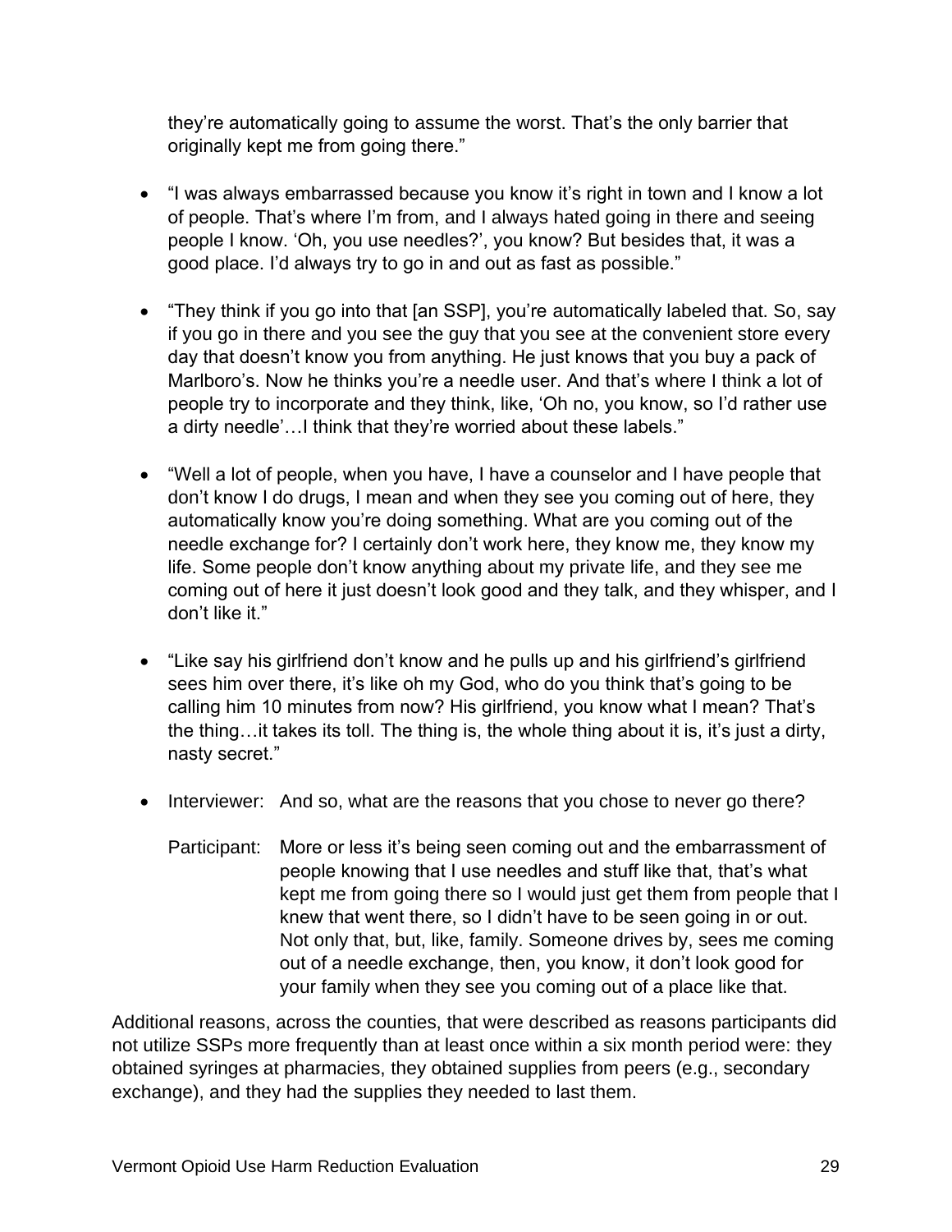they're automatically going to assume the worst. That's the only barrier that originally kept me from going there."

- "I was always embarrassed because you know it's right in town and I know a lot of people. That's where I'm from, and I always hated going in there and seeing people I know. 'Oh, you use needles?', you know? But besides that, it was a good place. I'd always try to go in and out as fast as possible."

- "They think if you go into that [an SSP], you're automatically labeled that. So, say if you go in there and you see the guy that you see at the convenient store every day that doesn't know you from anything. He just knows that you buy a pack of Marlboro's. Now he thinks you're a needle user. And that's where I think a lot of people try to incorporate and they think, like, 'Oh no, you know, so I'd rather use a dirty needle'…I think that they're worried about these labels."

- "Well a lot of people, when you have, I have a counselor and I have people that don't know I do drugs, I mean and when they see you coming out of here, they automatically know you're doing something. What are you coming out of the needle exchange for? I certainly don't work here, they know me, they know my life. Some people don't know anything about my private life, and they see me coming out of here it just doesn't look good and they talk, and they whisper, and I don't like it."

- "Like say his girlfriend don't know and he pulls up and his girlfriend's girlfriend sees him over there, it's like oh my God, who do you think that's going to be calling him 10 minutes from now? His girlfriend, you know what I mean? That's the thing…it takes its toll. The thing is, the whole thing about it is, it's just a dirty, nasty secret."

- Interviewer: And so, what are the reasons that you chose to never go there?

  Participant: More or less it's being seen coming out and the embarrassment of people knowing that I use needles and stuff like that, that's what kept me from going there so I would just get them from people that I knew that went there, so I didn't have to be seen going in or out. Not only that, but, like, family. Someone drives by, sees me coming out of a needle exchange, then, you know, it don't look good for your family when they see you coming out of a place like that.

Additional reasons, across the counties, that were described as reasons participants did not utilize SSPs more frequently than at least once within a six month period were: they obtained syringes at pharmacies, they obtained supplies from peers (e.g., secondary exchange), and they had the supplies they needed to last them.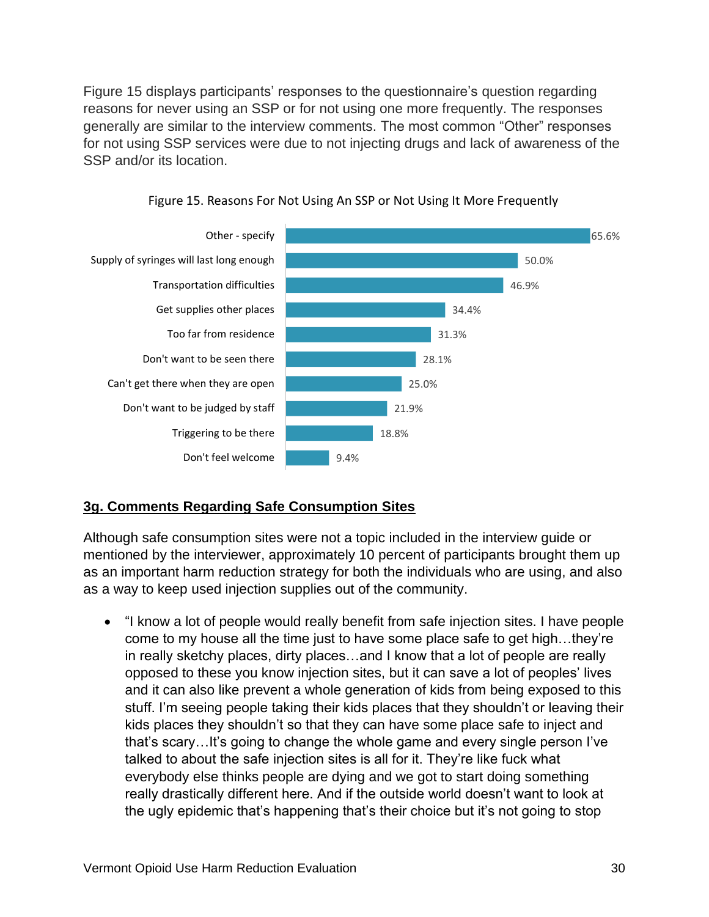Figure 15 displays participants' responses to the questionnaire's question regarding reasons for never using an SSP or for not using one more frequently. The responses generally are similar to the interview comments. The most common "Other" responses for not using SSP services were due to not injecting drugs and lack of awareness of the SSP and/or its location.

Figure 15. Reasons For Not Using An SSP or Not Using It More Frequently

| Reason | Percent |
|---|---|
| Other - specify | 65.6% |
| Supply of syringes will last long enough | 50.0% |
| Transportation difficulties | 46.9% |
| Get supplies other places | 34.4% |
| Too far from residence | 31.3% |
| Don't want to be seen there | 28.1% |
| Can't get there when they are open | 25.0% |
| Don't want to be judged by staff | 21.9% |
| Triggering to be there | 18.8% |
| Don't feel welcome | 9.4% |

## 3g. Comments Regarding Safe Consumption Sites

Although safe consumption sites were not a topic included in the interview guide or mentioned by the interviewer, approximately 10 percent of participants brought them up as an important harm reduction strategy for both the individuals who are using, and also as a way to keep used injection supplies out of the community.

- "I know a lot of people would really benefit from safe injection sites. I have people come to my house all the time just to have some place safe to get high…they're in really sketchy places, dirty places…and I know that a lot of people are really opposed to these you know injection sites, but it can save a lot of peoples' lives and it can also like prevent a whole generation of kids from being exposed to this stuff. I'm seeing people taking their kids places that they shouldn't or leaving their kids places they shouldn't so that they can have some place safe to inject and that's scary…It's going to change the whole game and every single person I've talked to about the safe injection sites is all for it. They're like fuck what everybody else thinks people are dying and we got to start doing something really drastically different here. And if the outside world doesn't want to look at the ugly epidemic that's happening that's their choice but it's not going to stop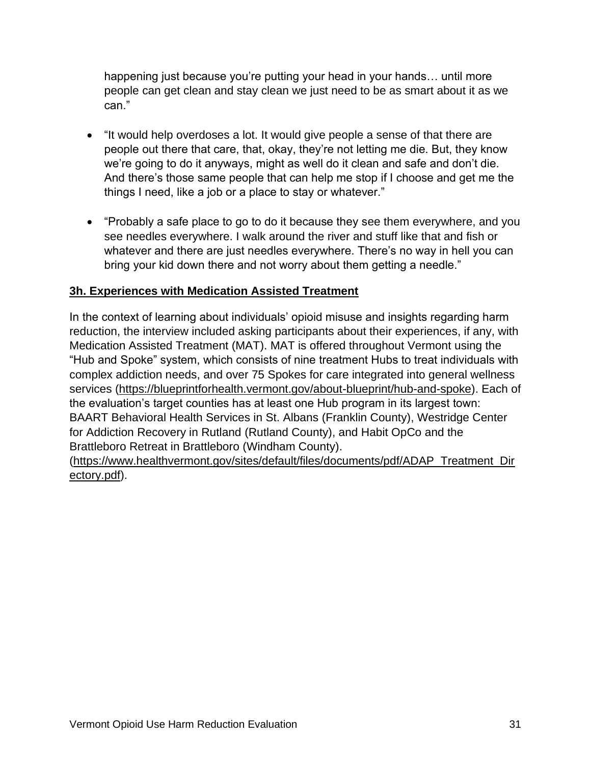happening just because you're putting your head in your hands… until more people can get clean and stay clean we just need to be as smart about it as we can."

- "It would help overdoses a lot. It would give people a sense of that there are people out there that care, that, okay, they're not letting me die. But, they know we're going to do it anyways, might as well do it clean and safe and don't die. And there's those same people that can help me stop if I choose and get me the things I need, like a job or a place to stay or whatever."

- "Probably a safe place to go to do it because they see them everywhere, and you see needles everywhere. I walk around the river and stuff like that and fish or whatever and there are just needles everywhere. There's no way in hell you can bring your kid down there and not worry about them getting a needle."

### 3h. Experiences with Medication Assisted Treatment

In the context of learning about individuals' opioid misuse and insights regarding harm reduction, the interview included asking participants about their experiences, if any, with Medication Assisted Treatment (MAT). MAT is offered throughout Vermont using the "Hub and Spoke" system, which consists of nine treatment Hubs to treat individuals with complex addiction needs, and over 75 Spokes for care integrated into general wellness services (https://blueprintforhealth.vermont.gov/about-blueprint/hub-and-spoke). Each of the evaluation's target counties has at least one Hub program in its largest town: BAART Behavioral Health Services in St. Albans (Franklin County), Westridge Center for Addiction Recovery in Rutland (Rutland County), and Habit OpCo and the Brattleboro Retreat in Brattleboro (Windham County). (https://www.healthvermont.gov/sites/default/files/documents/pdf/ADAP_Treatment_Directory.pdf).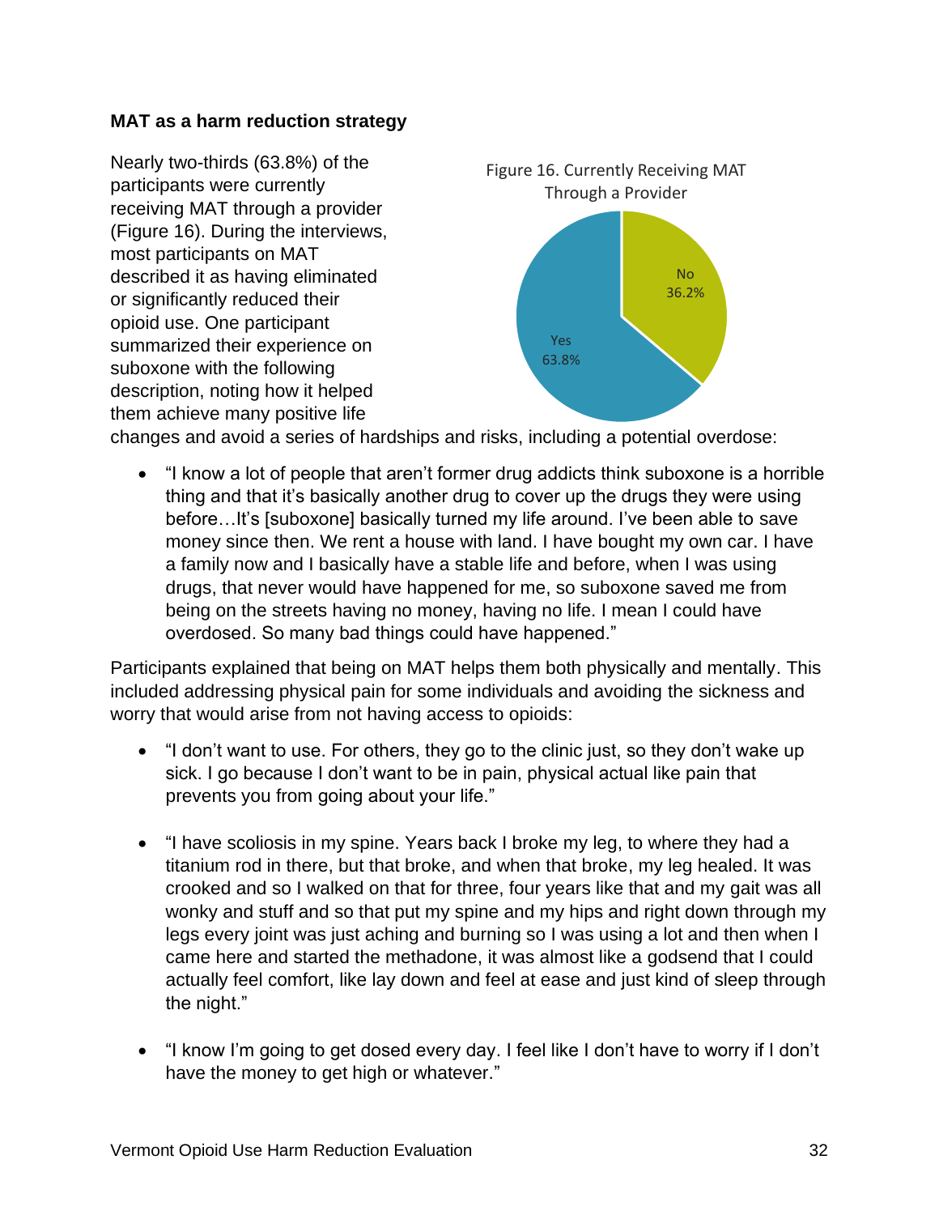**MAT as a harm reduction strategy**

Nearly two-thirds (63.8%) of the participants were currently receiving MAT through a provider (Figure 16). During the interviews, most participants on MAT described it as having eliminated or significantly reduced their opioid use. One participant summarized their experience on suboxone with the following description, noting how it helped them achieve many positive life changes and avoid a series of hardships and risks, including a potential overdose:

Figure 16. Currently Receiving MAT Through a Provider

| Response | Percent |
|---|---|
| Yes | 63.8% |
| No | 36.2% |

- "I know a lot of people that aren't former drug addicts think suboxone is a horrible thing and that it's basically another drug to cover up the drugs they were using before…It's [suboxone] basically turned my life around. I've been able to save money since then. We rent a house with land. I have bought my own car. I have a family now and I basically have a stable life and before, when I was using drugs, that never would have happened for me, so suboxone saved me from being on the streets having no money, having no life. I mean I could have overdosed. So many bad things could have happened."

Participants explained that being on MAT helps them both physically and mentally. This included addressing physical pain for some individuals and avoiding the sickness and worry that would arise from not having access to opioids:

- "I don't want to use. For others, they go to the clinic just, so they don't wake up sick. I go because I don't want to be in pain, physical actual like pain that prevents you from going about your life."

- "I have scoliosis in my spine. Years back I broke my leg, to where they had a titanium rod in there, but that broke, and when that broke, my leg healed. It was crooked and so I walked on that for three, four years like that and my gait was all wonky and stuff and so that put my spine and my hips and right down through my legs every joint was just aching and burning so I was using a lot and then when I came here and started the methadone, it was almost like a godsend that I could actually feel comfort, like lay down and feel at ease and just kind of sleep through the night."

- "I know I'm going to get dosed every day. I feel like I don't have to worry if I don't have the money to get high or whatever."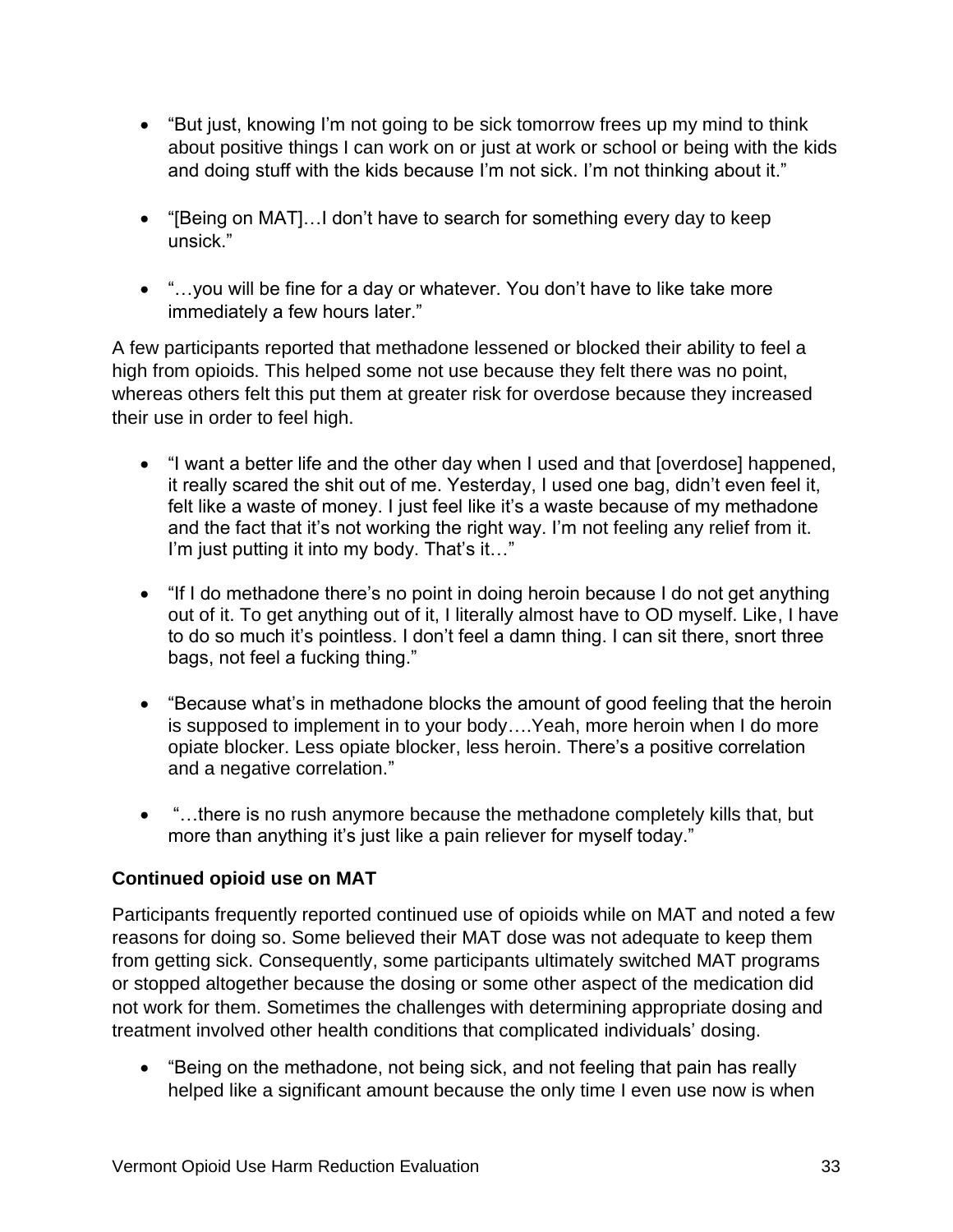- “But just, knowing I’m not going to be sick tomorrow frees up my mind to think about positive things I can work on or just at work or school or being with the kids and doing stuff with the kids because I’m not sick. I’m not thinking about it.”

- “[Being on MAT]…I don’t have to search for something every day to keep unsick.”

- “…you will be fine for a day or whatever. You don’t have to like take more immediately a few hours later.”

A few participants reported that methadone lessened or blocked their ability to feel a high from opioids. This helped some not use because they felt there was no point, whereas others felt this put them at greater risk for overdose because they increased their use in order to feel high.

- “I want a better life and the other day when I used and that [overdose] happened, it really scared the shit out of me. Yesterday, I used one bag, didn’t even feel it, felt like a waste of money. I just feel like it’s a waste because of my methadone and the fact that it’s not working the right way. I’m not feeling any relief from it. I’m just putting it into my body. That’s it…”

- “If I do methadone there’s no point in doing heroin because I do not get anything out of it. To get anything out of it, I literally almost have to OD myself. Like, I have to do so much it’s pointless. I don’t feel a damn thing. I can sit there, snort three bags, not feel a fucking thing.”

- “Because what’s in methadone blocks the amount of good feeling that the heroin is supposed to implement in to your body….Yeah, more heroin when I do more opiate blocker. Less opiate blocker, less heroin. There’s a positive correlation and a negative correlation.”

- “…there is no rush anymore because the methadone completely kills that, but more than anything it’s just like a pain reliever for myself today.”

### Continued opioid use on MAT

Participants frequently reported continued use of opioids while on MAT and noted a few reasons for doing so. Some believed their MAT dose was not adequate to keep them from getting sick. Consequently, some participants ultimately switched MAT programs or stopped altogether because the dosing or some other aspect of the medication did not work for them. Sometimes the challenges with determining appropriate dosing and treatment involved other health conditions that complicated individuals’ dosing.

- “Being on the methadone, not being sick, and not feeling that pain has really helped like a significant amount because the only time I even use now is when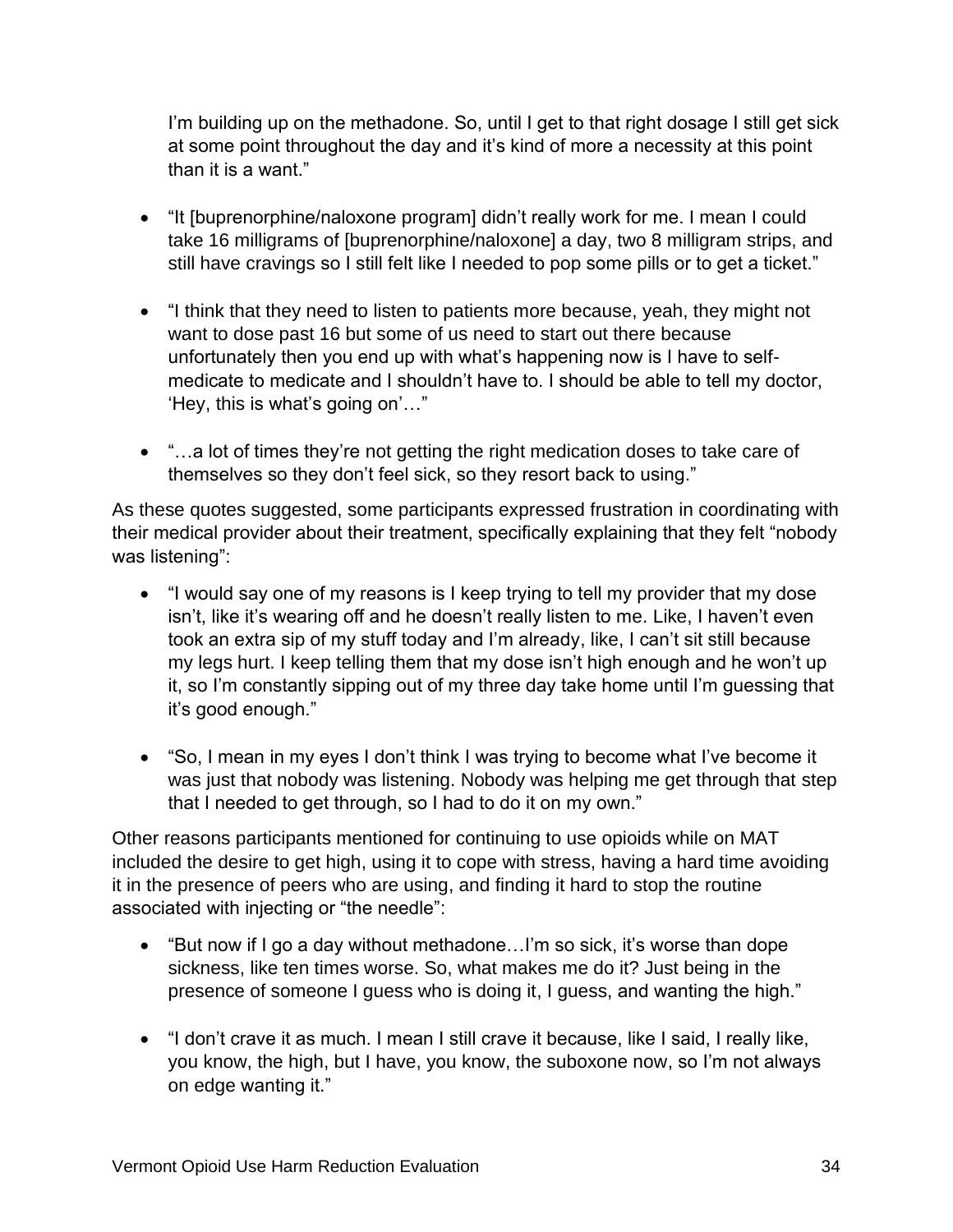I'm building up on the methadone. So, until I get to that right dosage I still get sick at some point throughout the day and it's kind of more a necessity at this point than it is a want."

- "It [buprenorphine/naloxone program] didn't really work for me. I mean I could take 16 milligrams of [buprenorphine/naloxone] a day, two 8 milligram strips, and still have cravings so I still felt like I needed to pop some pills or to get a ticket."
- "I think that they need to listen to patients more because, yeah, they might not want to dose past 16 but some of us need to start out there because unfortunately then you end up with what's happening now is I have to self-medicate to medicate and I shouldn't have to. I should be able to tell my doctor, 'Hey, this is what's going on'…"
- "…a lot of times they're not getting the right medication doses to take care of themselves so they don't feel sick, so they resort back to using."

As these quotes suggested, some participants expressed frustration in coordinating with their medical provider about their treatment, specifically explaining that they felt "nobody was listening":

- "I would say one of my reasons is I keep trying to tell my provider that my dose isn't, like it's wearing off and he doesn't really listen to me. Like, I haven't even took an extra sip of my stuff today and I'm already, like, I can't sit still because my legs hurt. I keep telling them that my dose isn't high enough and he won't up it, so I'm constantly sipping out of my three day take home until I'm guessing that it's good enough."
- "So, I mean in my eyes I don't think I was trying to become what I've become it was just that nobody was listening. Nobody was helping me get through that step that I needed to get through, so I had to do it on my own."

Other reasons participants mentioned for continuing to use opioids while on MAT included the desire to get high, using it to cope with stress, having a hard time avoiding it in the presence of peers who are using, and finding it hard to stop the routine associated with injecting or "the needle":

- "But now if I go a day without methadone…I'm so sick, it's worse than dope sickness, like ten times worse. So, what makes me do it? Just being in the presence of someone I guess who is doing it, I guess, and wanting the high."
- "I don't crave it as much. I mean I still crave it because, like I said, I really like, you know, the high, but I have, you know, the suboxone now, so I'm not always on edge wanting it."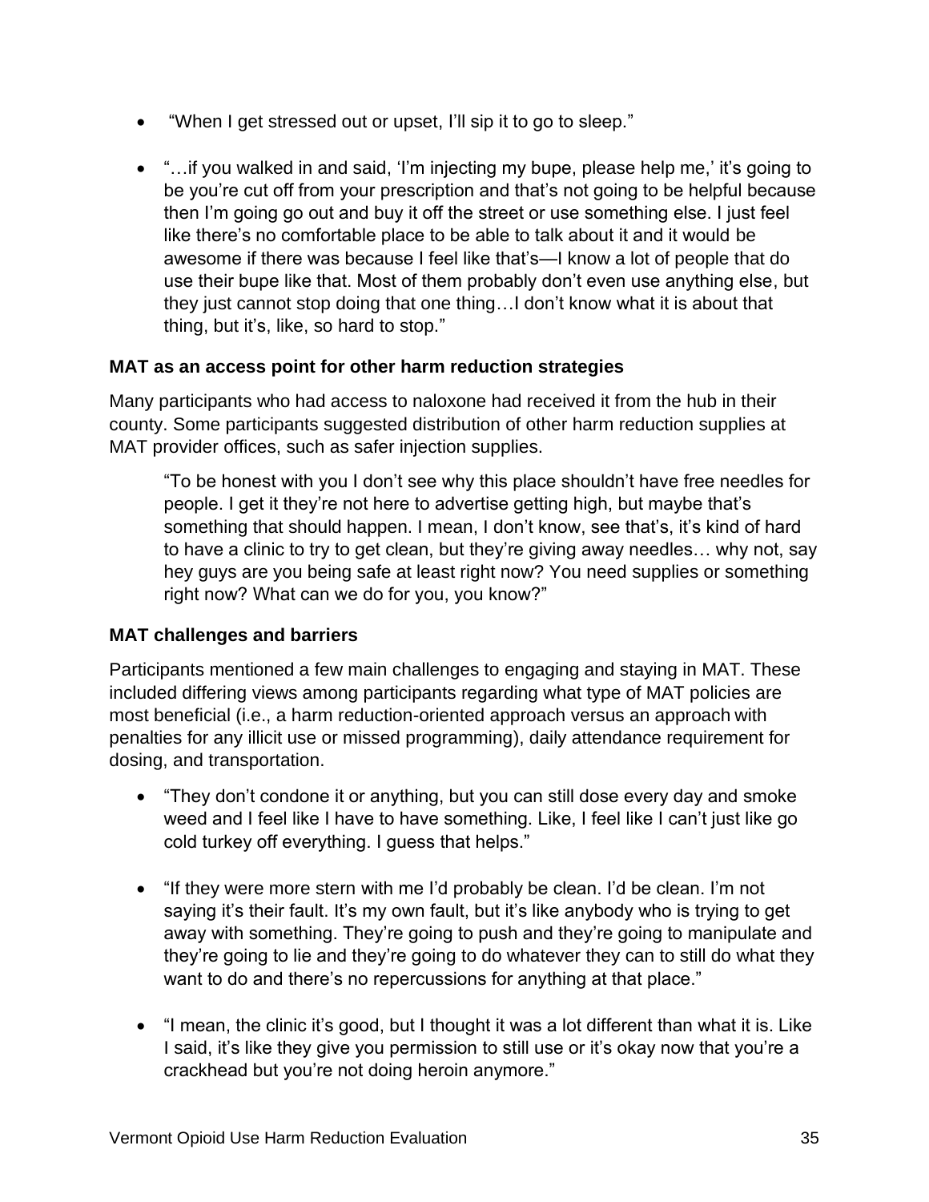- "When I get stressed out or upset, I'll sip it to go to sleep."

- "…if you walked in and said, 'I'm injecting my bupe, please help me,' it's going to be you're cut off from your prescription and that's not going to be helpful because then I'm going go out and buy it off the street or use something else. I just feel like there's no comfortable place to be able to talk about it and it would be awesome if there was because I feel like that's—I know a lot of people that do use their bupe like that. Most of them probably don't even use anything else, but they just cannot stop doing that one thing…I don't know what it is about that thing, but it's, like, so hard to stop."

**MAT as an access point for other harm reduction strategies**

Many participants who had access to naloxone had received it from the hub in their county. Some participants suggested distribution of other harm reduction supplies at MAT provider offices, such as safer injection supplies.

> "To be honest with you I don't see why this place shouldn't have free needles for people. I get it they're not here to advertise getting high, but maybe that's something that should happen. I mean, I don't know, see that's, it's kind of hard to have a clinic to try to get clean, but they're giving away needles… why not, say hey guys are you being safe at least right now? You need supplies or something right now? What can we do for you, you know?"

**MAT challenges and barriers**

Participants mentioned a few main challenges to engaging and staying in MAT. These included differing views among participants regarding what type of MAT policies are most beneficial (i.e., a harm reduction-oriented approach versus an approach with penalties for any illicit use or missed programming), daily attendance requirement for dosing, and transportation.

- "They don't condone it or anything, but you can still dose every day and smoke weed and I feel like I have to have something. Like, I feel like I can't just like go cold turkey off everything. I guess that helps."

- "If they were more stern with me I'd probably be clean. I'd be clean. I'm not saying it's their fault. It's my own fault, but it's like anybody who is trying to get away with something. They're going to push and they're going to manipulate and they're going to lie and they're going to do whatever they can to still do what they want to do and there's no repercussions for anything at that place."

- "I mean, the clinic it's good, but I thought it was a lot different than what it is. Like I said, it's like they give you permission to still use or it's okay now that you're a crackhead but you're not doing heroin anymore."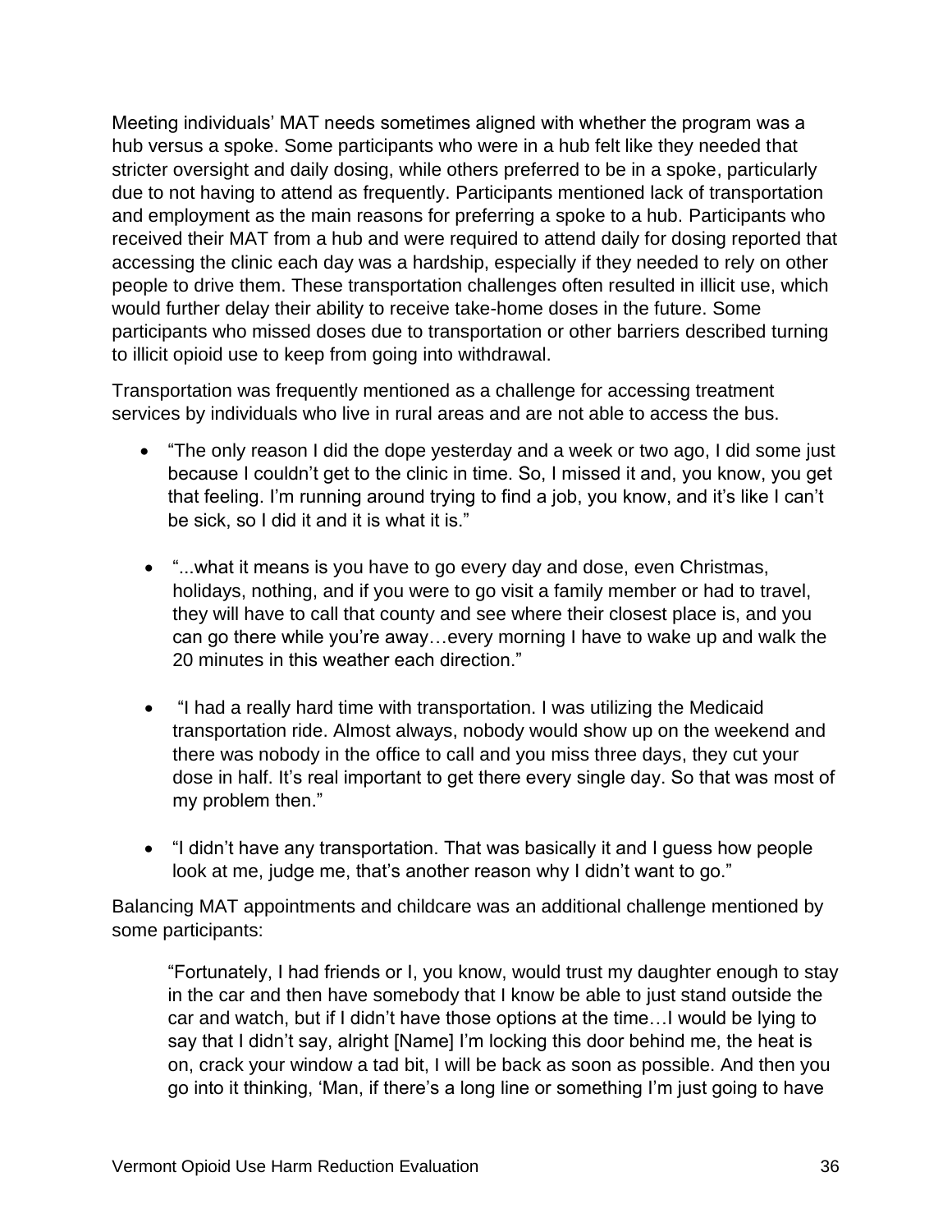Meeting individuals' MAT needs sometimes aligned with whether the program was a hub versus a spoke. Some participants who were in a hub felt like they needed that stricter oversight and daily dosing, while others preferred to be in a spoke, particularly due to not having to attend as frequently. Participants mentioned lack of transportation and employment as the main reasons for preferring a spoke to a hub. Participants who received their MAT from a hub and were required to attend daily for dosing reported that accessing the clinic each day was a hardship, especially if they needed to rely on other people to drive them. These transportation challenges often resulted in illicit use, which would further delay their ability to receive take-home doses in the future. Some participants who missed doses due to transportation or other barriers described turning to illicit opioid use to keep from going into withdrawal.

Transportation was frequently mentioned as a challenge for accessing treatment services by individuals who live in rural areas and are not able to access the bus.

- "The only reason I did the dope yesterday and a week or two ago, I did some just because I couldn't get to the clinic in time. So, I missed it and, you know, you get that feeling. I'm running around trying to find a job, you know, and it's like I can't be sick, so I did it and it is what it is."
- "...what it means is you have to go every day and dose, even Christmas, holidays, nothing, and if you were to go visit a family member or had to travel, they will have to call that county and see where their closest place is, and you can go there while you're away…every morning I have to wake up and walk the 20 minutes in this weather each direction."
- "I had a really hard time with transportation. I was utilizing the Medicaid transportation ride. Almost always, nobody would show up on the weekend and there was nobody in the office to call and you miss three days, they cut your dose in half. It's real important to get there every single day. So that was most of my problem then."
- "I didn't have any transportation. That was basically it and I guess how people look at me, judge me, that's another reason why I didn't want to go."

Balancing MAT appointments and childcare was an additional challenge mentioned by some participants:

> "Fortunately, I had friends or I, you know, would trust my daughter enough to stay in the car and then have somebody that I know be able to just stand outside the car and watch, but if I didn't have those options at the time…I would be lying to say that I didn't say, alright [Name] I'm locking this door behind me, the heat is on, crack your window a tad bit, I will be back as soon as possible. And then you go into it thinking, 'Man, if there's a long line or something I'm just going to have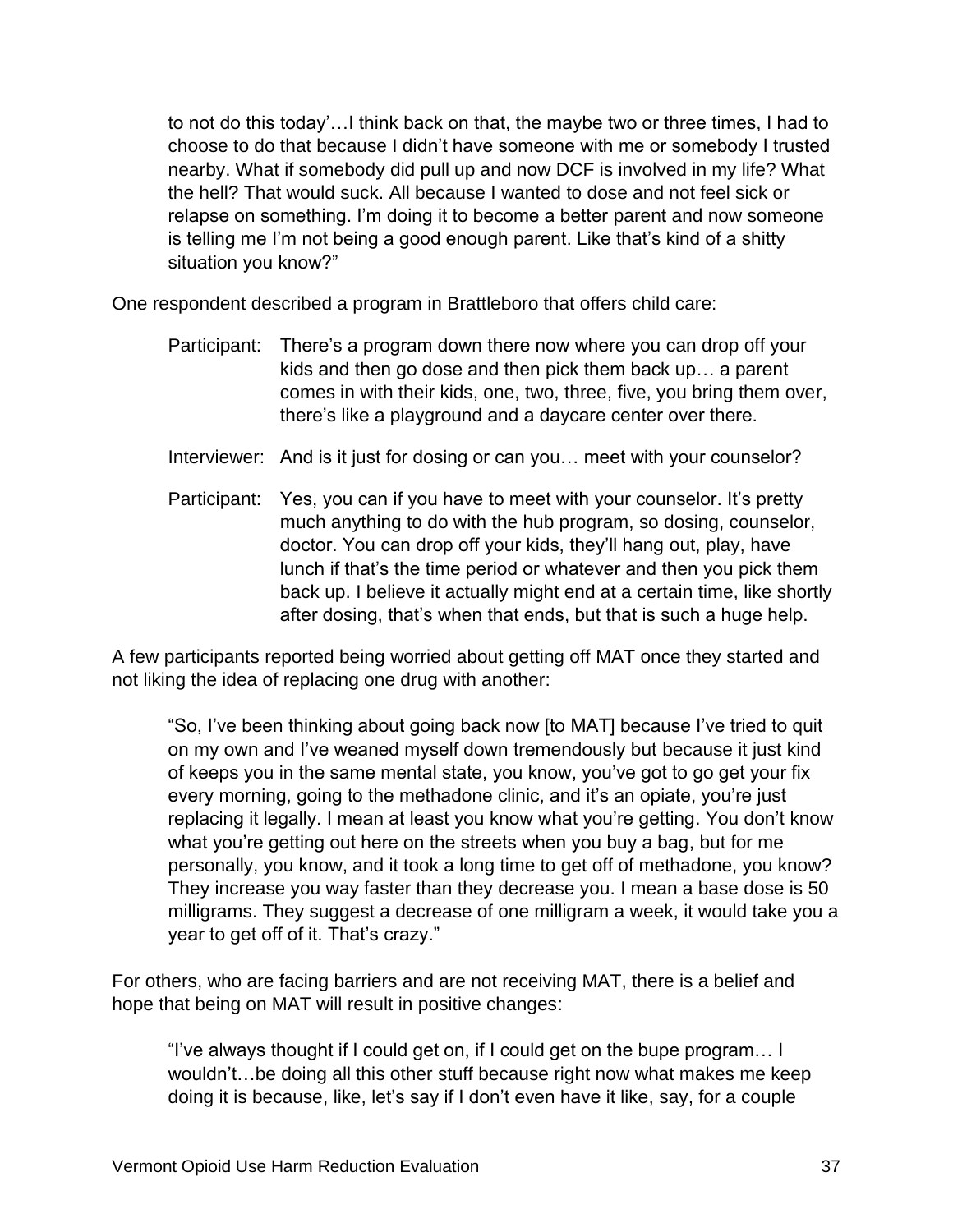> to not do this today'…I think back on that, the maybe two or three times, I had to choose to do that because I didn't have someone with me or somebody I trusted nearby. What if somebody did pull up and now DCF is involved in my life? What the hell? That would suck. All because I wanted to dose and not feel sick or relapse on something. I'm doing it to become a better parent and now someone is telling me I'm not being a good enough parent. Like that's kind of a shitty situation you know?"

One respondent described a program in Brattleboro that offers child care:

> Participant: There's a program down there now where you can drop off your kids and then go dose and then pick them back up… a parent comes in with their kids, one, two, three, five, you bring them over, there's like a playground and a daycare center over there.
>
> Interviewer: And is it just for dosing or can you… meet with your counselor?
>
> Participant: Yes, you can if you have to meet with your counselor. It's pretty much anything to do with the hub program, so dosing, counselor, doctor. You can drop off your kids, they'll hang out, play, have lunch if that's the time period or whatever and then you pick them back up. I believe it actually might end at a certain time, like shortly after dosing, that's when that ends, but that is such a huge help.

A few participants reported being worried about getting off MAT once they started and not liking the idea of replacing one drug with another:

> "So, I've been thinking about going back now [to MAT] because I've tried to quit on my own and I've weaned myself down tremendously but because it just kind of keeps you in the same mental state, you know, you've got to go get your fix every morning, going to the methadone clinic, and it's an opiate, you're just replacing it legally. I mean at least you know what you're getting. You don't know what you're getting out here on the streets when you buy a bag, but for me personally, you know, and it took a long time to get off of methadone, you know? They increase you way faster than they decrease you. I mean a base dose is 50 milligrams. They suggest a decrease of one milligram a week, it would take you a year to get off of it. That's crazy."

For others, who are facing barriers and are not receiving MAT, there is a belief and hope that being on MAT will result in positive changes:

> "I've always thought if I could get on, if I could get on the bupe program… I wouldn't…be doing all this other stuff because right now what makes me keep doing it is because, like, let's say if I don't even have it like, say, for a couple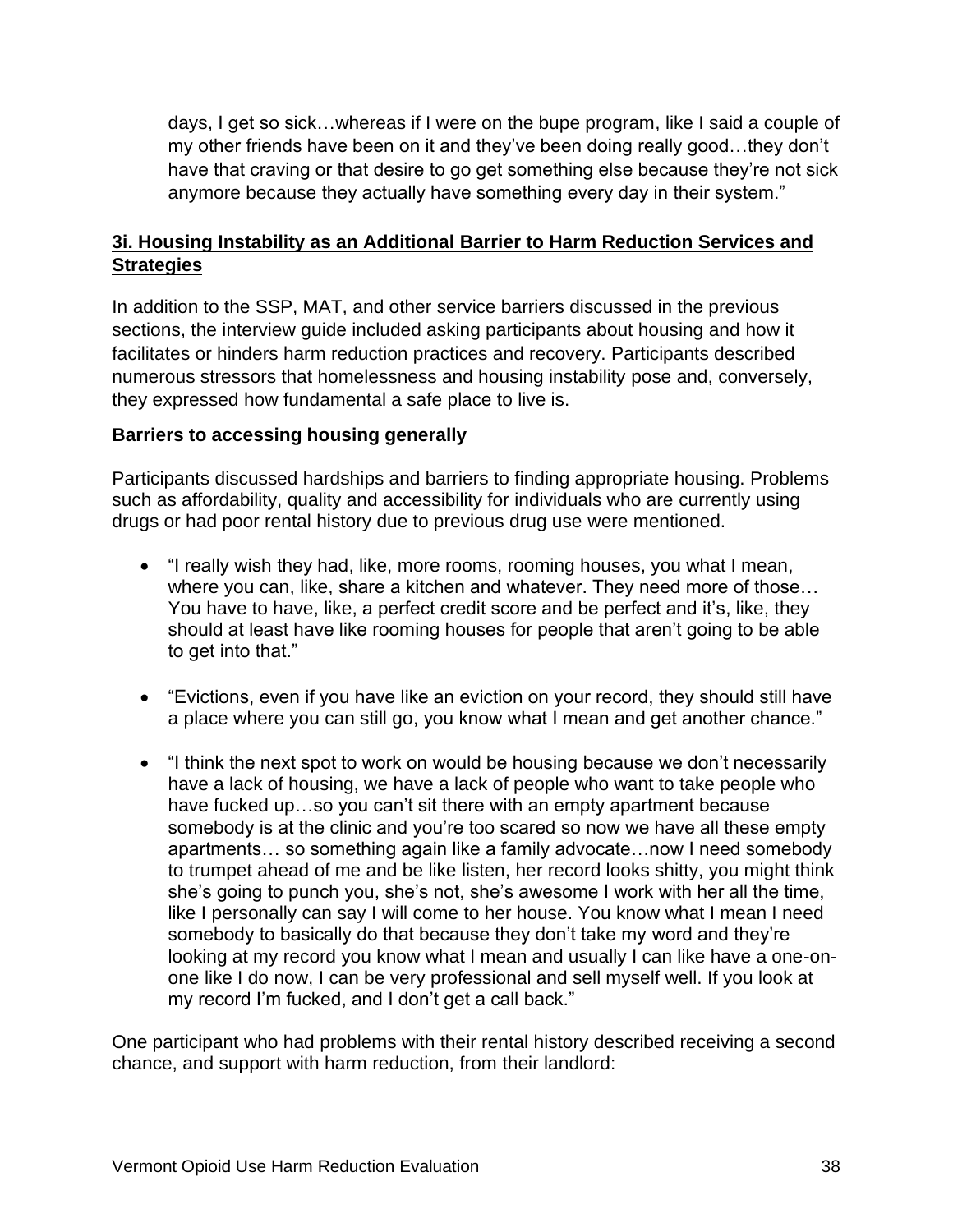days, I get so sick…whereas if I were on the bupe program, like I said a couple of my other friends have been on it and they've been doing really good…they don't have that craving or that desire to go get something else because they're not sick anymore because they actually have something every day in their system."

### 3i. Housing Instability as an Additional Barrier to Harm Reduction Services and Strategies

In addition to the SSP, MAT, and other service barriers discussed in the previous sections, the interview guide included asking participants about housing and how it facilitates or hinders harm reduction practices and recovery. Participants described numerous stressors that homelessness and housing instability pose and, conversely, they expressed how fundamental a safe place to live is.

**Barriers to accessing housing generally**

Participants discussed hardships and barriers to finding appropriate housing. Problems such as affordability, quality and accessibility for individuals who are currently using drugs or had poor rental history due to previous drug use were mentioned.

- "I really wish they had, like, more rooms, rooming houses, you what I mean, where you can, like, share a kitchen and whatever. They need more of those… You have to have, like, a perfect credit score and be perfect and it's, like, they should at least have like rooming houses for people that aren't going to be able to get into that."

- "Evictions, even if you have like an eviction on your record, they should still have a place where you can still go, you know what I mean and get another chance."

- "I think the next spot to work on would be housing because we don't necessarily have a lack of housing, we have a lack of people who want to take people who have fucked up…so you can't sit there with an empty apartment because somebody is at the clinic and you're too scared so now we have all these empty apartments… so something again like a family advocate…now I need somebody to trumpet ahead of me and be like listen, her record looks shitty, you might think she's going to punch you, she's not, she's awesome I work with her all the time, like I personally can say I will come to her house. You know what I mean I need somebody to basically do that because they don't take my word and they're looking at my record you know what I mean and usually I can like have a one-on-one like I do now, I can be very professional and sell myself well. If you look at my record I'm fucked, and I don't get a call back."

One participant who had problems with their rental history described receiving a second chance, and support with harm reduction, from their landlord: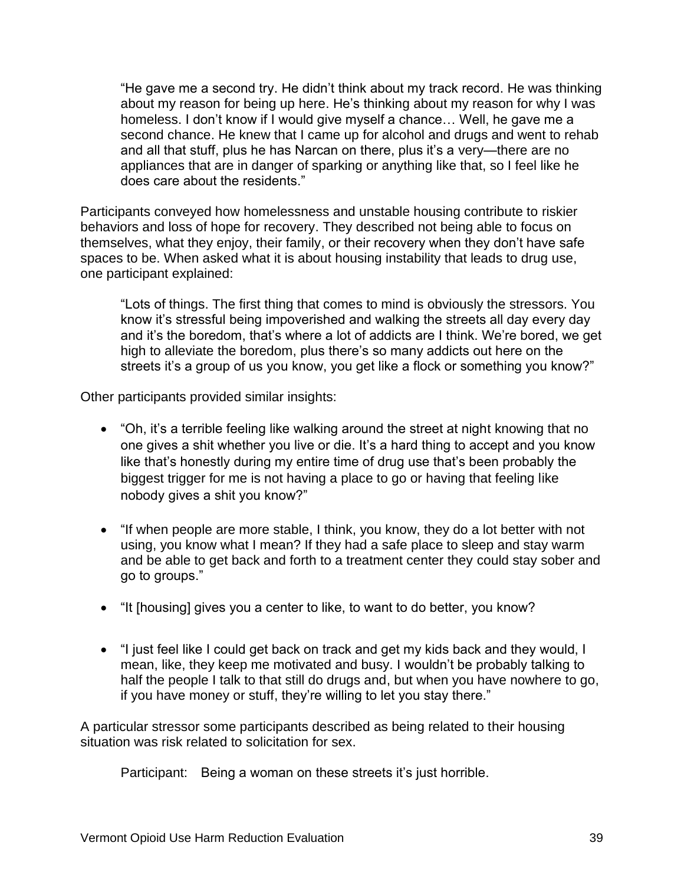> "He gave me a second try. He didn't think about my track record. He was thinking about my reason for being up here. He's thinking about my reason for why I was homeless. I don't know if I would give myself a chance… Well, he gave me a second chance. He knew that I came up for alcohol and drugs and went to rehab and all that stuff, plus he has Narcan on there, plus it's a very—there are no appliances that are in danger of sparking or anything like that, so I feel like he does care about the residents."

Participants conveyed how homelessness and unstable housing contribute to riskier behaviors and loss of hope for recovery. They described not being able to focus on themselves, what they enjoy, their family, or their recovery when they don't have safe spaces to be. When asked what it is about housing instability that leads to drug use, one participant explained:

> "Lots of things. The first thing that comes to mind is obviously the stressors. You know it's stressful being impoverished and walking the streets all day every day and it's the boredom, that's where a lot of addicts are I think. We're bored, we get high to alleviate the boredom, plus there's so many addicts out here on the streets it's a group of us you know, you get like a flock or something you know?"

Other participants provided similar insights:

- "Oh, it's a terrible feeling like walking around the street at night knowing that no one gives a shit whether you live or die. It's a hard thing to accept and you know like that's honestly during my entire time of drug use that's been probably the biggest trigger for me is not having a place to go or having that feeling like nobody gives a shit you know?"
- "If when people are more stable, I think, you know, they do a lot better with not using, you know what I mean? If they had a safe place to sleep and stay warm and be able to get back and forth to a treatment center they could stay sober and go to groups."
- "It [housing] gives you a center to like, to want to do better, you know?
- "I just feel like I could get back on track and get my kids back and they would, I mean, like, they keep me motivated and busy. I wouldn't be probably talking to half the people I talk to that still do drugs and, but when you have nowhere to go, if you have money or stuff, they're willing to let you stay there."

A particular stressor some participants described as being related to their housing situation was risk related to solicitation for sex.

> Participant: Being a woman on these streets it's just horrible.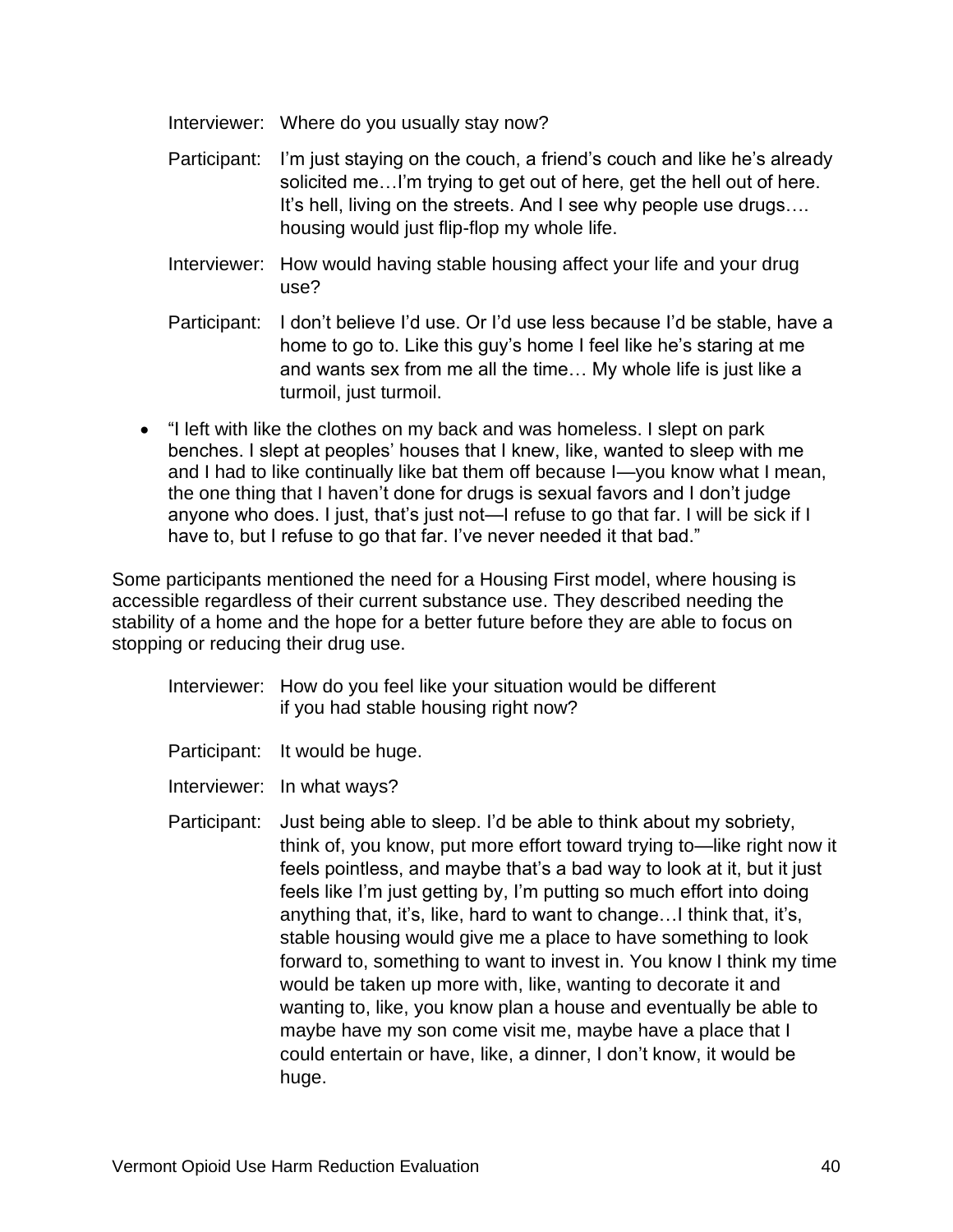Interviewer: Where do you usually stay now?

Participant: I'm just staying on the couch, a friend's couch and like he's already solicited me…I'm trying to get out of here, get the hell out of here. It's hell, living on the streets. And I see why people use drugs…. housing would just flip-flop my whole life.

Interviewer: How would having stable housing affect your life and your drug use?

Participant: I don't believe I'd use. Or I'd use less because I'd be stable, have a home to go to. Like this guy's home I feel like he's staring at me and wants sex from me all the time… My whole life is just like a turmoil, just turmoil.

- "I left with like the clothes on my back and was homeless. I slept on park benches. I slept at peoples' houses that I knew, like, wanted to sleep with me and I had to like continually like bat them off because I—you know what I mean, the one thing that I haven't done for drugs is sexual favors and I don't judge anyone who does. I just, that's just not—I refuse to go that far. I will be sick if I have to, but I refuse to go that far. I've never needed it that bad."

Some participants mentioned the need for a Housing First model, where housing is accessible regardless of their current substance use. They described needing the stability of a home and the hope for a better future before they are able to focus on stopping or reducing their drug use.

Interviewer: How do you feel like your situation would be different if you had stable housing right now?

Participant: It would be huge.

Interviewer: In what ways?

Participant: Just being able to sleep. I'd be able to think about my sobriety, think of, you know, put more effort toward trying to—like right now it feels pointless, and maybe that's a bad way to look at it, but it just feels like I'm just getting by, I'm putting so much effort into doing anything that, it's, like, hard to want to change…I think that, it's, stable housing would give me a place to have something to look forward to, something to want to invest in. You know I think my time would be taken up more with, like, wanting to decorate it and wanting to, like, you know plan a house and eventually be able to maybe have my son come visit me, maybe have a place that I could entertain or have, like, a dinner, I don't know, it would be huge.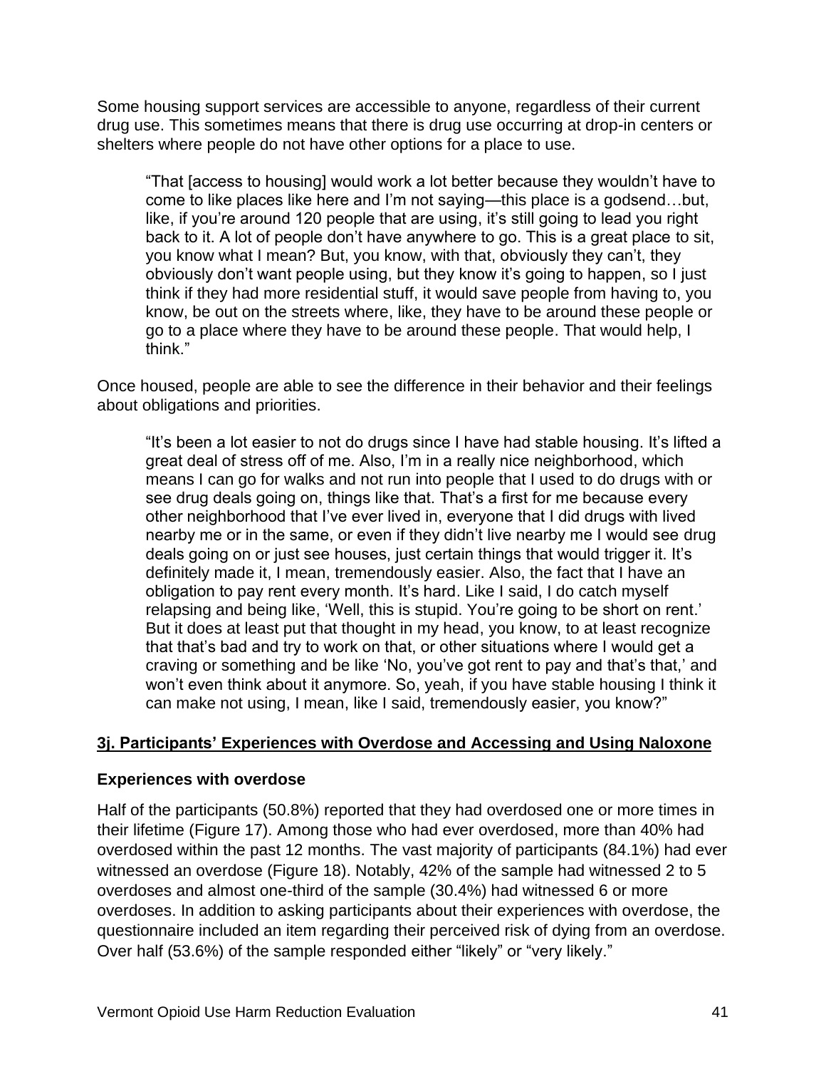Some housing support services are accessible to anyone, regardless of their current drug use. This sometimes means that there is drug use occurring at drop-in centers or shelters where people do not have other options for a place to use.

> "That [access to housing] would work a lot better because they wouldn't have to come to like places like here and I'm not saying—this place is a godsend…but, like, if you're around 120 people that are using, it's still going to lead you right back to it. A lot of people don't have anywhere to go. This is a great place to sit, you know what I mean? But, you know, with that, obviously they can't, they obviously don't want people using, but they know it's going to happen, so I just think if they had more residential stuff, it would save people from having to, you know, be out on the streets where, like, they have to be around these people or go to a place where they have to be around these people. That would help, I think."

Once housed, people are able to see the difference in their behavior and their feelings about obligations and priorities.

> "It's been a lot easier to not do drugs since I have had stable housing. It's lifted a great deal of stress off of me. Also, I'm in a really nice neighborhood, which means I can go for walks and not run into people that I used to do drugs with or see drug deals going on, things like that. That's a first for me because every other neighborhood that I've ever lived in, everyone that I did drugs with lived nearby me or in the same, or even if they didn't live nearby me I would see drug deals going on or just see houses, just certain things that would trigger it. It's definitely made it, I mean, tremendously easier. Also, the fact that I have an obligation to pay rent every month. It's hard. Like I said, I do catch myself relapsing and being like, 'Well, this is stupid. You're going to be short on rent.' But it does at least put that thought in my head, you know, to at least recognize that that's bad and try to work on that, or other situations where I would get a craving or something and be like 'No, you've got rent to pay and that's that,' and won't even think about it anymore. So, yeah, if you have stable housing I think it can make not using, I mean, like I said, tremendously easier, you know?"

## 3j. Participants' Experiences with Overdose and Accessing and Using Naloxone

### Experiences with overdose

Half of the participants (50.8%) reported that they had overdosed one or more times in their lifetime (Figure 17). Among those who had ever overdosed, more than 40% had overdosed within the past 12 months. The vast majority of participants (84.1%) had ever witnessed an overdose (Figure 18). Notably, 42% of the sample had witnessed 2 to 5 overdoses and almost one-third of the sample (30.4%) had witnessed 6 or more overdoses. In addition to asking participants about their experiences with overdose, the questionnaire included an item regarding their perceived risk of dying from an overdose. Over half (53.6%) of the sample responded either "likely" or "very likely."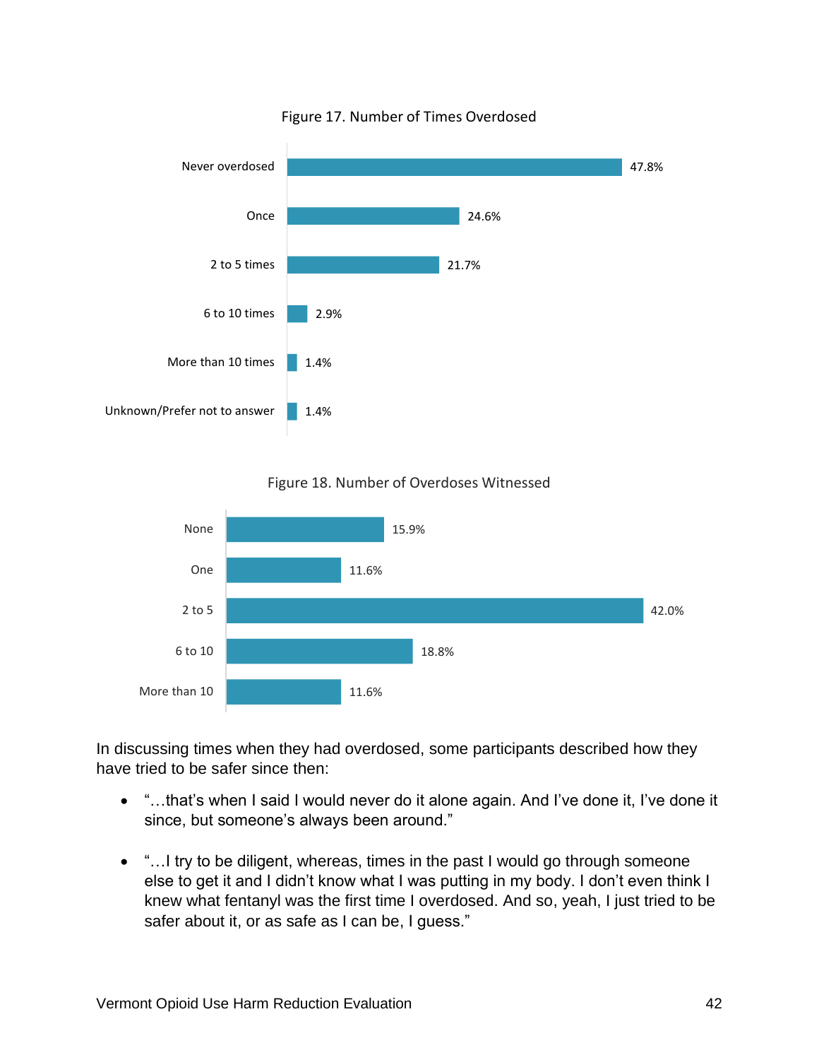Figure 17. Number of Times Overdosed

| Number of Times Overdosed | Percent |
|---|---|
| Never overdosed | 47.8% |
| Once | 24.6% |
| 2 to 5 times | 21.7% |
| 6 to 10 times | 2.9% |
| More than 10 times | 1.4% |
| Unknown/Prefer not to answer | 1.4% |

Figure 18. Number of Overdoses Witnessed

| Number of Overdoses Witnessed | Percent |
|---|---|
| None | 15.9% |
| One | 11.6% |
| 2 to 5 | 42.0% |
| 6 to 10 | 18.8% |
| More than 10 | 11.6% |

In discussing times when they had overdosed, some participants described how they have tried to be safer since then:

- "…that's when I said I would never do it alone again. And I've done it, I've done it since, but someone's always been around."
- "…I try to be diligent, whereas, times in the past I would go through someone else to get it and I didn't know what I was putting in my body. I don't even think I knew what fentanyl was the first time I overdosed. And so, yeah, I just tried to be safer about it, or as safe as I can be, I guess."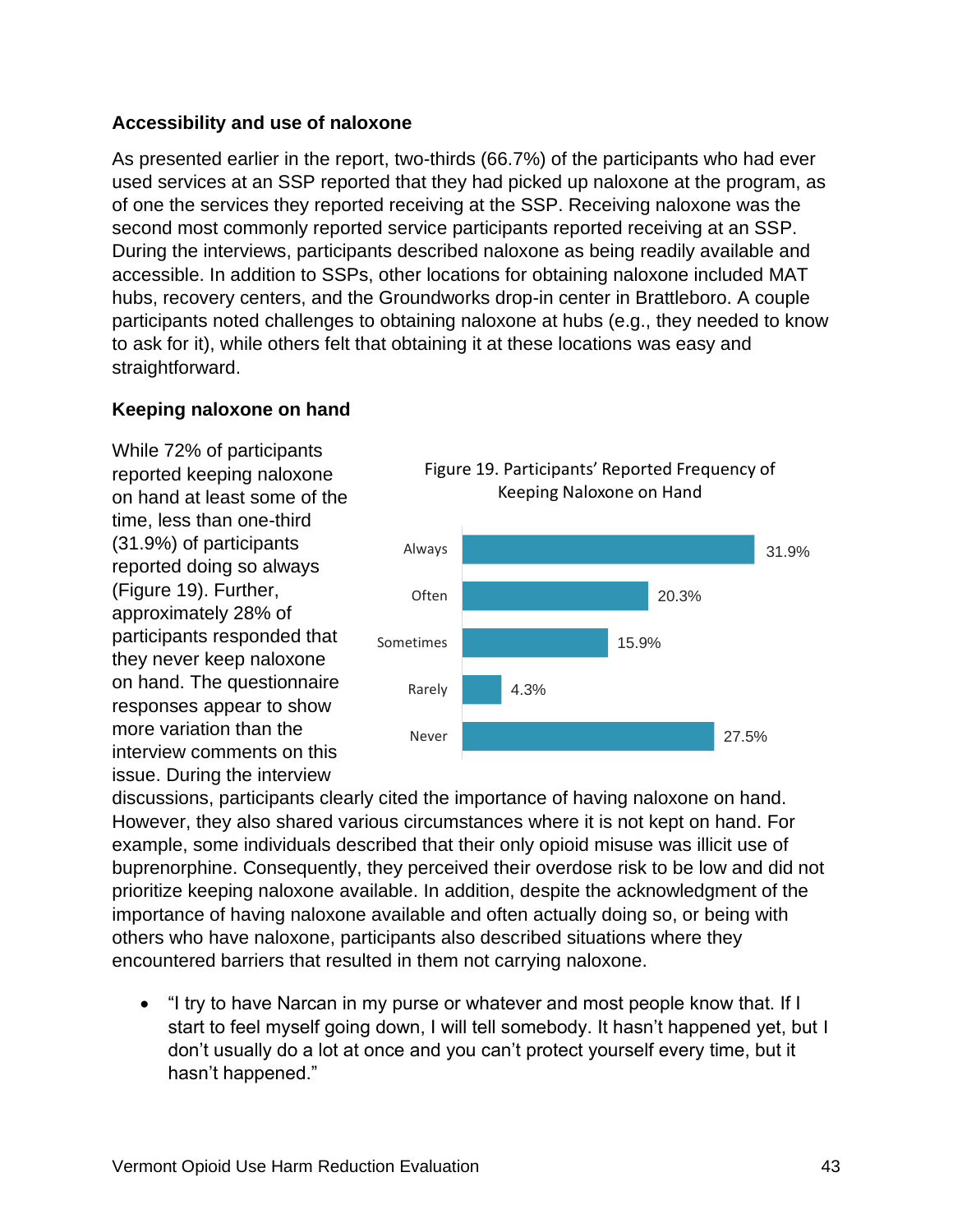## Accessibility and use of naloxone

As presented earlier in the report, two-thirds (66.7%) of the participants who had ever used services at an SSP reported that they had picked up naloxone at the program, as of one the services they reported receiving at the SSP. Receiving naloxone was the second most commonly reported service participants reported receiving at an SSP. During the interviews, participants described naloxone as being readily available and accessible. In addition to SSPs, other locations for obtaining naloxone included MAT hubs, recovery centers, and the Groundworks drop-in center in Brattleboro. A couple participants noted challenges to obtaining naloxone at hubs (e.g., they needed to know to ask for it), while others felt that obtaining it at these locations was easy and straightforward.

## Keeping naloxone on hand

While 72% of participants reported keeping naloxone on hand at least some of the time, less than one-third (31.9%) of participants reported doing so always (Figure 19). Further, approximately 28% of participants responded that they never keep naloxone on hand. The questionnaire responses appear to show more variation than the interview comments on this issue. During the interview discussions, participants clearly cited the importance of having naloxone on hand. However, they also shared various circumstances where it is not kept on hand. For example, some individuals described that their only opioid misuse was illicit use of buprenorphine. Consequently, they perceived their overdose risk to be low and did not prioritize keeping naloxone available. In addition, despite the acknowledgment of the importance of having naloxone available and often actually doing so, or being with others who have naloxone, participants also described situations where they encountered barriers that resulted in them not carrying naloxone.

Figure 19. Participants' Reported Frequency of Keeping Naloxone on Hand

| Frequency | Percent |
|---|---|
| Always | 31.9% |
| Often | 20.3% |
| Sometimes | 15.9% |
| Rarely | 4.3% |
| Never | 27.5% |

- "I try to have Narcan in my purse or whatever and most people know that. If I start to feel myself going down, I will tell somebody. It hasn't happened yet, but I don't usually do a lot at once and you can't protect yourself every time, but it hasn't happened."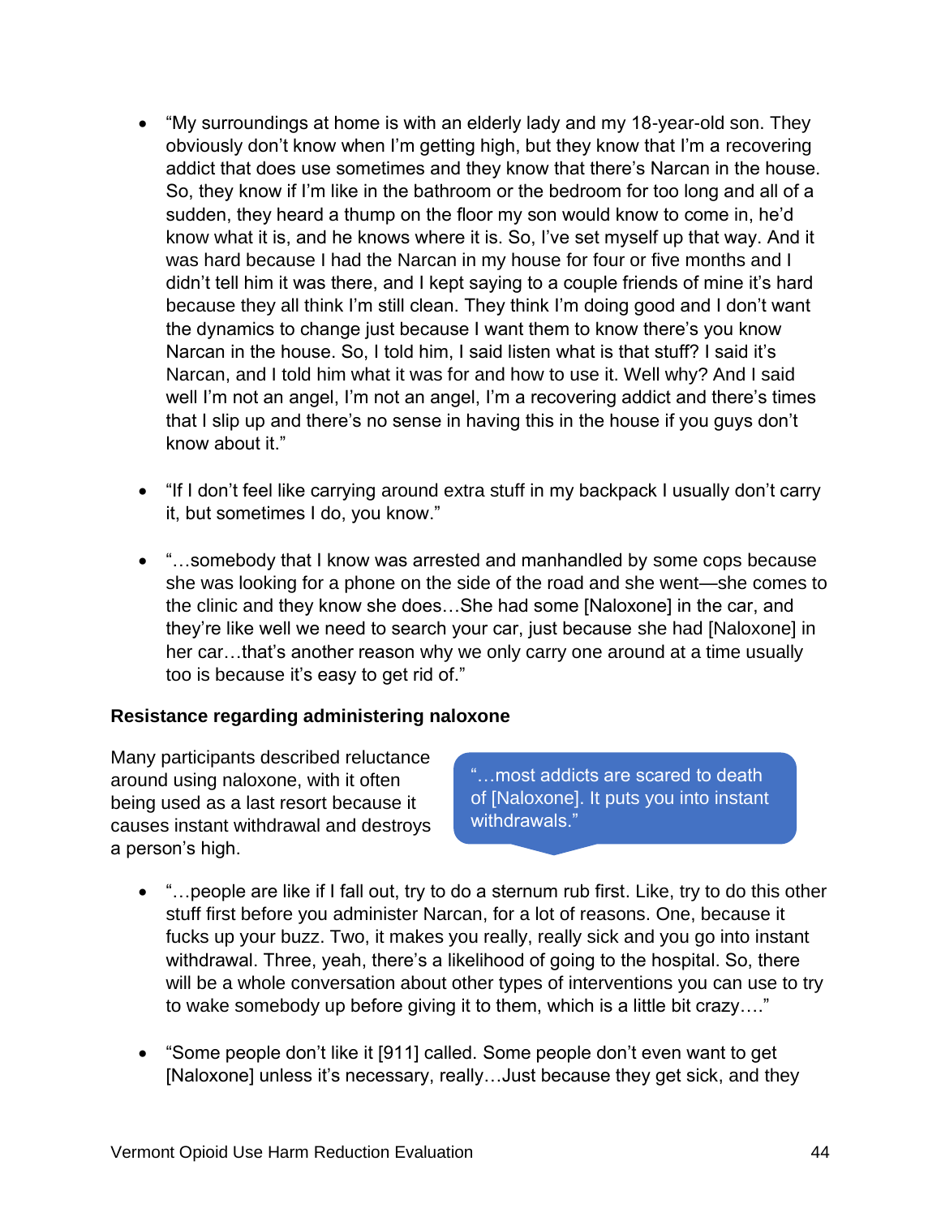- "My surroundings at home is with an elderly lady and my 18-year-old son. They obviously don't know when I'm getting high, but they know that I'm a recovering addict that does use sometimes and they know that there's Narcan in the house. So, they know if I'm like in the bathroom or the bedroom for too long and all of a sudden, they heard a thump on the floor my son would know to come in, he'd know what it is, and he knows where it is. So, I've set myself up that way. And it was hard because I had the Narcan in my house for four or five months and I didn't tell him it was there, and I kept saying to a couple friends of mine it's hard because they all think I'm still clean. They think I'm doing good and I don't want the dynamics to change just because I want them to know there's you know Narcan in the house. So, I told him, I said listen what is that stuff? I said it's Narcan, and I told him what it was for and how to use it. Well why? And I said well I'm not an angel, I'm not an angel, I'm a recovering addict and there's times that I slip up and there's no sense in having this in the house if you guys don't know about it."

- "If I don't feel like carrying around extra stuff in my backpack I usually don't carry it, but sometimes I do, you know."

- "…somebody that I know was arrested and manhandled by some cops because she was looking for a phone on the side of the road and she went—she comes to the clinic and they know she does…She had some [Naloxone] in the car, and they're like well we need to search your car, just because she had [Naloxone] in her car…that's another reason why we only carry one around at a time usually too is because it's easy to get rid of."

### Resistance regarding administering naloxone

Many participants described reluctance around using naloxone, with it often being used as a last resort because it causes instant withdrawal and destroys a person's high.

> "…most addicts are scared to death of [Naloxone]. It puts you into instant withdrawals."

- "…people are like if I fall out, try to do a sternum rub first. Like, try to do this other stuff first before you administer Narcan, for a lot of reasons. One, because it fucks up your buzz. Two, it makes you really, really sick and you go into instant withdrawal. Three, yeah, there's a likelihood of going to the hospital. So, there will be a whole conversation about other types of interventions you can use to try to wake somebody up before giving it to them, which is a little bit crazy…."

- "Some people don't like it [911] called. Some people don't even want to get [Naloxone] unless it's necessary, really…Just because they get sick, and they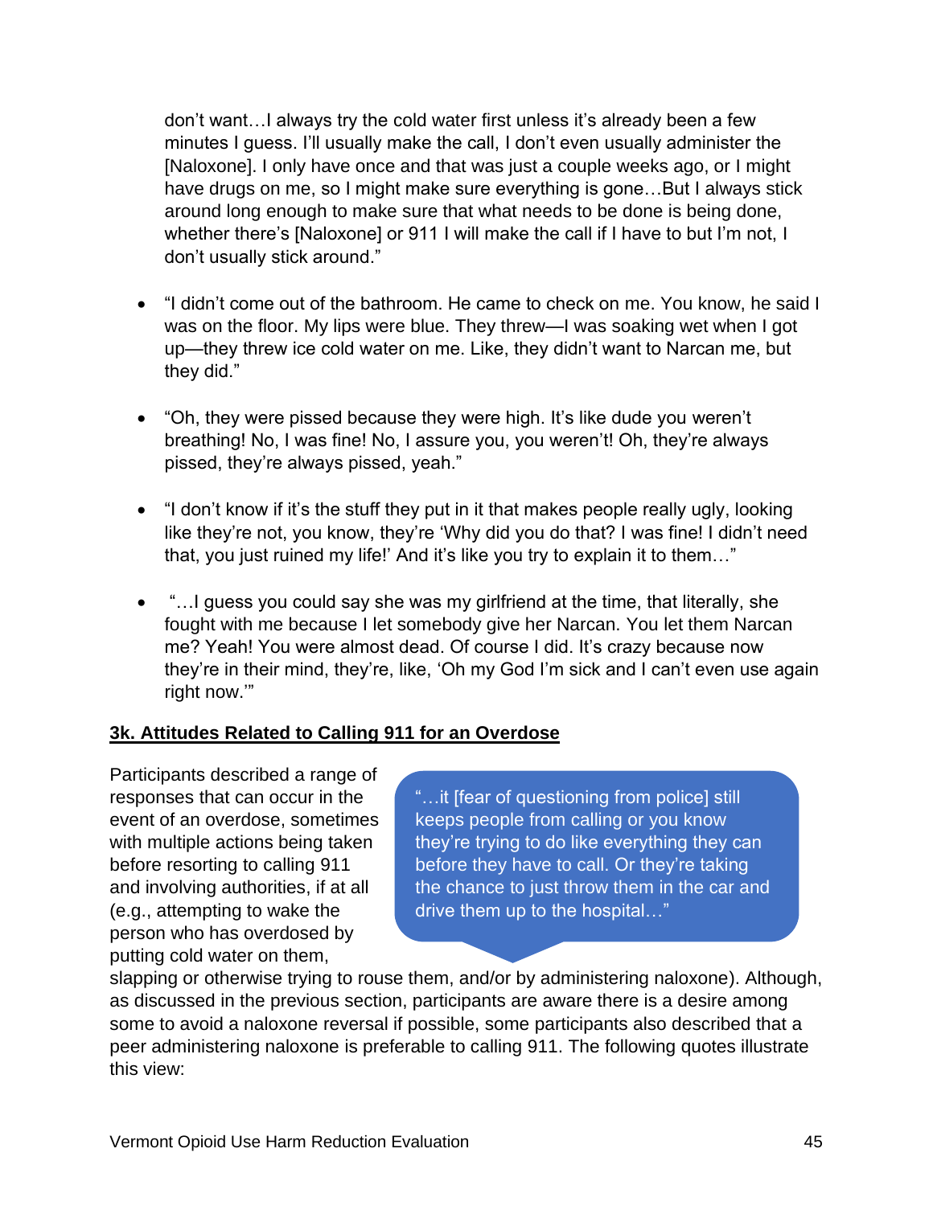don't want…I always try the cold water first unless it's already been a few minutes I guess. I'll usually make the call, I don't even usually administer the [Naloxone]. I only have once and that was just a couple weeks ago, or I might have drugs on me, so I might make sure everything is gone…But I always stick around long enough to make sure that what needs to be done is being done, whether there's [Naloxone] or 911 I will make the call if I have to but I'm not, I don't usually stick around."

- "I didn't come out of the bathroom. He came to check on me. You know, he said I was on the floor. My lips were blue. They threw—I was soaking wet when I got up—they threw ice cold water on me. Like, they didn't want to Narcan me, but they did."

- "Oh, they were pissed because they were high. It's like dude you weren't breathing! No, I was fine! No, I assure you, you weren't! Oh, they're always pissed, they're always pissed, yeah."

- "I don't know if it's the stuff they put in it that makes people really ugly, looking like they're not, you know, they're 'Why did you do that? I was fine! I didn't need that, you just ruined my life!' And it's like you try to explain it to them…"

- "…I guess you could say she was my girlfriend at the time, that literally, she fought with me because I let somebody give her Narcan. You let them Narcan me? Yeah! You were almost dead. Of course I did. It's crazy because now they're in their mind, they're, like, 'Oh my God I'm sick and I can't even use again right now.'"

## 3k. Attitudes Related to Calling 911 for an Overdose

> "…it [fear of questioning from police] still keeps people from calling or you know they're trying to do like everything they can before they have to call. Or they're taking the chance to just throw them in the car and drive them up to the hospital…"

Participants described a range of responses that can occur in the event of an overdose, sometimes with multiple actions being taken before resorting to calling 911 and involving authorities, if at all (e.g., attempting to wake the person who has overdosed by putting cold water on them, slapping or otherwise trying to rouse them, and/or by administering naloxone). Although, as discussed in the previous section, participants are aware there is a desire among some to avoid a naloxone reversal if possible, some participants also described that a peer administering naloxone is preferable to calling 911. The following quotes illustrate this view: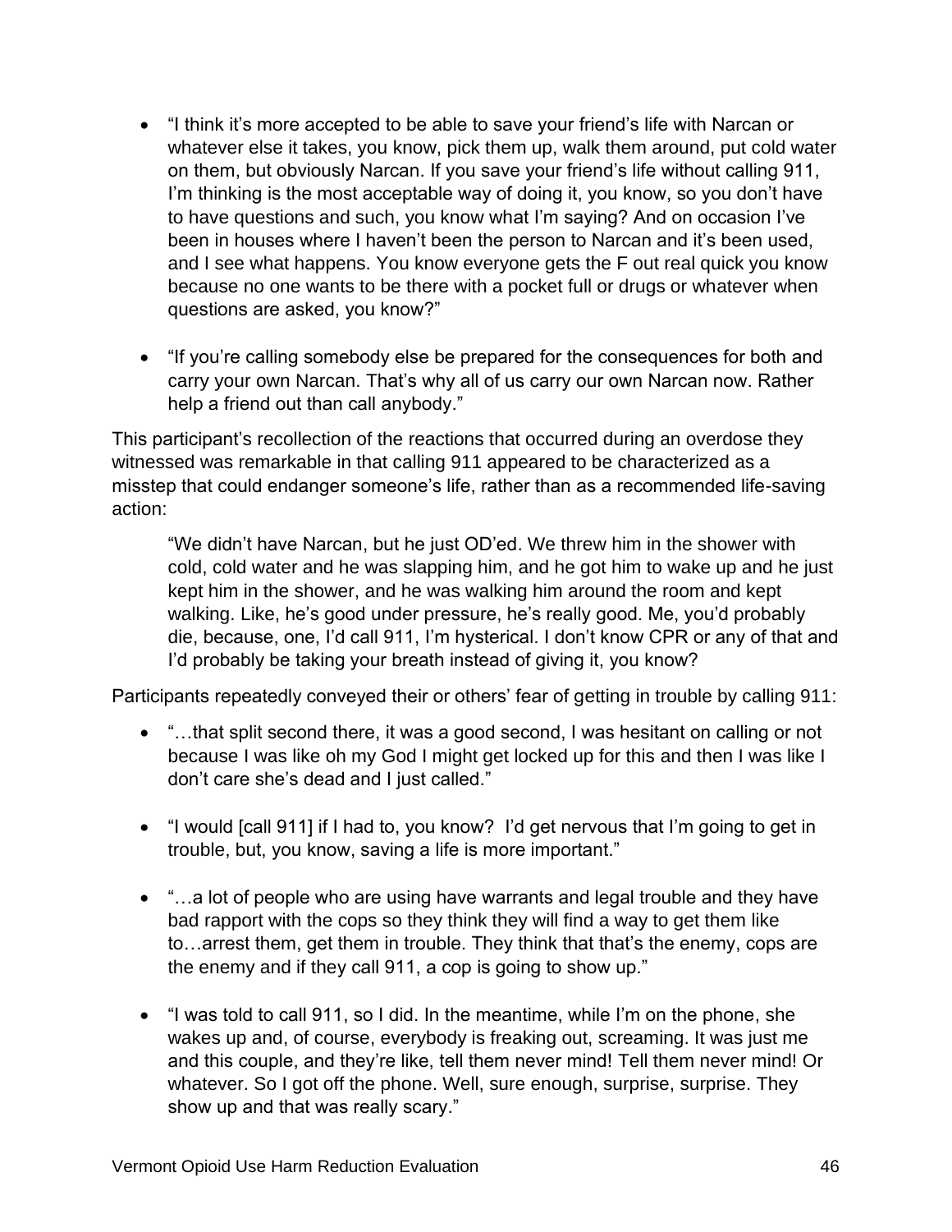- "I think it's more accepted to be able to save your friend's life with Narcan or whatever else it takes, you know, pick them up, walk them around, put cold water on them, but obviously Narcan. If you save your friend's life without calling 911, I'm thinking is the most acceptable way of doing it, you know, so you don't have to have questions and such, you know what I'm saying? And on occasion I've been in houses where I haven't been the person to Narcan and it's been used, and I see what happens. You know everyone gets the F out real quick you know because no one wants to be there with a pocket full or drugs or whatever when questions are asked, you know?"

- "If you're calling somebody else be prepared for the consequences for both and carry your own Narcan. That's why all of us carry our own Narcan now. Rather help a friend out than call anybody."

This participant's recollection of the reactions that occurred during an overdose they witnessed was remarkable in that calling 911 appeared to be characterized as a misstep that could endanger someone's life, rather than as a recommended life-saving action:

> "We didn't have Narcan, but he just OD'ed. We threw him in the shower with cold, cold water and he was slapping him, and he got him to wake up and he just kept him in the shower, and he was walking him around the room and kept walking. Like, he's good under pressure, he's really good. Me, you'd probably die, because, one, I'd call 911, I'm hysterical. I don't know CPR or any of that and I'd probably be taking your breath instead of giving it, you know?

Participants repeatedly conveyed their or others' fear of getting in trouble by calling 911:

- "…that split second there, it was a good second, I was hesitant on calling or not because I was like oh my God I might get locked up for this and then I was like I don't care she's dead and I just called."

- "I would [call 911] if I had to, you know? I'd get nervous that I'm going to get in trouble, but, you know, saving a life is more important."

- "…a lot of people who are using have warrants and legal trouble and they have bad rapport with the cops so they think they will find a way to get them like to…arrest them, get them in trouble. They think that that's the enemy, cops are the enemy and if they call 911, a cop is going to show up."

- "I was told to call 911, so I did. In the meantime, while I'm on the phone, she wakes up and, of course, everybody is freaking out, screaming. It was just me and this couple, and they're like, tell them never mind! Tell them never mind! Or whatever. So I got off the phone. Well, sure enough, surprise, surprise. They show up and that was really scary."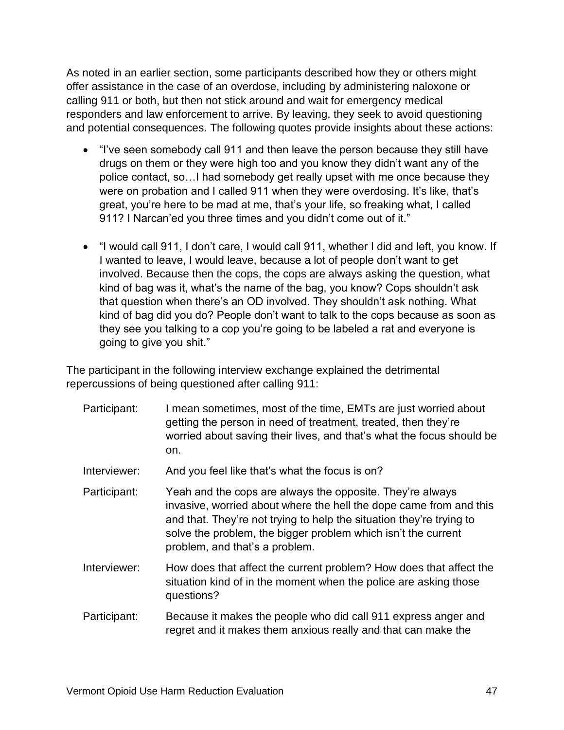As noted in an earlier section, some participants described how they or others might offer assistance in the case of an overdose, including by administering naloxone or calling 911 or both, but then not stick around and wait for emergency medical responders and law enforcement to arrive. By leaving, they seek to avoid questioning and potential consequences. The following quotes provide insights about these actions:

- "I've seen somebody call 911 and then leave the person because they still have drugs on them or they were high too and you know they didn't want any of the police contact, so…I had somebody get really upset with me once because they were on probation and I called 911 when they were overdosing. It's like, that's great, you're here to be mad at me, that's your life, so freaking what, I called 911? I Narcan'ed you three times and you didn't come out of it."

- "I would call 911, I don't care, I would call 911, whether I did and left, you know. If I wanted to leave, I would leave, because a lot of people don't want to get involved. Because then the cops, the cops are always asking the question, what kind of bag was it, what's the name of the bag, you know? Cops shouldn't ask that question when there's an OD involved. They shouldn't ask nothing. What kind of bag did you do? People don't want to talk to the cops because as soon as they see you talking to a cop you're going to be labeled a rat and everyone is going to give you shit."

The participant in the following interview exchange explained the detrimental repercussions of being questioned after calling 911:

Participant: I mean sometimes, most of the time, EMTs are just worried about getting the person in need of treatment, treated, then they're worried about saving their lives, and that's what the focus should be on.

Interviewer: And you feel like that's what the focus is on?

Participant: Yeah and the cops are always the opposite. They're always invasive, worried about where the hell the dope came from and this and that. They're not trying to help the situation they're trying to solve the problem, the bigger problem which isn't the current problem, and that's a problem.

Interviewer: How does that affect the current problem? How does that affect the situation kind of in the moment when the police are asking those questions?

Participant: Because it makes the people who did call 911 express anger and regret and it makes them anxious really and that can make the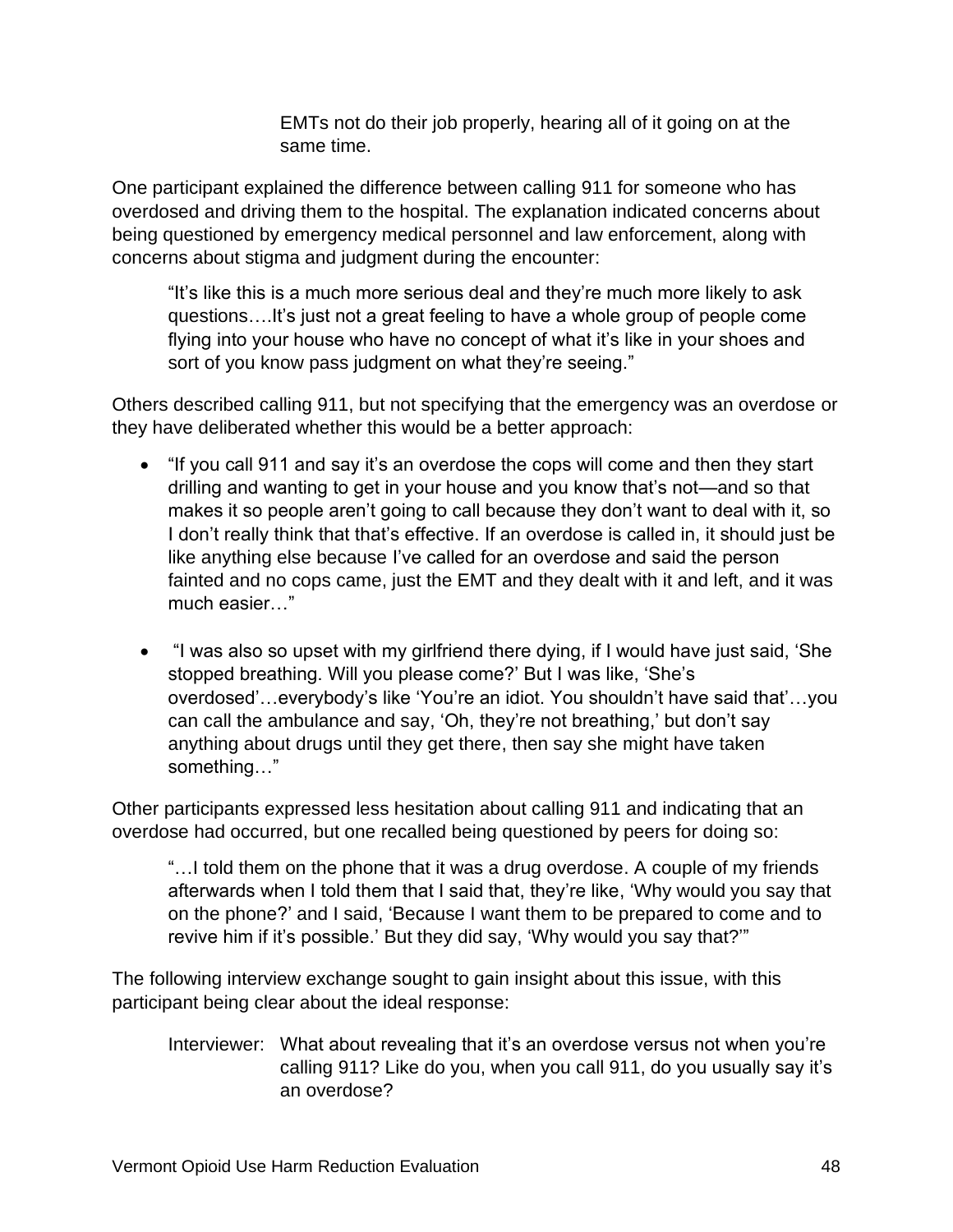> EMTs not do their job properly, hearing all of it going on at the same time.

One participant explained the difference between calling 911 for someone who has overdosed and driving them to the hospital. The explanation indicated concerns about being questioned by emergency medical personnel and law enforcement, along with concerns about stigma and judgment during the encounter:

> "It's like this is a much more serious deal and they're much more likely to ask questions….It's just not a great feeling to have a whole group of people come flying into your house who have no concept of what it's like in your shoes and sort of you know pass judgment on what they're seeing."

Others described calling 911, but not specifying that the emergency was an overdose or they have deliberated whether this would be a better approach:

- "If you call 911 and say it's an overdose the cops will come and then they start drilling and wanting to get in your house and you know that's not—and so that makes it so people aren't going to call because they don't want to deal with it, so I don't really think that that's effective. If an overdose is called in, it should just be like anything else because I've called for an overdose and said the person fainted and no cops came, just the EMT and they dealt with it and left, and it was much easier…"

- "I was also so upset with my girlfriend there dying, if I would have just said, 'She stopped breathing. Will you please come?' But I was like, 'She's overdosed'…everybody's like 'You're an idiot. You shouldn't have said that'…you can call the ambulance and say, 'Oh, they're not breathing,' but don't say anything about drugs until they get there, then say she might have taken something…"

Other participants expressed less hesitation about calling 911 and indicating that an overdose had occurred, but one recalled being questioned by peers for doing so:

> "…I told them on the phone that it was a drug overdose. A couple of my friends afterwards when I told them that I said that, they're like, 'Why would you say that on the phone?' and I said, 'Because I want them to be prepared to come and to revive him if it's possible.' But they did say, 'Why would you say that?'"

The following interview exchange sought to gain insight about this issue, with this participant being clear about the ideal response:

> Interviewer: What about revealing that it's an overdose versus not when you're calling 911? Like do you, when you call 911, do you usually say it's an overdose?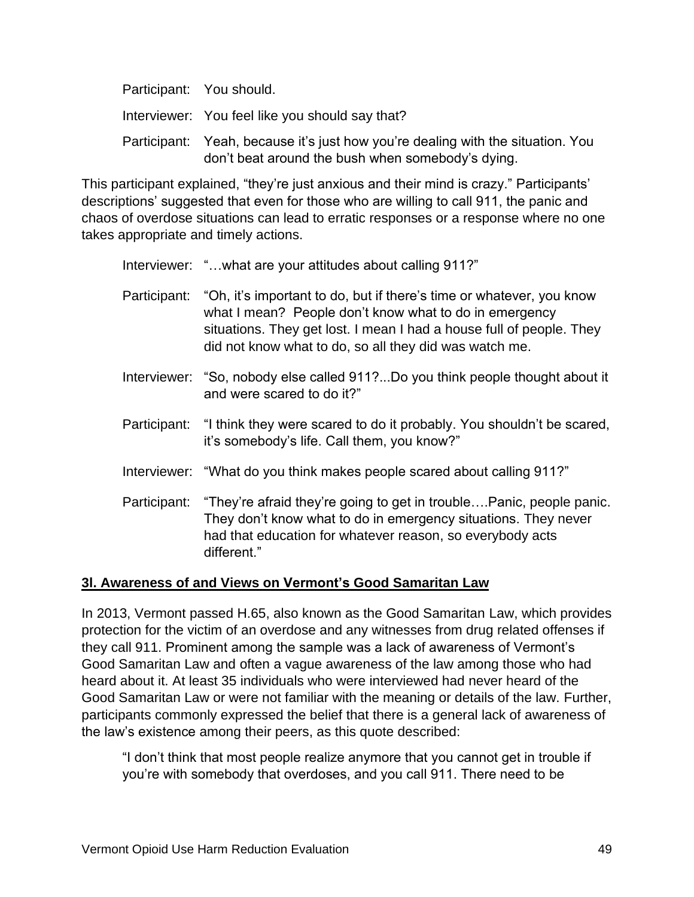Participant: You should.

Interviewer: You feel like you should say that?

Participant: Yeah, because it's just how you're dealing with the situation. You don't beat around the bush when somebody's dying.

This participant explained, "they're just anxious and their mind is crazy." Participants' descriptions' suggested that even for those who are willing to call 911, the panic and chaos of overdose situations can lead to erratic responses or a response where no one takes appropriate and timely actions.

Interviewer: "…what are your attitudes about calling 911?"

Participant: "Oh, it's important to do, but if there's time or whatever, you know what I mean? People don't know what to do in emergency situations. They get lost. I mean I had a house full of people. They did not know what to do, so all they did was watch me.

Interviewer: "So, nobody else called 911?...Do you think people thought about it and were scared to do it?"

Participant: "I think they were scared to do it probably. You shouldn't be scared, it's somebody's life. Call them, you know?"

Interviewer: "What do you think makes people scared about calling 911?"

Participant: "They're afraid they're going to get in trouble….Panic, people panic. They don't know what to do in emergency situations. They never had that education for whatever reason, so everybody acts different."

### 3l. Awareness of and Views on Vermont's Good Samaritan Law

In 2013, Vermont passed H.65, also known as the Good Samaritan Law, which provides protection for the victim of an overdose and any witnesses from drug related offenses if they call 911. Prominent among the sample was a lack of awareness of Vermont's Good Samaritan Law and often a vague awareness of the law among those who had heard about it. At least 35 individuals who were interviewed had never heard of the Good Samaritan Law or were not familiar with the meaning or details of the law. Further, participants commonly expressed the belief that there is a general lack of awareness of the law's existence among their peers, as this quote described:

> "I don't think that most people realize anymore that you cannot get in trouble if you're with somebody that overdoses, and you call 911. There need to be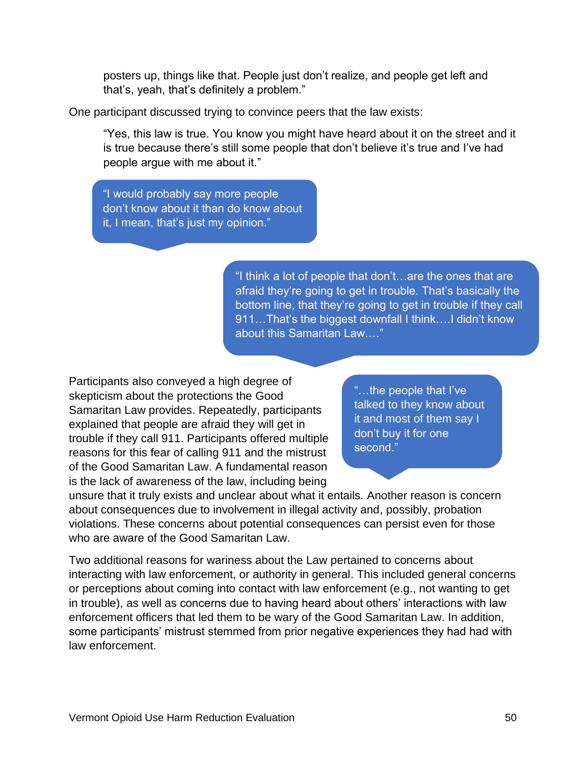posters up, things like that. People just don't realize, and people get left and that's, yeah, that's definitely a problem."

One participant discussed trying to convince peers that the law exists:

> "Yes, this law is true. You know you might have heard about it on the street and it is true because there's still some people that don't believe it's true and I've had people argue with me about it."

> "I would probably say more people don't know about it than do know about it, I mean, that's just my opinion."

> "I think a lot of people that don't…are the ones that are afraid they're going to get in trouble. That's basically the bottom line, that they're going to get in trouble if they call 911…That's the biggest downfall I think….I didn't know about this Samaritan Law…."

> "…the people that I've talked to they know about it and most of them say I don't buy it for one second."

Participants also conveyed a high degree of skepticism about the protections the Good Samaritan Law provides. Repeatedly, participants explained that people are afraid they will get in trouble if they call 911. Participants offered multiple reasons for this fear of calling 911 and the mistrust of the Good Samaritan Law. A fundamental reason is the lack of awareness of the law, including being unsure that it truly exists and unclear about what it entails. Another reason is concern about consequences due to involvement in illegal activity and, possibly, probation violations. These concerns about potential consequences can persist even for those who are aware of the Good Samaritan Law.

Two additional reasons for wariness about the Law pertained to concerns about interacting with law enforcement, or authority in general. This included general concerns or perceptions about coming into contact with law enforcement (e.g., not wanting to get in trouble), as well as concerns due to having heard about others' interactions with law enforcement officers that led them to be wary of the Good Samaritan Law. In addition, some participants' mistrust stemmed from prior negative experiences they had had with law enforcement.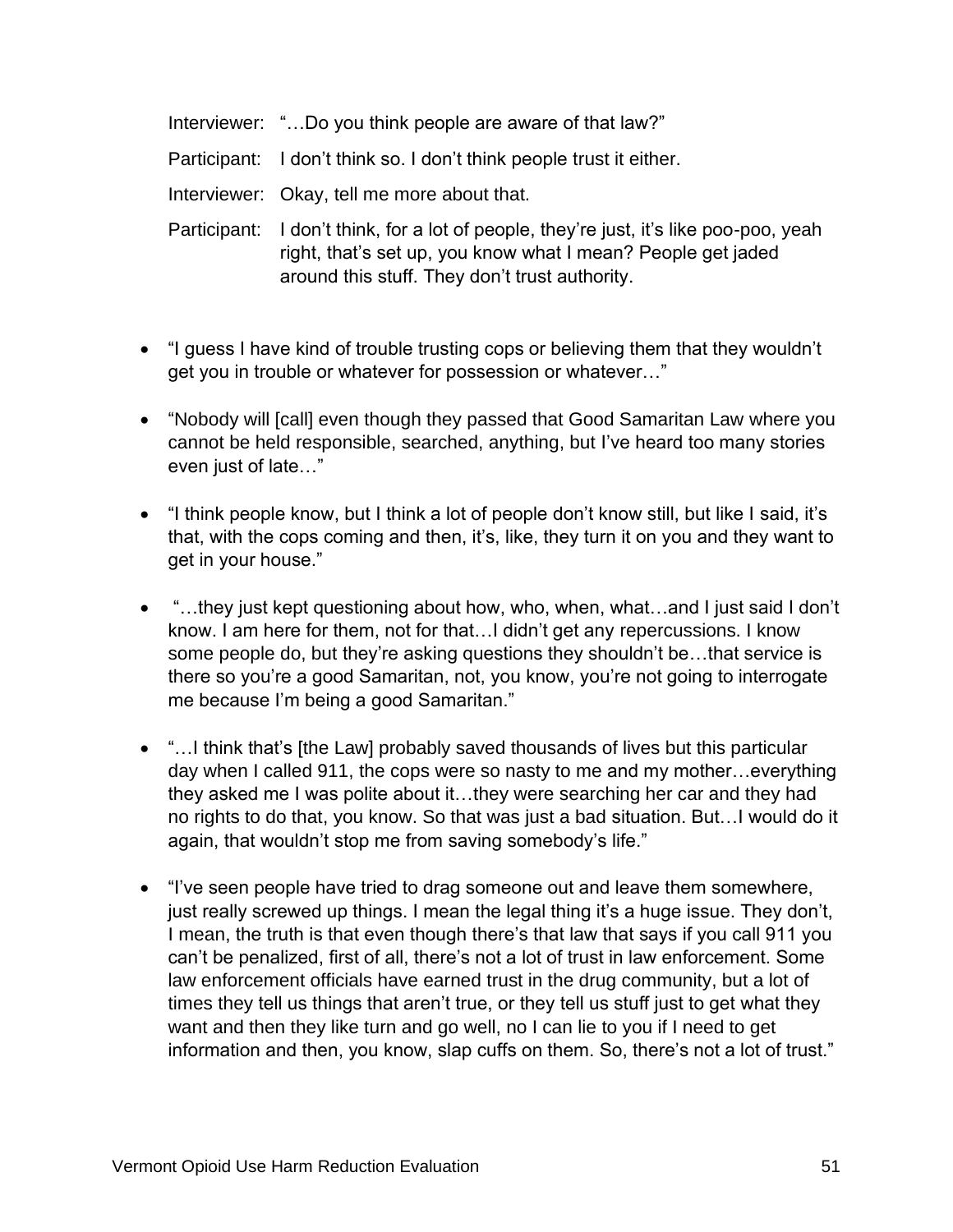Interviewer: "…Do you think people are aware of that law?"

Participant: I don't think so. I don't think people trust it either.

Interviewer: Okay, tell me more about that.

Participant: I don't think, for a lot of people, they're just, it's like poo-poo, yeah right, that's set up, you know what I mean? People get jaded around this stuff. They don't trust authority.

- "I guess I have kind of trouble trusting cops or believing them that they wouldn't get you in trouble or whatever for possession or whatever…"
- "Nobody will [call] even though they passed that Good Samaritan Law where you cannot be held responsible, searched, anything, but I've heard too many stories even just of late…"
- "I think people know, but I think a lot of people don't know still, but like I said, it's that, with the cops coming and then, it's, like, they turn it on you and they want to get in your house."
- "…they just kept questioning about how, who, when, what…and I just said I don't know. I am here for them, not for that…I didn't get any repercussions. I know some people do, but they're asking questions they shouldn't be…that service is there so you're a good Samaritan, not, you know, you're not going to interrogate me because I'm being a good Samaritan."
- "…I think that's [the Law] probably saved thousands of lives but this particular day when I called 911, the cops were so nasty to me and my mother…everything they asked me I was polite about it…they were searching her car and they had no rights to do that, you know. So that was just a bad situation. But…I would do it again, that wouldn't stop me from saving somebody's life."
- "I've seen people have tried to drag someone out and leave them somewhere, just really screwed up things. I mean the legal thing it's a huge issue. They don't, I mean, the truth is that even though there's that law that says if you call 911 you can't be penalized, first of all, there's not a lot of trust in law enforcement. Some law enforcement officials have earned trust in the drug community, but a lot of times they tell us things that aren't true, or they tell us stuff just to get what they want and then they like turn and go well, no I can lie to you if I need to get information and then, you know, slap cuffs on them. So, there's not a lot of trust."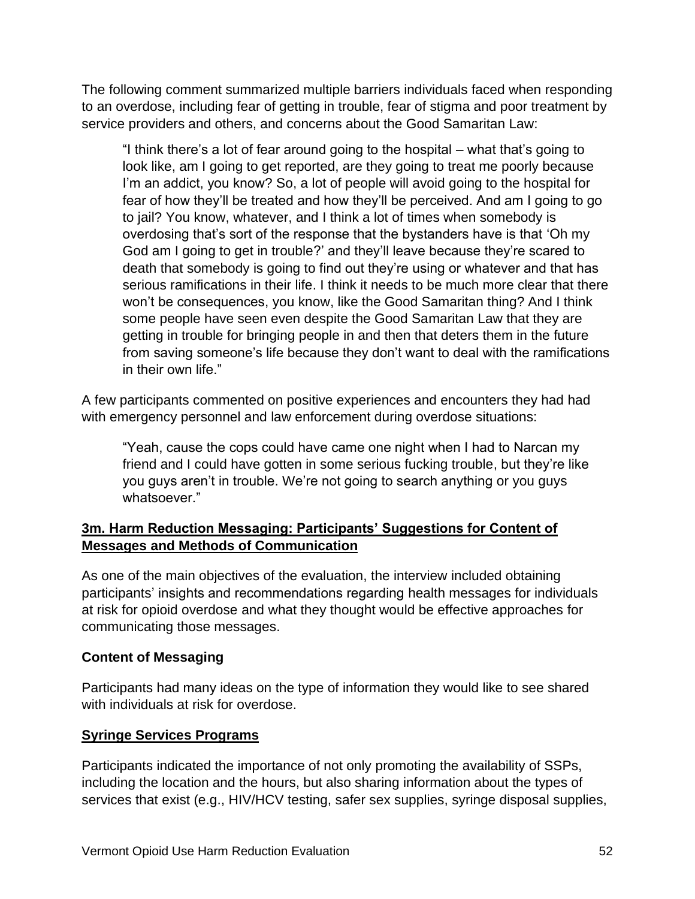The following comment summarized multiple barriers individuals faced when responding to an overdose, including fear of getting in trouble, fear of stigma and poor treatment by service providers and others, and concerns about the Good Samaritan Law:

> "I think there's a lot of fear around going to the hospital – what that's going to look like, am I going to get reported, are they going to treat me poorly because I'm an addict, you know? So, a lot of people will avoid going to the hospital for fear of how they'll be treated and how they'll be perceived. And am I going to go to jail? You know, whatever, and I think a lot of times when somebody is overdosing that's sort of the response that the bystanders have is that 'Oh my God am I going to get in trouble?' and they'll leave because they're scared to death that somebody is going to find out they're using or whatever and that has serious ramifications in their life. I think it needs to be much more clear that there won't be consequences, you know, like the Good Samaritan thing? And I think some people have seen even despite the Good Samaritan Law that they are getting in trouble for bringing people in and then that deters them in the future from saving someone's life because they don't want to deal with the ramifications in their own life."

A few participants commented on positive experiences and encounters they had had with emergency personnel and law enforcement during overdose situations:

> "Yeah, cause the cops could have came one night when I had to Narcan my friend and I could have gotten in some serious fucking trouble, but they're like you guys aren't in trouble. We're not going to search anything or you guys whatsoever."

### 3m. Harm Reduction Messaging: Participants' Suggestions for Content of Messages and Methods of Communication

As one of the main objectives of the evaluation, the interview included obtaining participants' insights and recommendations regarding health messages for individuals at risk for opioid overdose and what they thought would be effective approaches for communicating those messages.

#### Content of Messaging

Participants had many ideas on the type of information they would like to see shared with individuals at risk for overdose.

#### Syringe Services Programs

Participants indicated the importance of not only promoting the availability of SSPs, including the location and the hours, but also sharing information about the types of services that exist (e.g., HIV/HCV testing, safer sex supplies, syringe disposal supplies,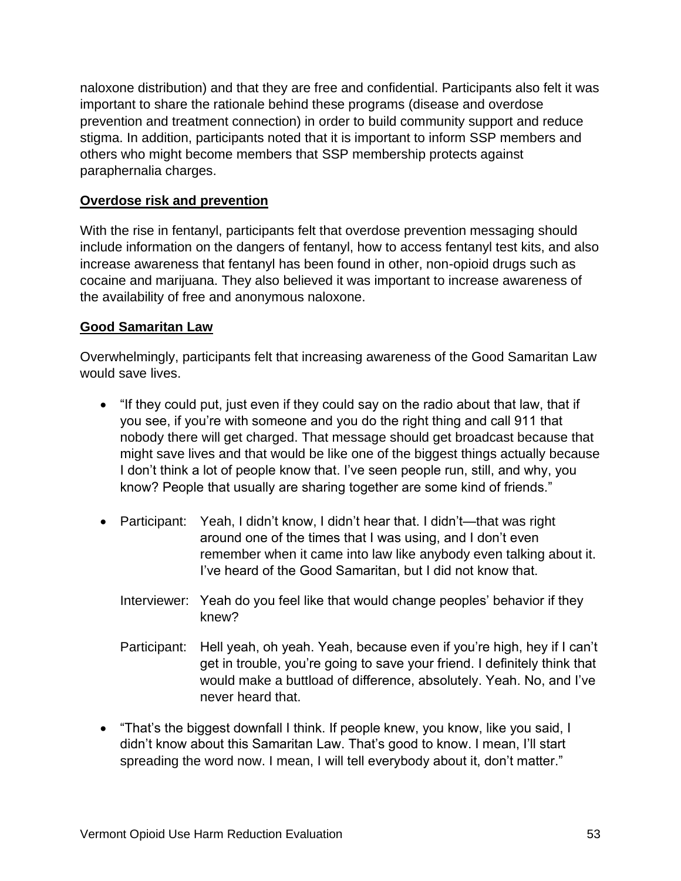naloxone distribution) and that they are free and confidential. Participants also felt it was important to share the rationale behind these programs (disease and overdose prevention and treatment connection) in order to build community support and reduce stigma. In addition, participants noted that it is important to inform SSP members and others who might become members that SSP membership protects against paraphernalia charges.

**Overdose risk and prevention**

With the rise in fentanyl, participants felt that overdose prevention messaging should include information on the dangers of fentanyl, how to access fentanyl test kits, and also increase awareness that fentanyl has been found in other, non-opioid drugs such as cocaine and marijuana. They also believed it was important to increase awareness of the availability of free and anonymous naloxone.

**Good Samaritan Law**

Overwhelmingly, participants felt that increasing awareness of the Good Samaritan Law would save lives.

- "If they could put, just even if they could say on the radio about that law, that if you see, if you're with someone and you do the right thing and call 911 that nobody there will get charged. That message should get broadcast because that might save lives and that would be like one of the biggest things actually because I don't think a lot of people know that. I've seen people run, still, and why, you know? People that usually are sharing together are some kind of friends."

- Participant: Yeah, I didn't know, I didn't hear that. I didn't—that was right around one of the times that I was using, and I don't even remember when it came into law like anybody even talking about it. I've heard of the Good Samaritan, but I did not know that.

  Interviewer: Yeah do you feel like that would change peoples' behavior if they knew?

  Participant: Hell yeah, oh yeah. Yeah, because even if you're high, hey if I can't get in trouble, you're going to save your friend. I definitely think that would make a buttload of difference, absolutely. Yeah. No, and I've never heard that.

- "That's the biggest downfall I think. If people knew, you know, like you said, I didn't know about this Samaritan Law. That's good to know. I mean, I'll start spreading the word now. I mean, I will tell everybody about it, don't matter."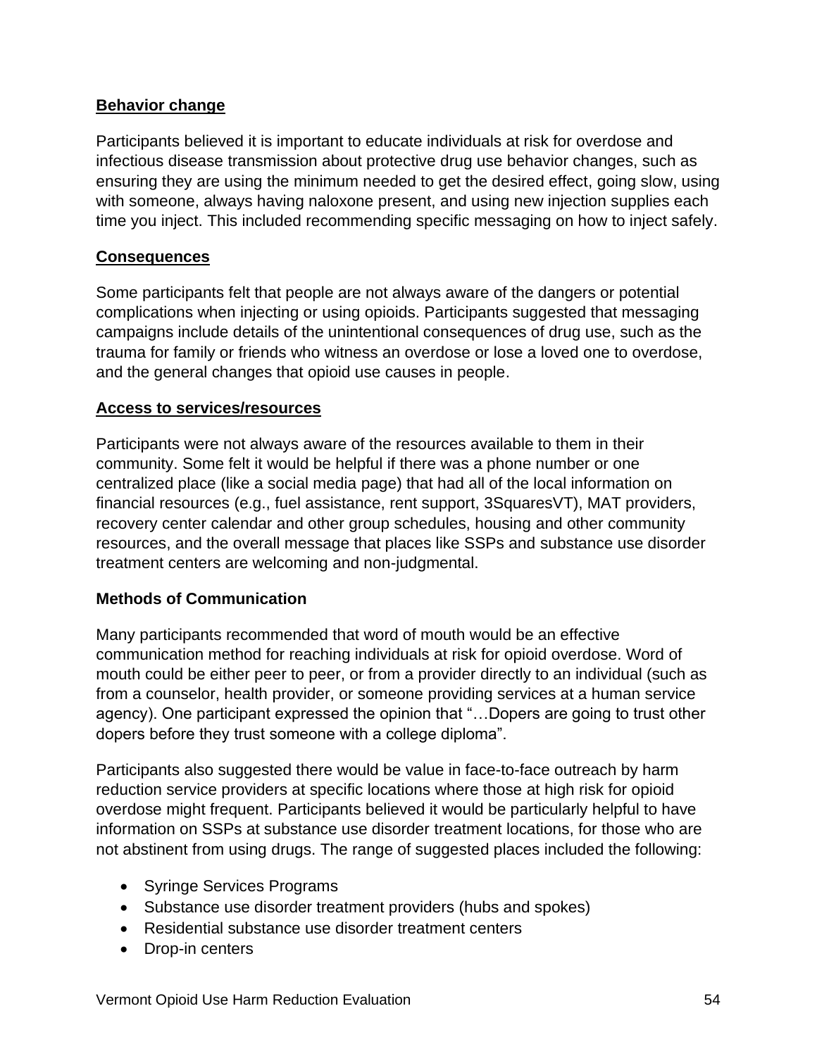**Behavior change**

Participants believed it is important to educate individuals at risk for overdose and infectious disease transmission about protective drug use behavior changes, such as ensuring they are using the minimum needed to get the desired effect, going slow, using with someone, always having naloxone present, and using new injection supplies each time you inject. This included recommending specific messaging on how to inject safely.

**Consequences**

Some participants felt that people are not always aware of the dangers or potential complications when injecting or using opioids. Participants suggested that messaging campaigns include details of the unintentional consequences of drug use, such as the trauma for family or friends who witness an overdose or lose a loved one to overdose, and the general changes that opioid use causes in people.

**Access to services/resources**

Participants were not always aware of the resources available to them in their community. Some felt it would be helpful if there was a phone number or one centralized place (like a social media page) that had all of the local information on financial resources (e.g., fuel assistance, rent support, 3SquaresVT), MAT providers, recovery center calendar and other group schedules, housing and other community resources, and the overall message that places like SSPs and substance use disorder treatment centers are welcoming and non-judgmental.

**Methods of Communication**

Many participants recommended that word of mouth would be an effective communication method for reaching individuals at risk for opioid overdose. Word of mouth could be either peer to peer, or from a provider directly to an individual (such as from a counselor, health provider, or someone providing services at a human service agency). One participant expressed the opinion that "…Dopers are going to trust other dopers before they trust someone with a college diploma".

Participants also suggested there would be value in face-to-face outreach by harm reduction service providers at specific locations where those at high risk for opioid overdose might frequent. Participants believed it would be particularly helpful to have information on SSPs at substance use disorder treatment locations, for those who are not abstinent from using drugs. The range of suggested places included the following:

- Syringe Services Programs
- Substance use disorder treatment providers (hubs and spokes)
- Residential substance use disorder treatment centers
- Drop-in centers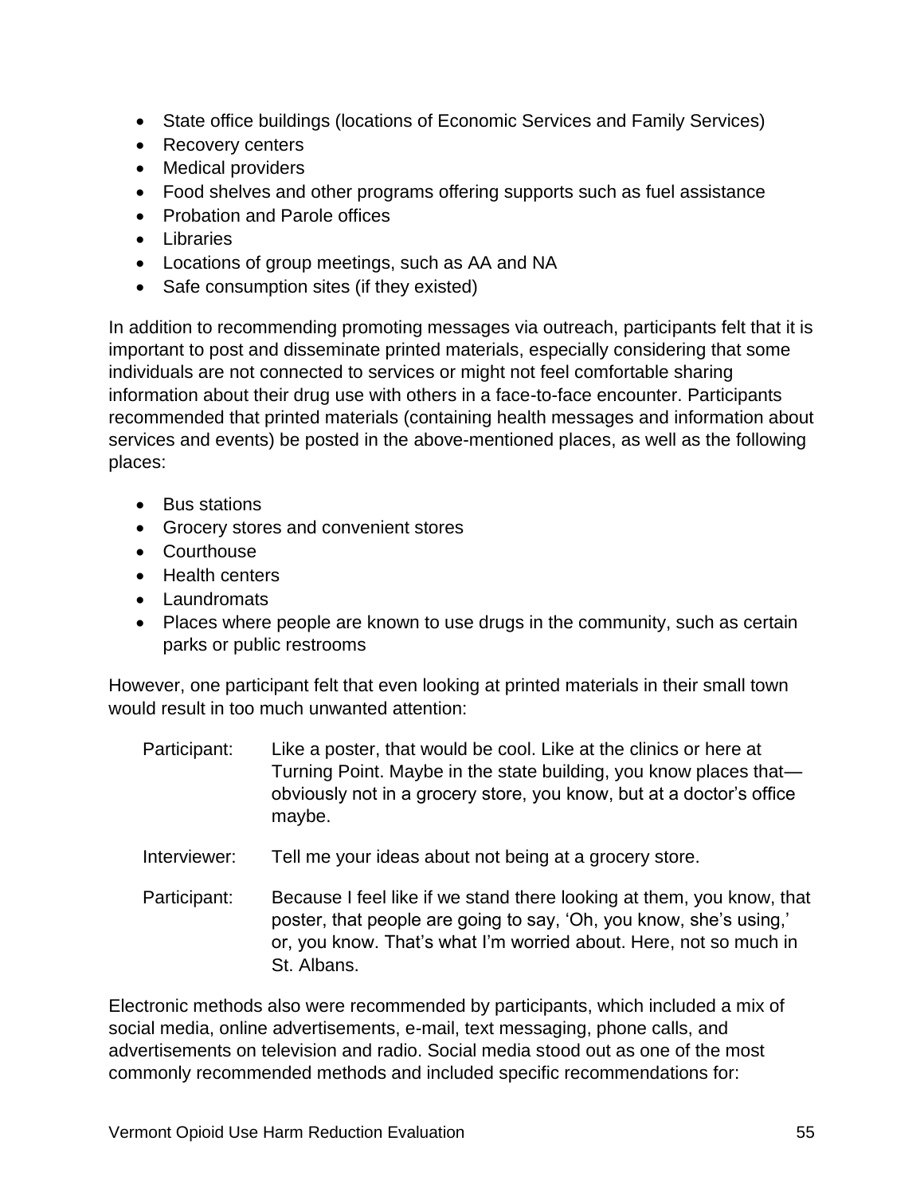- State office buildings (locations of Economic Services and Family Services)
- Recovery centers
- Medical providers
- Food shelves and other programs offering supports such as fuel assistance
- Probation and Parole offices
- Libraries
- Locations of group meetings, such as AA and NA
- Safe consumption sites (if they existed)

In addition to recommending promoting messages via outreach, participants felt that it is important to post and disseminate printed materials, especially considering that some individuals are not connected to services or might not feel comfortable sharing information about their drug use with others in a face-to-face encounter. Participants recommended that printed materials (containing health messages and information about services and events) be posted in the above-mentioned places, as well as the following places:

- Bus stations
- Grocery stores and convenient stores
- Courthouse
- Health centers
- Laundromats
- Places where people are known to use drugs in the community, such as certain parks or public restrooms

However, one participant felt that even looking at printed materials in their small town would result in too much unwanted attention:

> Participant: Like a poster, that would be cool. Like at the clinics or here at Turning Point. Maybe in the state building, you know places that—obviously not in a grocery store, you know, but at a doctor's office maybe.
>
> Interviewer: Tell me your ideas about not being at a grocery store.
>
> Participant: Because I feel like if we stand there looking at them, you know, that poster, that people are going to say, 'Oh, you know, she's using,' or, you know. That's what I'm worried about. Here, not so much in St. Albans.

Electronic methods also were recommended by participants, which included a mix of social media, online advertisements, e-mail, text messaging, phone calls, and advertisements on television and radio. Social media stood out as one of the most commonly recommended methods and included specific recommendations for: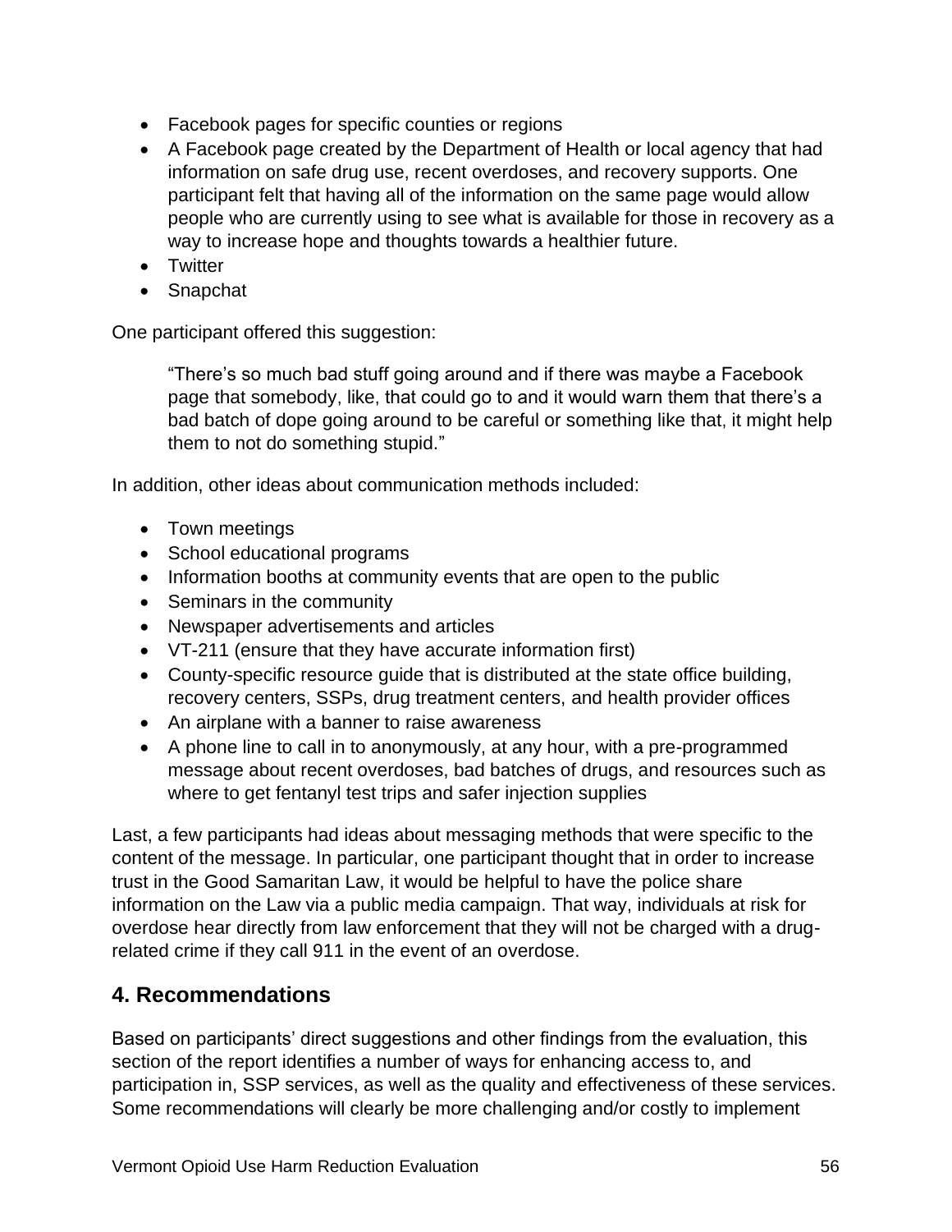- Facebook pages for specific counties or regions
- A Facebook page created by the Department of Health or local agency that had information on safe drug use, recent overdoses, and recovery supports. One participant felt that having all of the information on the same page would allow people who are currently using to see what is available for those in recovery as a way to increase hope and thoughts towards a healthier future.
- Twitter
- Snapchat

One participant offered this suggestion:

> "There's so much bad stuff going around and if there was maybe a Facebook page that somebody, like, that could go to and it would warn them that there's a bad batch of dope going around to be careful or something like that, it might help them to not do something stupid."

In addition, other ideas about communication methods included:

- Town meetings
- School educational programs
- Information booths at community events that are open to the public
- Seminars in the community
- Newspaper advertisements and articles
- VT-211 (ensure that they have accurate information first)
- County-specific resource guide that is distributed at the state office building, recovery centers, SSPs, drug treatment centers, and health provider offices
- An airplane with a banner to raise awareness
- A phone line to call in to anonymously, at any hour, with a pre-programmed message about recent overdoses, bad batches of drugs, and resources such as where to get fentanyl test trips and safer injection supplies

Last, a few participants had ideas about messaging methods that were specific to the content of the message. In particular, one participant thought that in order to increase trust in the Good Samaritan Law, it would be helpful to have the police share information on the Law via a public media campaign. That way, individuals at risk for overdose hear directly from law enforcement that they will not be charged with a drug-related crime if they call 911 in the event of an overdose.

## 4. Recommendations

Based on participants' direct suggestions and other findings from the evaluation, this section of the report identifies a number of ways for enhancing access to, and participation in, SSP services, as well as the quality and effectiveness of these services. Some recommendations will clearly be more challenging and/or costly to implement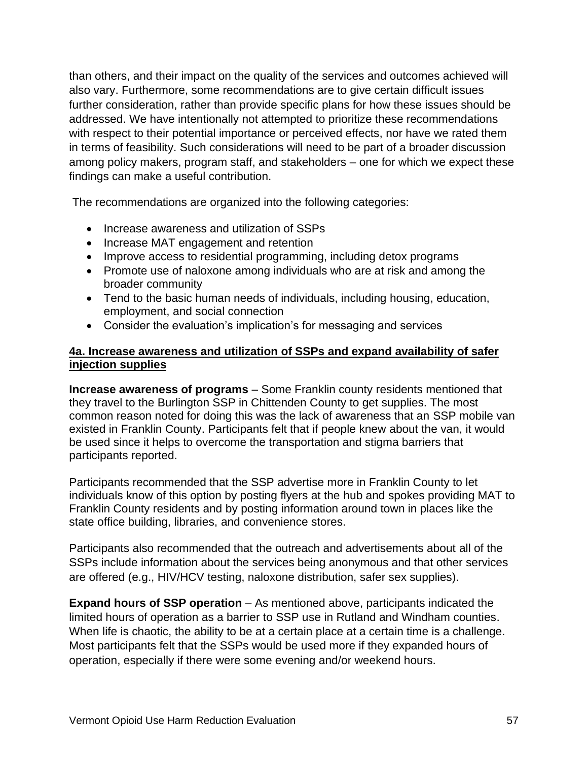than others, and their impact on the quality of the services and outcomes achieved will also vary. Furthermore, some recommendations are to give certain difficult issues further consideration, rather than provide specific plans for how these issues should be addressed. We have intentionally not attempted to prioritize these recommendations with respect to their potential importance or perceived effects, nor have we rated them in terms of feasibility. Such considerations will need to be part of a broader discussion among policy makers, program staff, and stakeholders – one for which we expect these findings can make a useful contribution.

The recommendations are organized into the following categories:

- Increase awareness and utilization of SSPs
- Increase MAT engagement and retention
- Improve access to residential programming, including detox programs
- Promote use of naloxone among individuals who are at risk and among the broader community
- Tend to the basic human needs of individuals, including housing, education, employment, and social connection
- Consider the evaluation's implication's for messaging and services

#### 4a. Increase awareness and utilization of SSPs and expand availability of safer injection supplies

**Increase awareness of programs** – Some Franklin county residents mentioned that they travel to the Burlington SSP in Chittenden County to get supplies. The most common reason noted for doing this was the lack of awareness that an SSP mobile van existed in Franklin County. Participants felt that if people knew about the van, it would be used since it helps to overcome the transportation and stigma barriers that participants reported.

Participants recommended that the SSP advertise more in Franklin County to let individuals know of this option by posting flyers at the hub and spokes providing MAT to Franklin County residents and by posting information around town in places like the state office building, libraries, and convenience stores.

Participants also recommended that the outreach and advertisements about all of the SSPs include information about the services being anonymous and that other services are offered (e.g., HIV/HCV testing, naloxone distribution, safer sex supplies).

**Expand hours of SSP operation** – As mentioned above, participants indicated the limited hours of operation as a barrier to SSP use in Rutland and Windham counties. When life is chaotic, the ability to be at a certain place at a certain time is a challenge. Most participants felt that the SSPs would be used more if they expanded hours of operation, especially if there were some evening and/or weekend hours.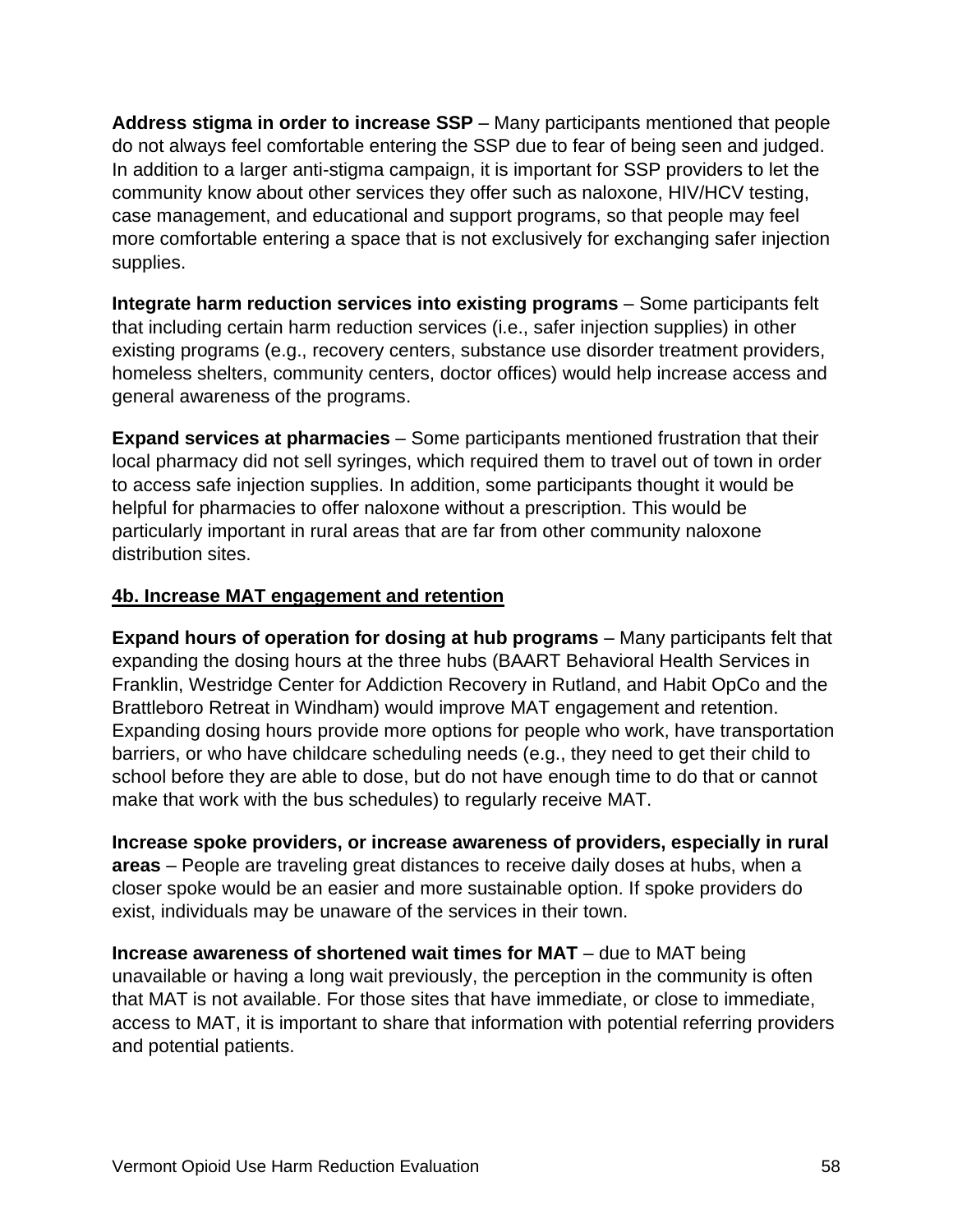**Address stigma in order to increase SSP** – Many participants mentioned that people do not always feel comfortable entering the SSP due to fear of being seen and judged. In addition to a larger anti-stigma campaign, it is important for SSP providers to let the community know about other services they offer such as naloxone, HIV/HCV testing, case management, and educational and support programs, so that people may feel more comfortable entering a space that is not exclusively for exchanging safer injection supplies.

**Integrate harm reduction services into existing programs** – Some participants felt that including certain harm reduction services (i.e., safer injection supplies) in other existing programs (e.g., recovery centers, substance use disorder treatment providers, homeless shelters, community centers, doctor offices) would help increase access and general awareness of the programs.

**Expand services at pharmacies** – Some participants mentioned frustration that their local pharmacy did not sell syringes, which required them to travel out of town in order to access safe injection supplies. In addition, some participants thought it would be helpful for pharmacies to offer naloxone without a prescription. This would be particularly important in rural areas that are far from other community naloxone distribution sites.

<u>**4b. Increase MAT engagement and retention**</u>

**Expand hours of operation for dosing at hub programs** – Many participants felt that expanding the dosing hours at the three hubs (BAART Behavioral Health Services in Franklin, Westridge Center for Addiction Recovery in Rutland, and Habit OpCo and the Brattleboro Retreat in Windham) would improve MAT engagement and retention. Expanding dosing hours provide more options for people who work, have transportation barriers, or who have childcare scheduling needs (e.g., they need to get their child to school before they are able to dose, but do not have enough time to do that or cannot make that work with the bus schedules) to regularly receive MAT.

**Increase spoke providers, or increase awareness of providers, especially in rural areas** – People are traveling great distances to receive daily doses at hubs, when a closer spoke would be an easier and more sustainable option. If spoke providers do exist, individuals may be unaware of the services in their town.

**Increase awareness of shortened wait times for MAT** – due to MAT being unavailable or having a long wait previously, the perception in the community is often that MAT is not available. For those sites that have immediate, or close to immediate, access to MAT, it is important to share that information with potential referring providers and potential patients.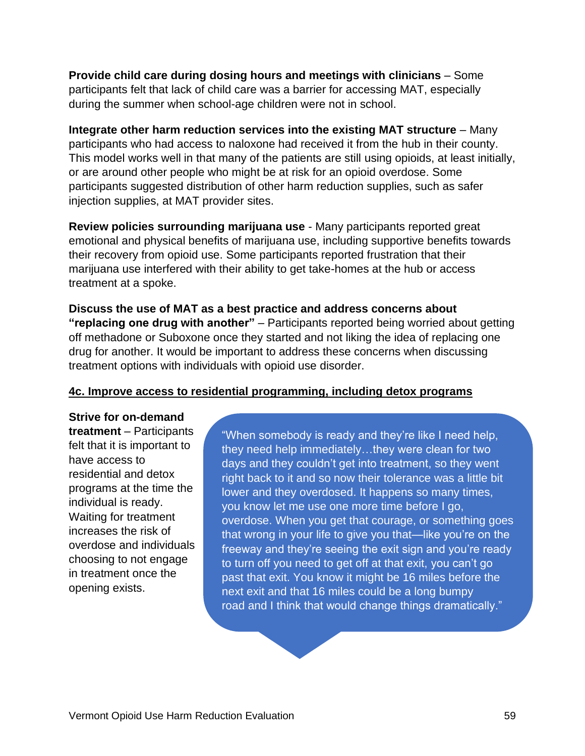**Provide child care during dosing hours and meetings with clinicians** – Some participants felt that lack of child care was a barrier for accessing MAT, especially during the summer when school-age children were not in school.

**Integrate other harm reduction services into the existing MAT structure** – Many participants who had access to naloxone had received it from the hub in their county. This model works well in that many of the patients are still using opioids, at least initially, or are around other people who might be at risk for an opioid overdose. Some participants suggested distribution of other harm reduction supplies, such as safer injection supplies, at MAT provider sites.

**Review policies surrounding marijuana use** - Many participants reported great emotional and physical benefits of marijuana use, including supportive benefits towards their recovery from opioid use. Some participants reported frustration that their marijuana use interfered with their ability to get take-homes at the hub or access treatment at a spoke.

**Discuss the use of MAT as a best practice and address concerns about "replacing one drug with another"** – Participants reported being worried about getting off methadone or Suboxone once they started and not liking the idea of replacing one drug for another. It would be important to address these concerns when discussing treatment options with individuals with opioid use disorder.

<u>**4c. Improve access to residential programming, including detox programs**</u>

**Strive for on-demand treatment** – Participants felt that it is important to have access to residential and detox programs at the time the individual is ready. Waiting for treatment increases the risk of overdose and individuals choosing to not engage in treatment once the opening exists.

> "When somebody is ready and they're like I need help, they need help immediately…they were clean for two days and they couldn't get into treatment, so they went right back to it and so now their tolerance was a little bit lower and they overdosed. It happens so many times, you know let me use one more time before I go, overdose. When you get that courage, or something goes that wrong in your life to give you that—like you're on the freeway and they're seeing the exit sign and you're ready to turn off you need to get off at that exit, you can't go past that exit. You know it might be 16 miles before the next exit and that 16 miles could be a long bumpy road and I think that would change things dramatically."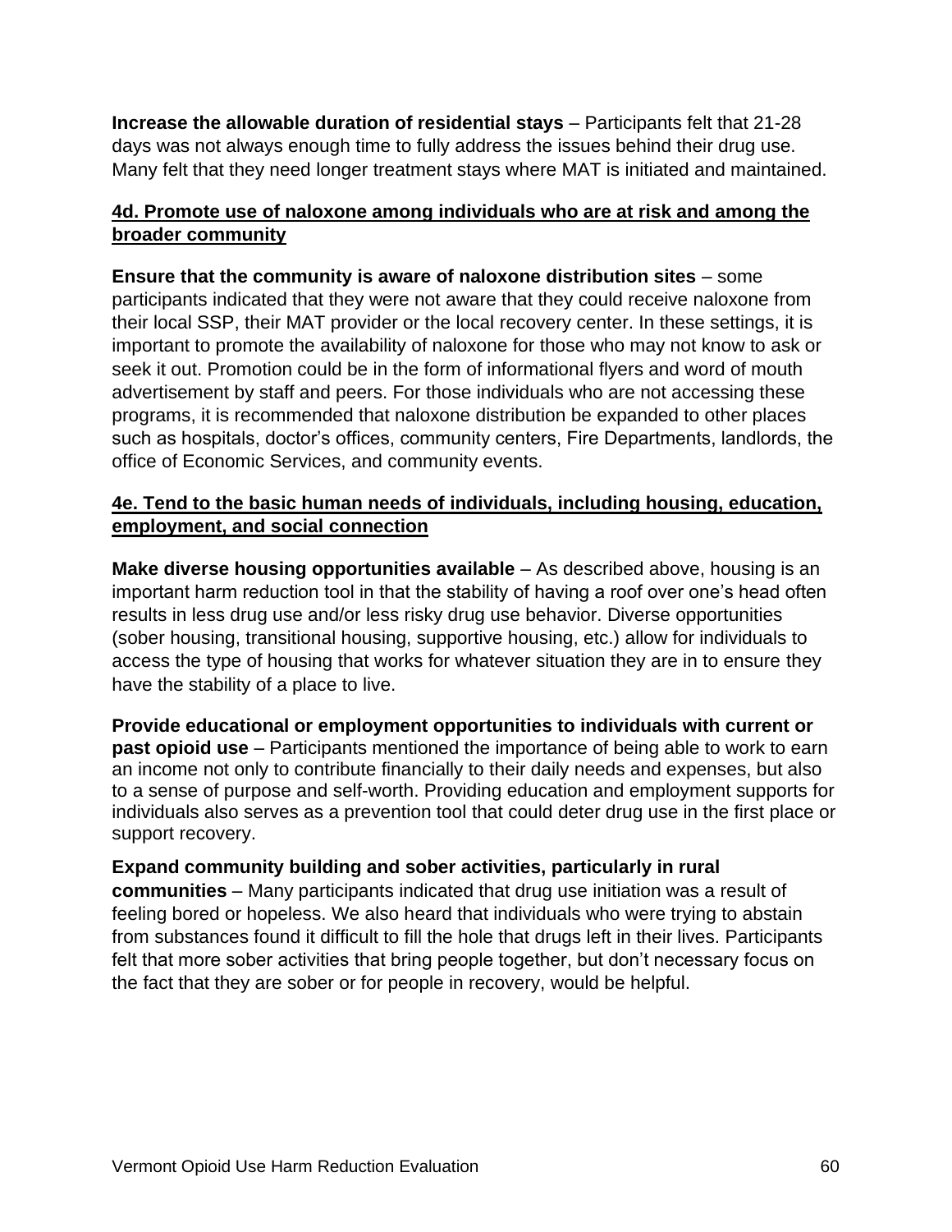**Increase the allowable duration of residential stays** – Participants felt that 21-28 days was not always enough time to fully address the issues behind their drug use. Many felt that they need longer treatment stays where MAT is initiated and maintained.

### 4d. Promote use of naloxone among individuals who are at risk and among the broader community

**Ensure that the community is aware of naloxone distribution sites** – some participants indicated that they were not aware that they could receive naloxone from their local SSP, their MAT provider or the local recovery center. In these settings, it is important to promote the availability of naloxone for those who may not know to ask or seek it out. Promotion could be in the form of informational flyers and word of mouth advertisement by staff and peers. For those individuals who are not accessing these programs, it is recommended that naloxone distribution be expanded to other places such as hospitals, doctor's offices, community centers, Fire Departments, landlords, the office of Economic Services, and community events.

### 4e. Tend to the basic human needs of individuals, including housing, education, employment, and social connection

**Make diverse housing opportunities available** – As described above, housing is an important harm reduction tool in that the stability of having a roof over one's head often results in less drug use and/or less risky drug use behavior. Diverse opportunities (sober housing, transitional housing, supportive housing, etc.) allow for individuals to access the type of housing that works for whatever situation they are in to ensure they have the stability of a place to live.

**Provide educational or employment opportunities to individuals with current or past opioid use** – Participants mentioned the importance of being able to work to earn an income not only to contribute financially to their daily needs and expenses, but also to a sense of purpose and self-worth. Providing education and employment supports for individuals also serves as a prevention tool that could deter drug use in the first place or support recovery.

**Expand community building and sober activities, particularly in rural communities** – Many participants indicated that drug use initiation was a result of feeling bored or hopeless. We also heard that individuals who were trying to abstain from substances found it difficult to fill the hole that drugs left in their lives. Participants felt that more sober activities that bring people together, but don't necessary focus on the fact that they are sober or for people in recovery, would be helpful.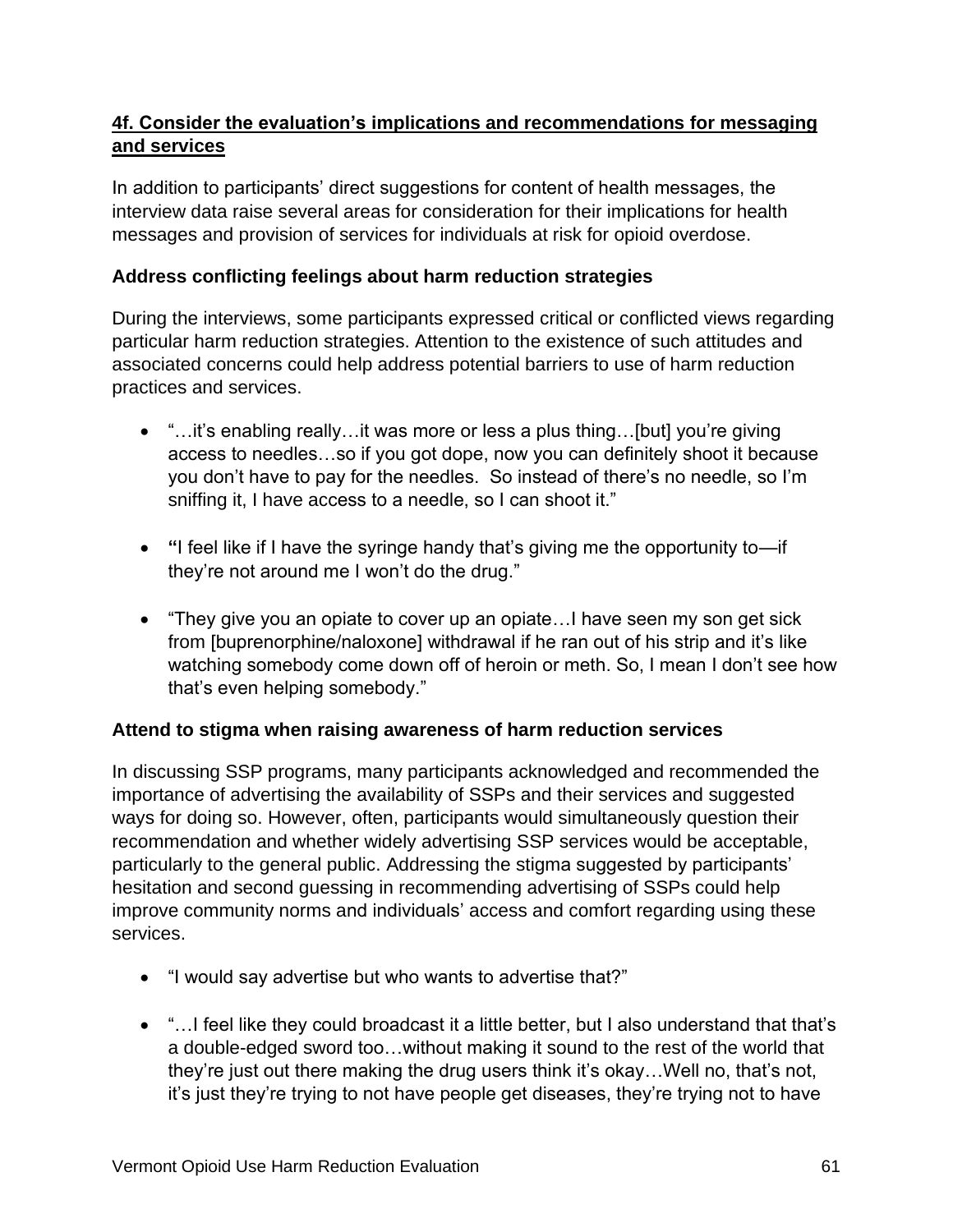## 4f. Consider the evaluation's implications and recommendations for messaging and services

In addition to participants' direct suggestions for content of health messages, the interview data raise several areas for consideration for their implications for health messages and provision of services for individuals at risk for opioid overdose.

### Address conflicting feelings about harm reduction strategies

During the interviews, some participants expressed critical or conflicted views regarding particular harm reduction strategies. Attention to the existence of such attitudes and associated concerns could help address potential barriers to use of harm reduction practices and services.

- "…it's enabling really…it was more or less a plus thing…[but] you're giving access to needles…so if you got dope, now you can definitely shoot it because you don't have to pay for the needles. So instead of there's no needle, so I'm sniffing it, I have access to a needle, so I can shoot it."
- "I feel like if I have the syringe handy that's giving me the opportunity to—if they're not around me I won't do the drug."
- "They give you an opiate to cover up an opiate…I have seen my son get sick from [buprenorphine/naloxone] withdrawal if he ran out of his strip and it's like watching somebody come down off of heroin or meth. So, I mean I don't see how that's even helping somebody."

### Attend to stigma when raising awareness of harm reduction services

In discussing SSP programs, many participants acknowledged and recommended the importance of advertising the availability of SSPs and their services and suggested ways for doing so. However, often, participants would simultaneously question their recommendation and whether widely advertising SSP services would be acceptable, particularly to the general public. Addressing the stigma suggested by participants' hesitation and second guessing in recommending advertising of SSPs could help improve community norms and individuals' access and comfort regarding using these services.

- "I would say advertise but who wants to advertise that?"
- "…I feel like they could broadcast it a little better, but I also understand that that's a double-edged sword too…without making it sound to the rest of the world that they're just out there making the drug users think it's okay…Well no, that's not, it's just they're trying to not have people get diseases, they're trying not to have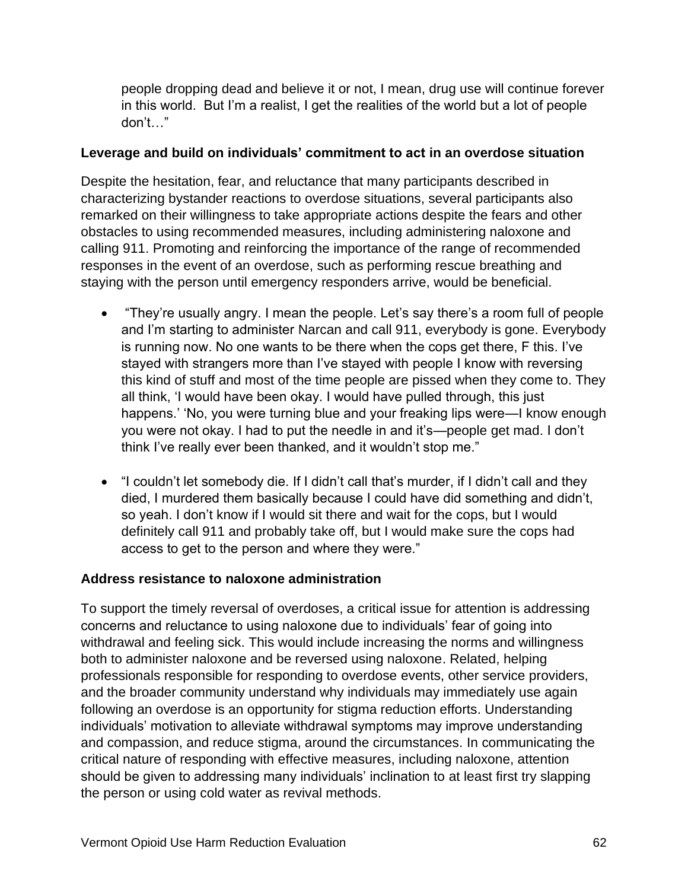people dropping dead and believe it or not, I mean, drug use will continue forever in this world. But I'm a realist, I get the realities of the world but a lot of people don't…"

**Leverage and build on individuals' commitment to act in an overdose situation**

Despite the hesitation, fear, and reluctance that many participants described in characterizing bystander reactions to overdose situations, several participants also remarked on their willingness to take appropriate actions despite the fears and other obstacles to using recommended measures, including administering naloxone and calling 911. Promoting and reinforcing the importance of the range of recommended responses in the event of an overdose, such as performing rescue breathing and staying with the person until emergency responders arrive, would be beneficial.

- "They're usually angry. I mean the people. Let's say there's a room full of people and I'm starting to administer Narcan and call 911, everybody is gone. Everybody is running now. No one wants to be there when the cops get there, F this. I've stayed with strangers more than I've stayed with people I know with reversing this kind of stuff and most of the time people are pissed when they come to. They all think, 'I would have been okay. I would have pulled through, this just happens.' 'No, you were turning blue and your freaking lips were—I know enough you were not okay. I had to put the needle in and it's—people get mad. I don't think I've really ever been thanked, and it wouldn't stop me."

- "I couldn't let somebody die. If I didn't call that's murder, if I didn't call and they died, I murdered them basically because I could have did something and didn't, so yeah. I don't know if I would sit there and wait for the cops, but I would definitely call 911 and probably take off, but I would make sure the cops had access to get to the person and where they were."

**Address resistance to naloxone administration**

To support the timely reversal of overdoses, a critical issue for attention is addressing concerns and reluctance to using naloxone due to individuals' fear of going into withdrawal and feeling sick. This would include increasing the norms and willingness both to administer naloxone and be reversed using naloxone. Related, helping professionals responsible for responding to overdose events, other service providers, and the broader community understand why individuals may immediately use again following an overdose is an opportunity for stigma reduction efforts. Understanding individuals' motivation to alleviate withdrawal symptoms may improve understanding and compassion, and reduce stigma, around the circumstances. In communicating the critical nature of responding with effective measures, including naloxone, attention should be given to addressing many individuals' inclination to at least first try slapping the person or using cold water as revival methods.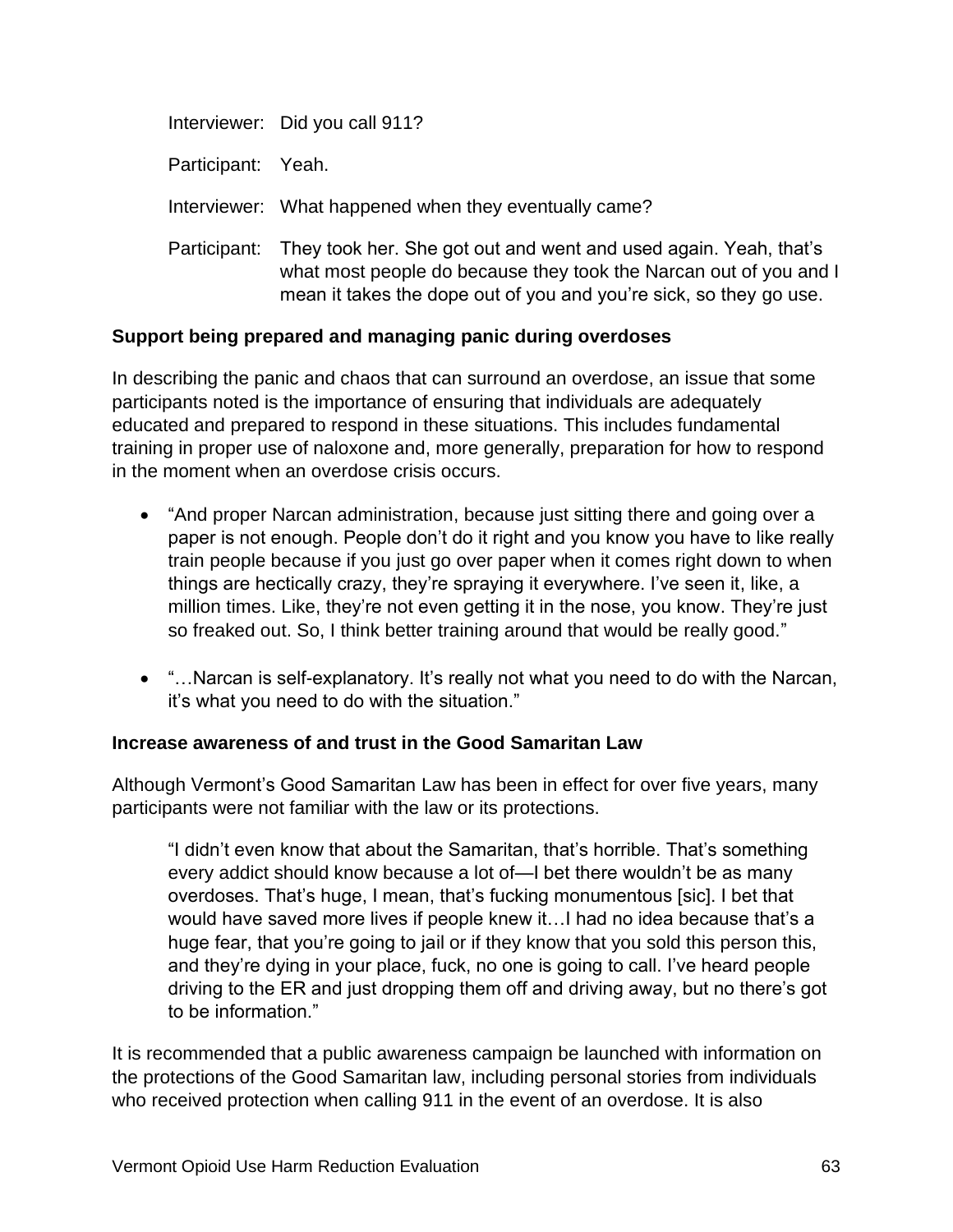Interviewer: Did you call 911?

Participant: Yeah.

Interviewer: What happened when they eventually came?

Participant: They took her. She got out and went and used again. Yeah, that's what most people do because they took the Narcan out of you and I mean it takes the dope out of you and you're sick, so they go use.

**Support being prepared and managing panic during overdoses**

In describing the panic and chaos that can surround an overdose, an issue that some participants noted is the importance of ensuring that individuals are adequately educated and prepared to respond in these situations. This includes fundamental training in proper use of naloxone and, more generally, preparation for how to respond in the moment when an overdose crisis occurs.

- "And proper Narcan administration, because just sitting there and going over a paper is not enough. People don't do it right and you know you have to like really train people because if you just go over paper when it comes right down to when things are hectically crazy, they're spraying it everywhere. I've seen it, like, a million times. Like, they're not even getting it in the nose, you know. They're just so freaked out. So, I think better training around that would be really good."
- "…Narcan is self-explanatory. It's really not what you need to do with the Narcan, it's what you need to do with the situation."

**Increase awareness of and trust in the Good Samaritan Law**

Although Vermont's Good Samaritan Law has been in effect for over five years, many participants were not familiar with the law or its protections.

> "I didn't even know that about the Samaritan, that's horrible. That's something every addict should know because a lot of—I bet there wouldn't be as many overdoses. That's huge, I mean, that's fucking monumentous [sic]. I bet that would have saved more lives if people knew it…I had no idea because that's a huge fear, that you're going to jail or if they know that you sold this person this, and they're dying in your place, fuck, no one is going to call. I've heard people driving to the ER and just dropping them off and driving away, but no there's got to be information."

It is recommended that a public awareness campaign be launched with information on the protections of the Good Samaritan law, including personal stories from individuals who received protection when calling 911 in the event of an overdose. It is also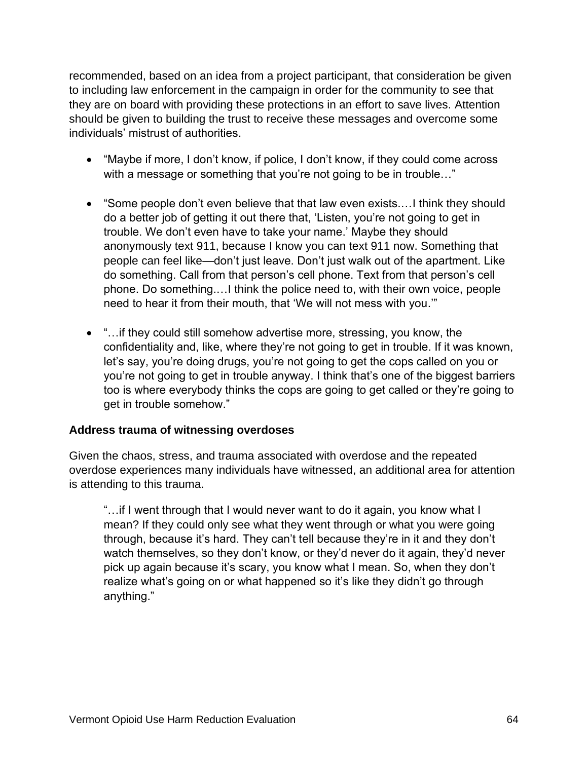recommended, based on an idea from a project participant, that consideration be given to including law enforcement in the campaign in order for the community to see that they are on board with providing these protections in an effort to save lives. Attention should be given to building the trust to receive these messages and overcome some individuals' mistrust of authorities.

- "Maybe if more, I don't know, if police, I don't know, if they could come across with a message or something that you're not going to be in trouble…"
- "Some people don't even believe that that law even exists.…I think they should do a better job of getting it out there that, 'Listen, you're not going to get in trouble. We don't even have to take your name.' Maybe they should anonymously text 911, because I know you can text 911 now. Something that people can feel like—don't just leave. Don't just walk out of the apartment. Like do something. Call from that person's cell phone. Text from that person's cell phone. Do something.…I think the police need to, with their own voice, people need to hear it from their mouth, that 'We will not mess with you.'"
- "…if they could still somehow advertise more, stressing, you know, the confidentiality and, like, where they're not going to get in trouble. If it was known, let's say, you're doing drugs, you're not going to get the cops called on you or you're not going to get in trouble anyway. I think that's one of the biggest barriers too is where everybody thinks the cops are going to get called or they're going to get in trouble somehow."

**Address trauma of witnessing overdoses**

Given the chaos, stress, and trauma associated with overdose and the repeated overdose experiences many individuals have witnessed, an additional area for attention is attending to this trauma.

> "…if I went through that I would never want to do it again, you know what I mean? If they could only see what they went through or what you were going through, because it's hard. They can't tell because they're in it and they don't watch themselves, so they don't know, or they'd never do it again, they'd never pick up again because it's scary, you know what I mean. So, when they don't realize what's going on or what happened so it's like they didn't go through anything."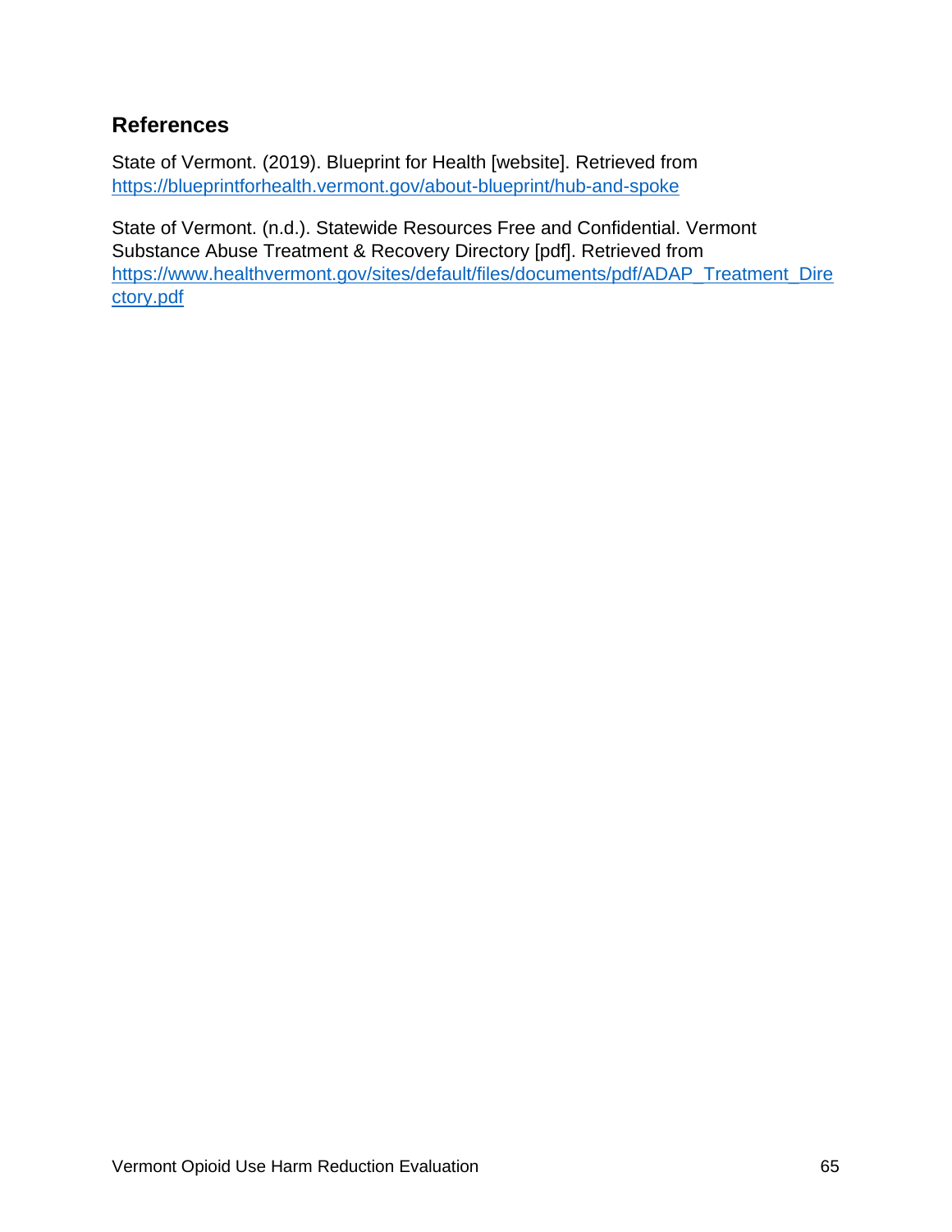## References

State of Vermont. (2019). Blueprint for Health [website]. Retrieved from https://blueprintforhealth.vermont.gov/about-blueprint/hub-and-spoke

State of Vermont. (n.d.). Statewide Resources Free and Confidential. Vermont Substance Abuse Treatment & Recovery Directory [pdf]. Retrieved from https://www.healthvermont.gov/sites/default/files/documents/pdf/ADAP_Treatment_Directory.pdf